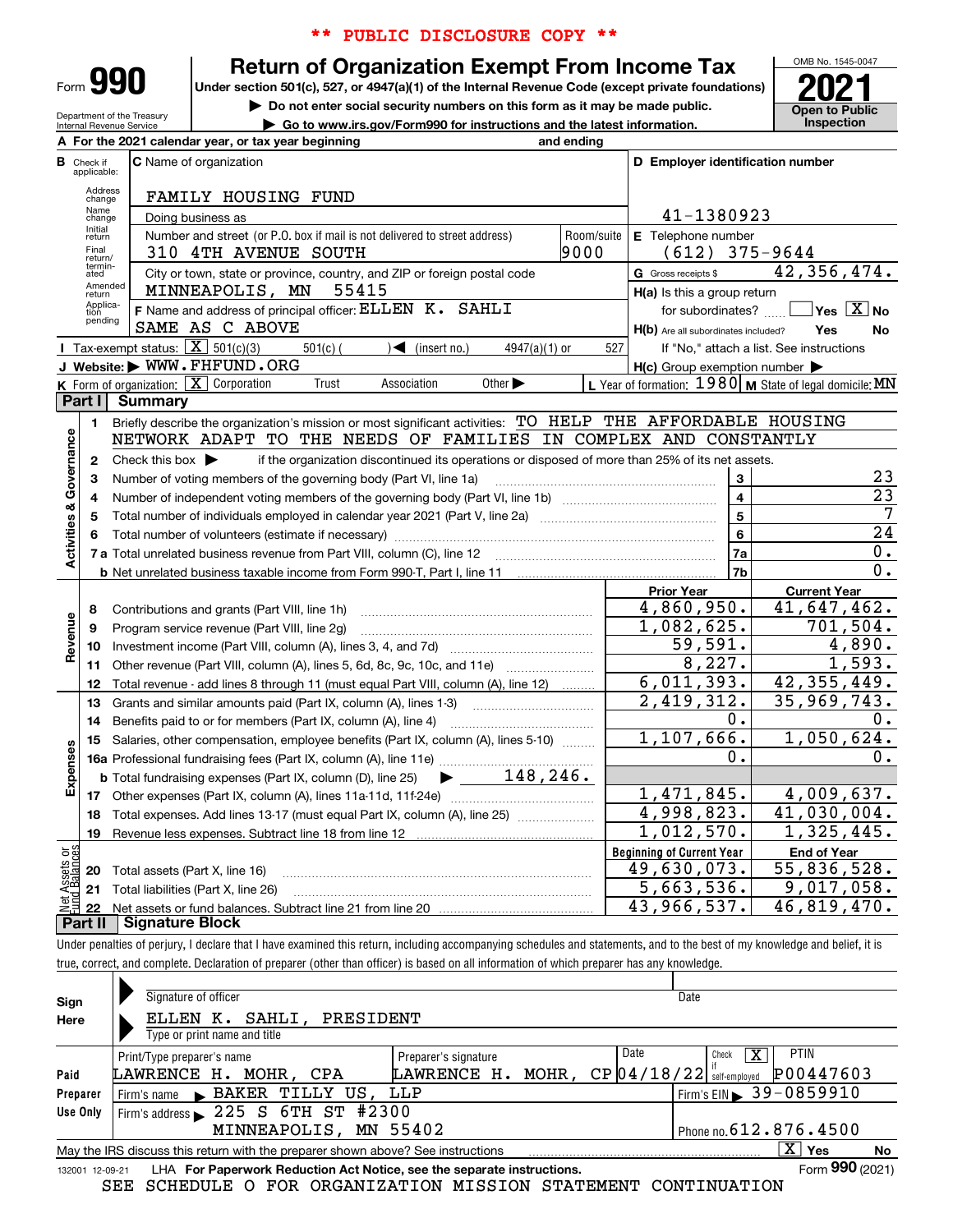** PUBLIC DISCLOSURE COPY **

# Form 990 — Return of Organization Exempt From Income Tax

Under section 501(c), 527, or 4947(a)(1) of the Internal Revenue Code (except private foundations)

▶ Do not enter social security numbers on this form as it may be made public.

▶ Go to www.irs.gov/Form990 for instructions and the latest information.

Department of the Treasury
Internal Revenue Service

OMB No. 1545-0047

**2021**

Open to Public Inspection

**A** For the 2021 calendar year, or tax year beginning and ending

**B** Check if applicable: Address change, Name change, Initial return, Final return/terminated, Amended return, Application pending

**C** Name of organization: FAMILY HOUSING FUND

Doing business as

Number and street (or P.O. box if mail is not delivered to street address): 310 4TH AVENUE SOUTH — Room/suite: 9000

City or town, state or province, country, and ZIP or foreign postal code: MINNEAPOLIS, MN 55415

**D** Employer identification number: 41-1380923

**E** Telephone number: (612) 375-9644

**G** Gross receipts $ 42,356,474.

**F** Name and address of principal officer: ELLEN K. SAHLI, SAME AS C ABOVE

**H(a)** Is this a group return for subordinates? Yes [ ] No [X]

**H(b)** Are all subordinates included? Yes No — If "No," attach a list. See instructions

**H(c)** Group exemption number ▶

**I** Tax-exempt status: [X] 501(c)(3) [ ] 501(c) ( ) ◀ (insert no.) [ ] 4947(a)(1) or [ ] 527

**J** Website: ▶ WWW.FHFUND.ORG

**K** Form of organization: [X] Corporation [ ] Trust [ ] Association [ ] Other ▶

**L** Year of formation: 1980 **M** State of legal domicile: MN

## Part I Summary

**Activities & Governance**

1 Briefly describe the organization's mission or most significant activities: TO HELP THE AFFORDABLE HOUSING NETWORK ADAPT TO THE NEEDS OF FAMILIES IN COMPLEX AND CONSTANTLY

2 Check this box ▶ [ ] if the organization discontinued its operations or disposed of more than 25% of its net assets.

| | | Line | |
|---|---|---|---|
| 3 | Number of voting members of the governing body (Part VI, line 1a) | 3 | 23 |
| 4 | Number of independent voting members of the governing body (Part VI, line 1b) | 4 | 23 |
| 5 | Total number of individuals employed in calendar year 2021 (Part V, line 2a) | 5 | 7 |
| 6 | Total number of volunteers (estimate if necessary) | 6 | 24 |
| 7a | Total unrelated business revenue from Part VIII, column (C), line 12 | 7a | 0. |
| b | Net unrelated business taxable income from Form 990-T, Part I, line 11 | 7b | 0. |

| | | Prior Year | Current Year |
|---|---|---|---|
| **Revenue** | | | |
| 8 | Contributions and grants (Part VIII, line 1h) | 4,860,950. | 41,647,462. |
| 9 | Program service revenue (Part VIII, line 2g) | 1,082,625. | 701,504. |
| 10 | Investment income (Part VIII, column (A), lines 3, 4, and 7d) | 59,591. | 4,890. |
| 11 | Other revenue (Part VIII, column (A), lines 5, 6d, 8c, 9c, 10c, and 11e) | 8,227. | 1,593. |
| 12 | Total revenue - add lines 8 through 11 (must equal Part VIII, column (A), line 12) | 6,011,393. | 42,355,449. |
| **Expenses** | | | |
| 13 | Grants and similar amounts paid (Part IX, column (A), lines 1-3) | 2,419,312. | 35,969,743. |
| 14 | Benefits paid to or for members (Part IX, column (A), line 4) | 0. | 0. |
| 15 | Salaries, other compensation, employee benefits (Part IX, column (A), lines 5-10) | 1,107,666. | 1,050,624. |
| 16a | Professional fundraising fees (Part IX, column (A), line 11e) | 0. | 0. |
| b | Total fundraising expenses (Part IX, column (D), line 25) ▶ 148,246. | | |
| 17 | Other expenses (Part IX, column (A), lines 11a-11d, 11f-24e) | 1,471,845. | 4,009,637. |
| 18 | Total expenses. Add lines 13-17 (must equal Part IX, column (A), line 25) | 4,998,823. | 41,030,004. |
| 19 | Revenue less expenses. Subtract line 18 from line 12 | 1,012,570. | 1,325,445. |

| **Net Assets or Fund Balances** | | Beginning of Current Year | End of Year |
|---|---|---|---|
| 20 | Total assets (Part X, line 16) | 49,630,073. | 55,836,528. |
| 21 | Total liabilities (Part X, line 26) | 5,663,536. | 9,017,058. |
| 22 | Net assets or fund balances. Subtract line 21 from line 20 | 43,966,537. | 46,819,470. |

## Part II Signature Block

Under penalties of perjury, I declare that I have examined this return, including accompanying schedules and statements, and to the best of my knowledge and belief, it is true, correct, and complete. Declaration of preparer (other than officer) is based on all information of which preparer has any knowledge.

**Sign Here**

Signature of officer — Date

ELLEN K. SAHLI, PRESIDENT

Type or print name and title

**Paid Preparer Use Only**

| Print/Type preparer's name | Preparer's signature | Date | Check [X] if self-employed | PTIN |
|---|---|---|---|---|
| LAWRENCE H. MOHR, CPA | LAWRENCE H. MOHR, CP | 04/18/22 | | P00447603 |

Firm's name ▶ BAKER TILLY US, LLP — Firm's EIN ▶ 39-0859910

Firm's address ▶ 225 S 6TH ST #2300, MINNEAPOLIS, MN 55402 — Phone no. 612.876.4500

May the IRS discuss this return with the preparer shown above? See instructions [X] Yes [ ] No

132001 12-09-21 LHA For Paperwork Reduction Act Notice, see the separate instructions. Form **990** (2021)

SEE SCHEDULE O FOR ORGANIZATION MISSION STATEMENT CONTINUATION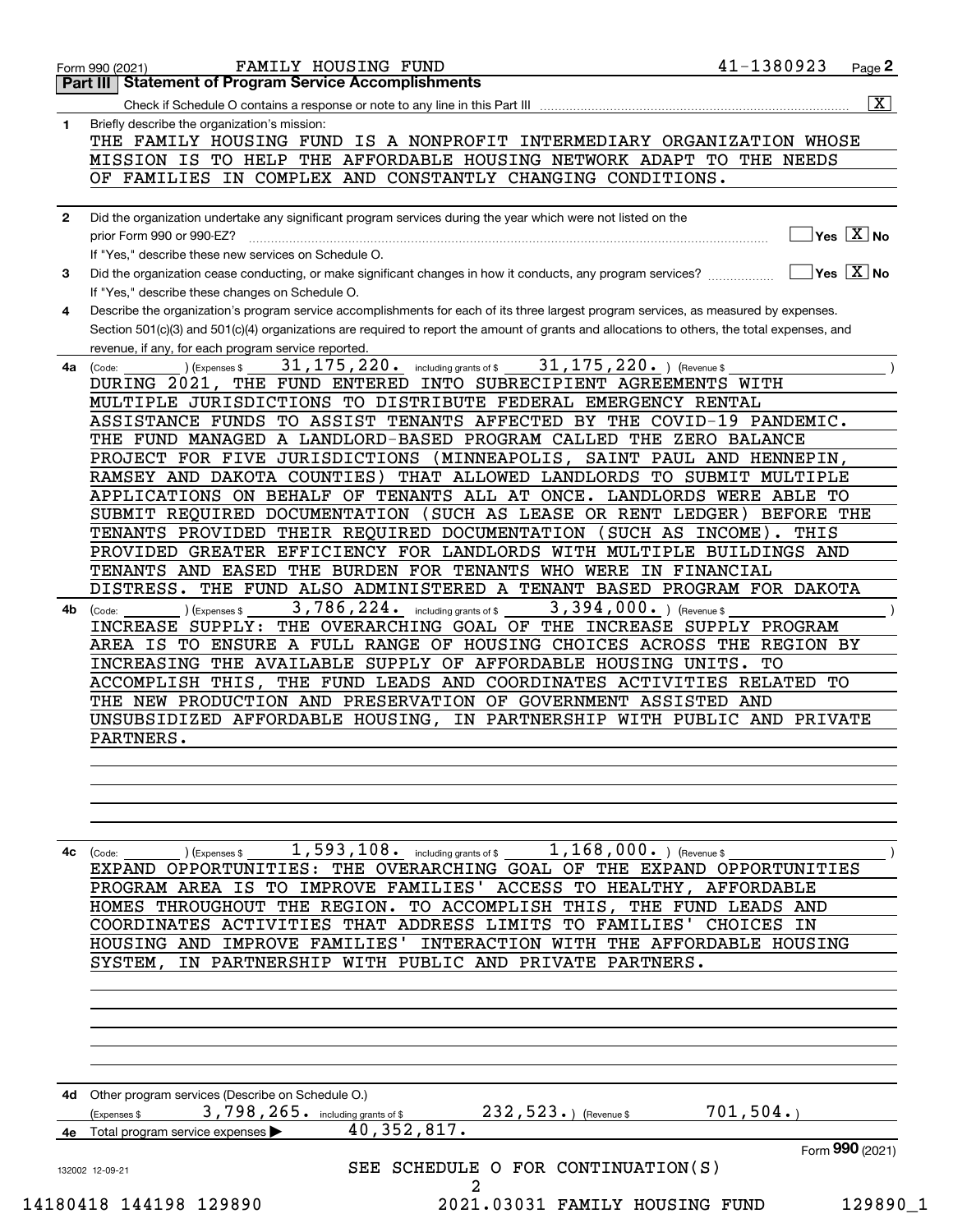Form 990 (2021) FAMILY HOUSING FUND 41-1380923 Page **2**

## Part III Statement of Program Service Accomplishments

Check if Schedule O contains a response or note to any line in this Part III .......... [X]

**1** Briefly describe the organization's mission:

THE FAMILY HOUSING FUND IS A NONPROFIT INTERMEDIARY ORGANIZATION WHOSE MISSION IS TO HELP THE AFFORDABLE HOUSING NETWORK ADAPT TO THE NEEDS OF FAMILIES IN COMPLEX AND CONSTANTLY CHANGING CONDITIONS.

**2** Did the organization undertake any significant program services during the year which were not listed on the prior Form 990 or 990-EZ? ☐ Yes [X] No

If "Yes," describe these new services on Schedule O.

**3** Did the organization cease conducting, or make significant changes in how it conducts, any program services? ☐ Yes [X] No

If "Yes," describe these changes on Schedule O.

**4** Describe the organization's program service accomplishments for each of its three largest program services, as measured by expenses. Section 501(c)(3) and 501(c)(4) organizations are required to report the amount of grants and allocations to others, the total expenses, and revenue, if any, for each program service reported.

**4a** (Code: ) (Expenses $ 31,175,220. including grants of $ 31,175,220. ) (Revenue $ )

DURING 2021, THE FUND ENTERED INTO SUBRECIPIENT AGREEMENTS WITH MULTIPLE JURISDICTIONS TO DISTRIBUTE FEDERAL EMERGENCY RENTAL ASSISTANCE FUNDS TO ASSIST TENANTS AFFECTED BY THE COVID-19 PANDEMIC. THE FUND MANAGED A LANDLORD-BASED PROGRAM CALLED THE ZERO BALANCE PROJECT FOR FIVE JURISDICTIONS (MINNEAPOLIS, SAINT PAUL AND HENNEPIN, RAMSEY AND DAKOTA COUNTIES) THAT ALLOWED LANDLORDS TO SUBMIT MULTIPLE APPLICATIONS ON BEHALF OF TENANTS ALL AT ONCE. LANDLORDS WERE ABLE TO SUBMIT REQUIRED DOCUMENTATION (SUCH AS LEASE OR RENT LEDGER) BEFORE THE TENANTS PROVIDED THEIR REQUIRED DOCUMENTATION (SUCH AS INCOME). THIS PROVIDED GREATER EFFICIENCY FOR LANDLORDS WITH MULTIPLE BUILDINGS AND TENANTS AND EASED THE BURDEN FOR TENANTS WHO WERE IN FINANCIAL DISTRESS. THE FUND ALSO ADMINISTERED A TENANT BASED PROGRAM FOR DAKOTA

**4b** (Code: ) (Expenses $ 3,786,224. including grants of $ 3,394,000. ) (Revenue $ )

INCREASE SUPPLY: THE OVERARCHING GOAL OF THE INCREASE SUPPLY PROGRAM AREA IS TO ENSURE A FULL RANGE OF HOUSING CHOICES ACROSS THE REGION BY INCREASING THE AVAILABLE SUPPLY OF AFFORDABLE HOUSING UNITS. TO ACCOMPLISH THIS, THE FUND LEADS AND COORDINATES ACTIVITIES RELATED TO THE NEW PRODUCTION AND PRESERVATION OF GOVERNMENT ASSISTED AND UNSUBSIDIZED AFFORDABLE HOUSING, IN PARTNERSHIP WITH PUBLIC AND PRIVATE PARTNERS.

**4c** (Code: ) (Expenses $ 1,593,108. including grants of $ 1,168,000. ) (Revenue $ )

EXPAND OPPORTUNITIES: THE OVERARCHING GOAL OF THE EXPAND OPPORTUNITIES PROGRAM AREA IS TO IMPROVE FAMILIES' ACCESS TO HEALTHY, AFFORDABLE HOMES THROUGHOUT THE REGION. TO ACCOMPLISH THIS, THE FUND LEADS AND COORDINATES ACTIVITIES THAT ADDRESS LIMITS TO FAMILIES' CHOICES IN HOUSING AND IMPROVE FAMILIES' INTERACTION WITH THE AFFORDABLE HOUSING SYSTEM, IN PARTNERSHIP WITH PUBLIC AND PRIVATE PARTNERS.

**4d** Other program services (Describe on Schedule O.)

(Expenses $ 3,798,265. including grants of $ 232,523. ) (Revenue $ 701,504. )

**4e** Total program service expenses ▶ 40,352,817.

Form **990** (2021)

SEE SCHEDULE O FOR CONTINUATION(S)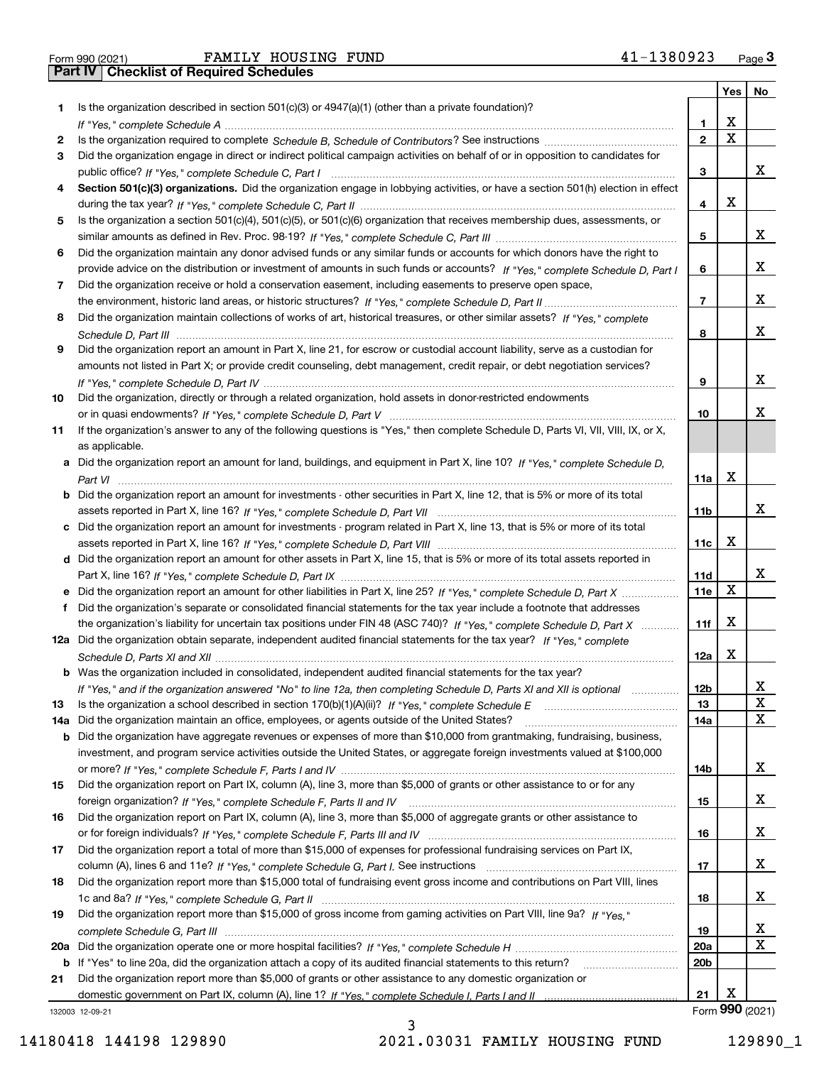Form 990 (2021) FAMILY HOUSING FUND 41-1380923 Page 3

## Part IV Checklist of Required Schedules

| | | | Yes | No |
|---|---|---|---|---|
| 1 | Is the organization described in section 501(c)(3) or 4947(a)(1) (other than a private foundation)? *If "Yes," complete Schedule A* | 1 | X | |
| 2 | Is the organization required to complete *Schedule B, Schedule of Contributors*? See instructions | 2 | X | |
| 3 | Did the organization engage in direct or indirect political campaign activities on behalf of or in opposition to candidates for public office? *If "Yes," complete Schedule C, Part I* | 3 | | X |
| 4 | **Section 501(c)(3) organizations.** Did the organization engage in lobbying activities, or have a section 501(h) election in effect during the tax year? *If "Yes," complete Schedule C, Part II* | 4 | X | |
| 5 | Is the organization a section 501(c)(4), 501(c)(5), or 501(c)(6) organization that receives membership dues, assessments, or similar amounts as defined in Rev. Proc. 98-19? *If "Yes," complete Schedule C, Part III* | 5 | | X |
| 6 | Did the organization maintain any donor advised funds or any similar funds or accounts for which donors have the right to provide advice on the distribution or investment of amounts in such funds or accounts? *If "Yes," complete Schedule D, Part I* | 6 | | X |
| 7 | Did the organization receive or hold a conservation easement, including easements to preserve open space, the environment, historic land areas, or historic structures? *If "Yes," complete Schedule D, Part II* | 7 | | X |
| 8 | Did the organization maintain collections of works of art, historical treasures, or other similar assets? *If "Yes," complete Schedule D, Part III* | 8 | | X |
| 9 | Did the organization report an amount in Part X, line 21, for escrow or custodial account liability, serve as a custodian for amounts not listed in Part X; or provide credit counseling, debt management, credit repair, or debt negotiation services? *If "Yes," complete Schedule D, Part IV* | 9 | | X |
| 10 | Did the organization, directly or through a related organization, hold assets in donor-restricted endowments or in quasi endowments? *If "Yes," complete Schedule D, Part V* | 10 | | X |
| 11 | If the organization's answer to any of the following questions is "Yes," then complete Schedule D, Parts VI, VII, VIII, IX, or X, as applicable. | | | |
| a | Did the organization report an amount for land, buildings, and equipment in Part X, line 10? *If "Yes," complete Schedule D, Part VI* | 11a | X | |
| b | Did the organization report an amount for investments - other securities in Part X, line 12, that is 5% or more of its total assets reported in Part X, line 16? *If "Yes," complete Schedule D, Part VII* | 11b | | X |
| c | Did the organization report an amount for investments - program related in Part X, line 13, that is 5% or more of its total assets reported in Part X, line 16? *If "Yes," complete Schedule D, Part VIII* | 11c | X | |
| d | Did the organization report an amount for other assets in Part X, line 15, that is 5% or more of its total assets reported in Part X, line 16? *If "Yes," complete Schedule D, Part IX* | 11d | | X |
| e | Did the organization report an amount for other liabilities in Part X, line 25? *If "Yes," complete Schedule D, Part X* | 11e | X | |
| f | Did the organization's separate or consolidated financial statements for the tax year include a footnote that addresses the organization's liability for uncertain tax positions under FIN 48 (ASC 740)? *If "Yes," complete Schedule D, Part X* | 11f | X | |
| 12a | Did the organization obtain separate, independent audited financial statements for the tax year? *If "Yes," complete Schedule D, Parts XI and XII* | 12a | X | |
| b | Was the organization included in consolidated, independent audited financial statements for the tax year? *If "Yes," and if the organization answered "No" to line 12a, then completing Schedule D, Parts XI and XII is optional* | 12b | | X |
| 13 | Is the organization a school described in section 170(b)(1)(A)(ii)? *If "Yes," complete Schedule E* | 13 | | X |
| 14a | Did the organization maintain an office, employees, or agents outside of the United States? | 14a | | X |
| b | Did the organization have aggregate revenues or expenses of more than $10,000 from grantmaking, fundraising, business, investment, and program service activities outside the United States, or aggregate foreign investments valued at $100,000 or more? *If "Yes," complete Schedule F, Parts I and IV* | 14b | | X |
| 15 | Did the organization report on Part IX, column (A), line 3, more than $5,000 of grants or other assistance to or for any foreign organization? *If "Yes," complete Schedule F, Parts II and IV* | 15 | | X |
| 16 | Did the organization report on Part IX, column (A), line 3, more than $5,000 of aggregate grants or other assistance to or for foreign individuals? *If "Yes," complete Schedule F, Parts III and IV* | 16 | | X |
| 17 | Did the organization report a total of more than $15,000 of expenses for professional fundraising services on Part IX, column (A), lines 6 and 11e? *If "Yes," complete Schedule G, Part I.* See instructions | 17 | | X |
| 18 | Did the organization report more than $15,000 total of fundraising event gross income and contributions on Part VIII, lines 1c and 8a? *If "Yes," complete Schedule G, Part II* | 18 | | X |
| 19 | Did the organization report more than $15,000 of gross income from gaming activities on Part VIII, line 9a? *If "Yes," complete Schedule G, Part III* | 19 | | X |
| 20a | Did the organization operate one or more hospital facilities? *If "Yes," complete Schedule H* | 20a | | X |
| b | If "Yes" to line 20a, did the organization attach a copy of its audited financial statements to this return? | 20b | | |
| 21 | Did the organization report more than $5,000 of grants or other assistance to any domestic organization or domestic government on Part IX, column (A), line 1? *If "Yes," complete Schedule I, Parts I and II* | 21 | X | |

132003 12-09-21

Form **990** (2021)

14180418 144198 129890 2021.03031 FAMILY HOUSING FUND 129890_1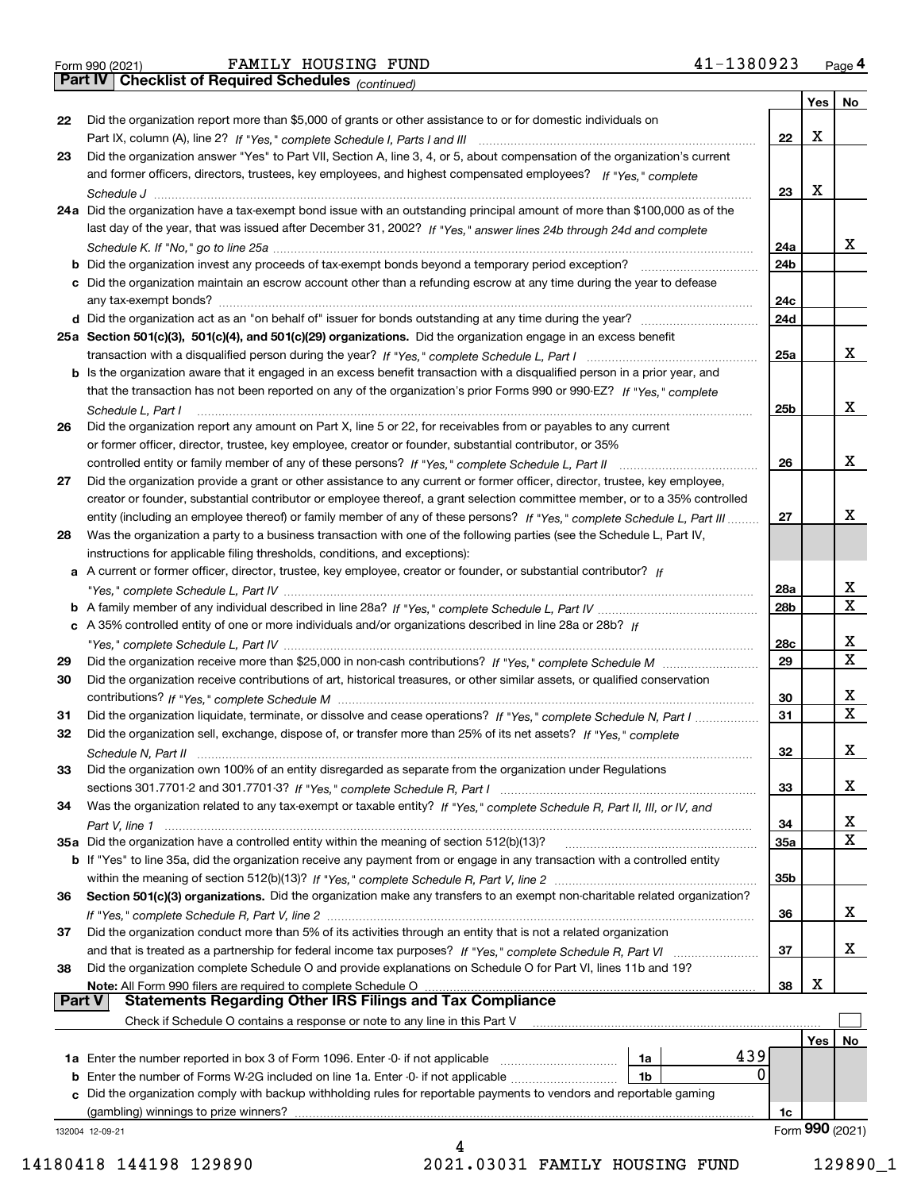Form 990 (2021) FAMILY HOUSING FUND 41-1380923

## Part IV Checklist of Required Schedules *(continued)*

| | | | Yes | No |
|---|---|---|---|---|
| 22 | Did the organization report more than $5,000 of grants or other assistance to or for domestic individuals on Part IX, column (A), line 2? *If "Yes," complete Schedule I, Parts I and III* | 22 | X | |
| 23 | Did the organization answer "Yes" to Part VII, Section A, line 3, 4, or 5, about compensation of the organization's current and former officers, directors, trustees, key employees, and highest compensated employees? *If "Yes," complete Schedule J* | 23 | X | |
| 24a | Did the organization have a tax-exempt bond issue with an outstanding principal amount of more than $100,000 as of the last day of the year, that was issued after December 31, 2002? *If "Yes," answer lines 24b through 24d and complete Schedule K. If "No," go to line 25a* | 24a | | X |
| b | Did the organization invest any proceeds of tax-exempt bonds beyond a temporary period exception? | 24b | | |
| c | Did the organization maintain an escrow account other than a refunding escrow at any time during the year to defease any tax-exempt bonds? | 24c | | |
| d | Did the organization act as an "on behalf of" issuer for bonds outstanding at any time during the year? | 24d | | |
| 25a | **Section 501(c)(3), 501(c)(4), and 501(c)(29) organizations.** Did the organization engage in an excess benefit transaction with a disqualified person during the year? *If "Yes," complete Schedule L, Part I* | 25a | | X |
| b | Is the organization aware that it engaged in an excess benefit transaction with a disqualified person in a prior year, and that the transaction has not been reported on any of the organization's prior Forms 990 or 990-EZ? *If "Yes," complete Schedule L, Part I* | 25b | | X |
| 26 | Did the organization report any amount on Part X, line 5 or 22, for receivables from or payables to any current or former officer, director, trustee, key employee, creator or founder, substantial contributor, or 35% controlled entity or family member of any of these persons? *If "Yes," complete Schedule L, Part II* | 26 | | X |
| 27 | Did the organization provide a grant or other assistance to any current or former officer, director, trustee, key employee, creator or founder, substantial contributor or employee thereof, a grant selection committee member, or to a 35% controlled entity (including an employee thereof) or family member of any of these persons? *If "Yes," complete Schedule L, Part III* | 27 | | X |
| 28 | Was the organization a party to a business transaction with one of the following parties (see the Schedule L, Part IV, instructions for applicable filing thresholds, conditions, and exceptions): | | | |
| a | A current or former officer, director, trustee, key employee, creator or founder, or substantial contributor? *If "Yes," complete Schedule L, Part IV* | 28a | | X |
| b | A family member of any individual described in line 28a? *If "Yes," complete Schedule L, Part IV* | 28b | | X |
| c | A 35% controlled entity of one or more individuals and/or organizations described in line 28a or 28b? *If "Yes," complete Schedule L, Part IV* | 28c | | X |
| 29 | Did the organization receive more than $25,000 in non-cash contributions? *If "Yes," complete Schedule M* | 29 | | X |
| 30 | Did the organization receive contributions of art, historical treasures, or other similar assets, or qualified conservation contributions? *If "Yes," complete Schedule M* | 30 | | X |
| 31 | Did the organization liquidate, terminate, or dissolve and cease operations? *If "Yes," complete Schedule N, Part I* | 31 | | X |
| 32 | Did the organization sell, exchange, dispose of, or transfer more than 25% of its net assets? *If "Yes," complete Schedule N, Part II* | 32 | | X |
| 33 | Did the organization own 100% of an entity disregarded as separate from the organization under Regulations sections 301.7701-2 and 301.7701-3? *If "Yes," complete Schedule R, Part I* | 33 | | X |
| 34 | Was the organization related to any tax-exempt or taxable entity? *If "Yes," complete Schedule R, Part II, III, or IV, and Part V, line 1* | 34 | | X |
| 35a | Did the organization have a controlled entity within the meaning of section 512(b)(13)? | 35a | | X |
| b | If "Yes" to line 35a, did the organization receive any payment from or engage in any transaction with a controlled entity within the meaning of section 512(b)(13)? *If "Yes," complete Schedule R, Part V, line 2* | 35b | | |
| 36 | **Section 501(c)(3) organizations.** Did the organization make any transfers to an exempt non-charitable related organization? *If "Yes," complete Schedule R, Part V, line 2* | 36 | | X |
| 37 | Did the organization conduct more than 5% of its activities through an entity that is not a related organization and that is treated as a partnership for federal income tax purposes? *If "Yes," complete Schedule R, Part VI* | 37 | | X |
| 38 | Did the organization complete Schedule O and provide explanations on Schedule O for Part VI, lines 11b and 19? **Note:** All Form 990 filers are required to complete Schedule O | 38 | X | |

## Part V Statements Regarding Other IRS Filings and Tax Compliance

Check if Schedule O contains a response or note to any line in this Part V ☐

| | | | | | Yes | No |
|---|---|---|---|---|---|---|
| 1a | Enter the number reported in box 3 of Form 1096. Enter -0- if not applicable | 1a | 439 | | | |
| b | Enter the number of Forms W-2G included on line 1a. Enter -0- if not applicable | 1b | 0 | | | |
| c | Did the organization comply with backup withholding rules for reportable payments to vendors and reportable gaming (gambling) winnings to prize winners? | | | 1c | | |

132004 12-09-21 Form **990** (2021)

14180418 144198 129890 2021.03031 FAMILY HOUSING FUND 129890_1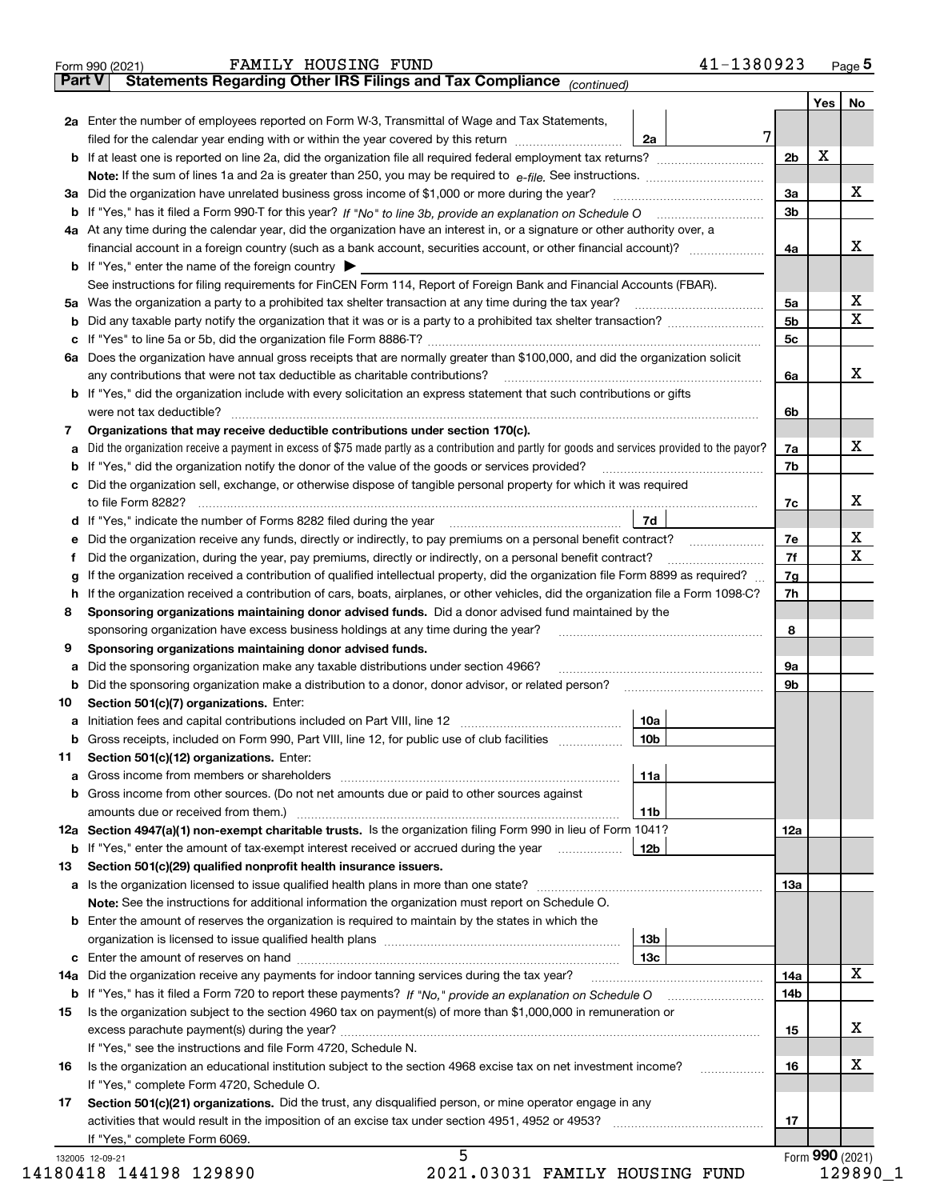Form 990 (2021) FAMILY HOUSING FUND 41-1380923 Page **5**

## Part V Statements Regarding Other IRS Filings and Tax Compliance *(continued)*

| | | | | Yes | No |
|---|---|---|---|---|---|
| **2a** | Enter the number of employees reported on Form W-3, Transmittal of Wage and Tax Statements, filed for the calendar year ending with or within the year covered by this return | 2a 7 | | | |
| **b** | If at least one is reported on line 2a, did the organization file all required federal employment tax returns? | | 2b | X | |
| | **Note:** If the sum of lines 1a and 2a is greater than 250, you may be required to *e-file.* See instructions. | | | | |
| **3a** | Did the organization have unrelated business gross income of $1,000 or more during the year? | | 3a | | X |
| **b** | If "Yes," has it filed a Form 990-T for this year? *If "No" to line 3b, provide an explanation on Schedule O* | | 3b | | |
| **4a** | At any time during the calendar year, did the organization have an interest in, or a signature or other authority over, a financial account in a foreign country (such as a bank account, securities account, or other financial account)? | | 4a | | X |
| **b** | If "Yes," enter the name of the foreign country ▶ | | | | |
| | See instructions for filing requirements for FinCEN Form 114, Report of Foreign Bank and Financial Accounts (FBAR). | | | | |
| **5a** | Was the organization a party to a prohibited tax shelter transaction at any time during the tax year? | | 5a | | X |
| **b** | Did any taxable party notify the organization that it was or is a party to a prohibited tax shelter transaction? | | 5b | | X |
| **c** | If "Yes" to line 5a or 5b, did the organization file Form 8886-T? | | 5c | | |
| **6a** | Does the organization have annual gross receipts that are normally greater than $100,000, and did the organization solicit any contributions that were not tax deductible as charitable contributions? | | 6a | | X |
| **b** | If "Yes," did the organization include with every solicitation an express statement that such contributions or gifts were not tax deductible? | | 6b | | |
| **7** | **Organizations that may receive deductible contributions under section 170(c).** | | | | |
| **a** | Did the organization receive a payment in excess of $75 made partly as a contribution and partly for goods and services provided to the payor? | | 7a | | X |
| **b** | If "Yes," did the organization notify the donor of the value of the goods or services provided? | | 7b | | |
| **c** | Did the organization sell, exchange, or otherwise dispose of tangible personal property for which it was required to file Form 8282? | | 7c | | X |
| **d** | If "Yes," indicate the number of Forms 8282 filed during the year | 7d | | | |
| **e** | Did the organization receive any funds, directly or indirectly, to pay premiums on a personal benefit contract? | | 7e | | X |
| **f** | Did the organization, during the year, pay premiums, directly or indirectly, on a personal benefit contract? | | 7f | | X |
| **g** | If the organization received a contribution of qualified intellectual property, did the organization file Form 8899 as required? | | 7g | | |
| **h** | If the organization received a contribution of cars, boats, airplanes, or other vehicles, did the organization file a Form 1098-C? | | 7h | | |
| **8** | **Sponsoring organizations maintaining donor advised funds.** Did a donor advised fund maintained by the sponsoring organization have excess business holdings at any time during the year? | | 8 | | |
| **9** | **Sponsoring organizations maintaining donor advised funds.** | | | | |
| **a** | Did the sponsoring organization make any taxable distributions under section 4966? | | 9a | | |
| **b** | Did the sponsoring organization make a distribution to a donor, donor advisor, or related person? | | 9b | | |
| **10** | **Section 501(c)(7) organizations.** Enter: | | | | |
| **a** | Initiation fees and capital contributions included on Part VIII, line 12 | 10a | | | |
| **b** | Gross receipts, included on Form 990, Part VIII, line 12, for public use of club facilities | 10b | | | |
| **11** | **Section 501(c)(12) organizations.** Enter: | | | | |
| **a** | Gross income from members or shareholders | 11a | | | |
| **b** | Gross income from other sources. (Do not net amounts due or paid to other sources against amounts due or received from them.) | 11b | | | |
| **12a** | **Section 4947(a)(1) non-exempt charitable trusts.** Is the organization filing Form 990 in lieu of Form 1041? | | 12a | | |
| **b** | If "Yes," enter the amount of tax-exempt interest received or accrued during the year | 12b | | | |
| **13** | **Section 501(c)(29) qualified nonprofit health insurance issuers.** | | | | |
| **a** | Is the organization licensed to issue qualified health plans in more than one state? | | 13a | | |
| | **Note:** See the instructions for additional information the organization must report on Schedule O. | | | | |
| **b** | Enter the amount of reserves the organization is required to maintain by the states in which the organization is licensed to issue qualified health plans | 13b | | | |
| **c** | Enter the amount of reserves on hand | 13c | | | |
| **14a** | Did the organization receive any payments for indoor tanning services during the tax year? | | 14a | | X |
| **b** | If "Yes," has it filed a Form 720 to report these payments? *If "No," provide an explanation on Schedule O* | | 14b | | |
| **15** | Is the organization subject to the section 4960 tax on payment(s) of more than $1,000,000 in remuneration or excess parachute payment(s) during the year? | | 15 | | X |
| | If "Yes," see the instructions and file Form 4720, Schedule N. | | | | |
| **16** | Is the organization an educational institution subject to the section 4968 excise tax on net investment income? | | 16 | | X |
| | If "Yes," complete Form 4720, Schedule O. | | | | |
| **17** | **Section 501(c)(21) organizations.** Did the trust, any disqualified person, or mine operator engage in any activities that would result in the imposition of an excise tax under section 4951, 4952 or 4953? | | 17 | | |
| | If "Yes," complete Form 6069. | | | | |

132005 12-09-21 Form **990** (2021)

14180418 144198 129890 2021.03031 FAMILY HOUSING FUND 129890_1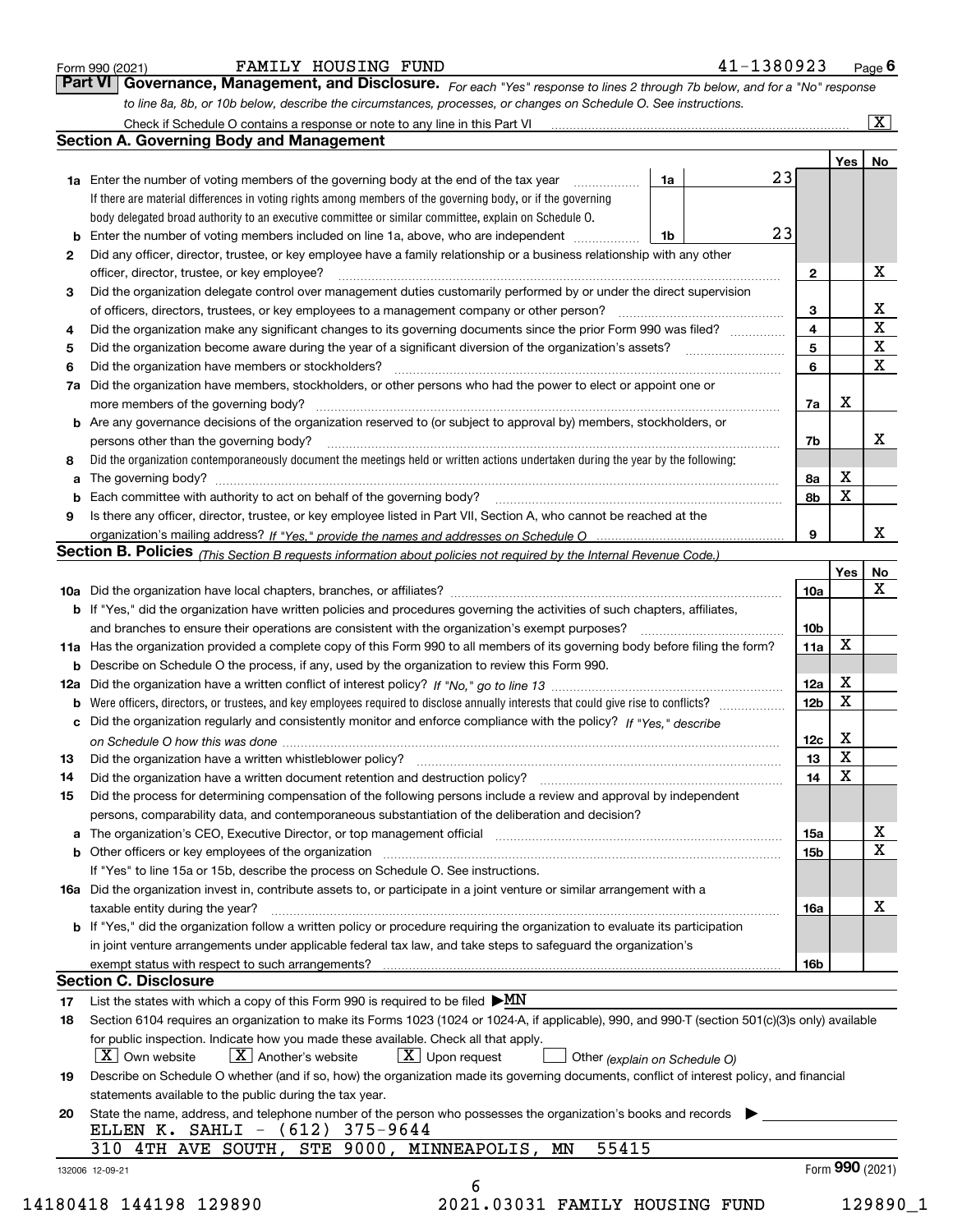Form 990 (2021) FAMILY HOUSING FUND 41-1380923

## Part VI Governance, Management, and Disclosure.

*For each "Yes" response to lines 2 through 7b below, and for a "No" response to line 8a, 8b, or 10b below, describe the circumstances, processes, or changes on Schedule O. See instructions.*

Check if Schedule O contains a response or note to any line in this Part VI [X]

### Section A. Governing Body and Management

| | | | | | Yes | No |
|---|---|---|---|---|---|---|
| 1a | Enter the number of voting members of the governing body at the end of the tax year. If there are material differences in voting rights among members of the governing body, or if the governing body delegated broad authority to an executive committee or similar committee, explain on Schedule O. | 1a | 23 | | | |
| b | Enter the number of voting members included on line 1a, above, who are independent | 1b | 23 | | | |
| 2 | Did any officer, director, trustee, or key employee have a family relationship or a business relationship with any other officer, director, trustee, or key employee? | | | 2 | | X |
| 3 | Did the organization delegate control over management duties customarily performed by or under the direct supervision of officers, directors, trustees, or key employees to a management company or other person? | | | 3 | | X |
| 4 | Did the organization make any significant changes to its governing documents since the prior Form 990 was filed? | | | 4 | | X |
| 5 | Did the organization become aware during the year of a significant diversion of the organization's assets? | | | 5 | | X |
| 6 | Did the organization have members or stockholders? | | | 6 | | X |
| 7a | Did the organization have members, stockholders, or other persons who had the power to elect or appoint one or more members of the governing body? | | | 7a | X | |
| b | Are any governance decisions of the organization reserved to (or subject to approval by) members, stockholders, or persons other than the governing body? | | | 7b | | X |
| 8 | Did the organization contemporaneously document the meetings held or written actions undertaken during the year by the following: | | | | | |
| a | The governing body? | | | 8a | X | |
| b | Each committee with authority to act on behalf of the governing body? | | | 8b | X | |
| 9 | Is there any officer, director, trustee, or key employee listed in Part VII, Section A, who cannot be reached at the organization's mailing address? *If "Yes," provide the names and addresses on Schedule O* | | | 9 | | X |

### Section B. Policies *(This Section B requests information about policies not required by the Internal Revenue Code.)*

| | | | Yes | No |
|---|---|---|---|---|
| 10a | Did the organization have local chapters, branches, or affiliates? | 10a | | X |
| b | If "Yes," did the organization have written policies and procedures governing the activities of such chapters, affiliates, and branches to ensure their operations are consistent with the organization's exempt purposes? | 10b | | |
| 11a | Has the organization provided a complete copy of this Form 990 to all members of its governing body before filing the form? | 11a | X | |
| b | Describe on Schedule O the process, if any, used by the organization to review this Form 990. | | | |
| 12a | Did the organization have a written conflict of interest policy? *If "No," go to line 13* | 12a | X | |
| b | Were officers, directors, or trustees, and key employees required to disclose annually interests that could give rise to conflicts? | 12b | X | |
| c | Did the organization regularly and consistently monitor and enforce compliance with the policy? *If "Yes," describe on Schedule O how this was done* | 12c | X | |
| 13 | Did the organization have a written whistleblower policy? | 13 | X | |
| 14 | Did the organization have a written document retention and destruction policy? | 14 | X | |
| 15 | Did the process for determining compensation of the following persons include a review and approval by independent persons, comparability data, and contemporaneous substantiation of the deliberation and decision? | | | |
| a | The organization's CEO, Executive Director, or top management official | 15a | | X |
| b | Other officers or key employees of the organization | 15b | | X |
| | If "Yes" to line 15a or 15b, describe the process on Schedule O. See instructions. | | | |
| 16a | Did the organization invest in, contribute assets to, or participate in a joint venture or similar arrangement with a taxable entity during the year? | 16a | | X |
| b | If "Yes," did the organization follow a written policy or procedure requiring the organization to evaluate its participation in joint venture arrangements under applicable federal tax law, and take steps to safeguard the organization's exempt status with respect to such arrangements? | 16b | | |

### Section C. Disclosure

17 List the states with which a copy of this Form 990 is required to be filed ▶MN

18 Section 6104 requires an organization to make its Forms 1023 (1024 or 1024-A, if applicable), 990, and 990-T (section 501(c)(3)s only) available for public inspection. Indicate how you made these available. Check all that apply.

[X] Own website [X] Another's website [X] Upon request [ ] Other *(explain on Schedule O)*

19 Describe on Schedule O whether (and if so, how) the organization made its governing documents, conflict of interest policy, and financial statements available to the public during the tax year.

20 State the name, address, and telephone number of the person who possesses the organization's books and records ▶

ELLEN K. SAHLI - (612) 375-9644

310 4TH AVE SOUTH, STE 9000, MINNEAPOLIS, MN 55415

132006 12-09-21 Form **990** (2021)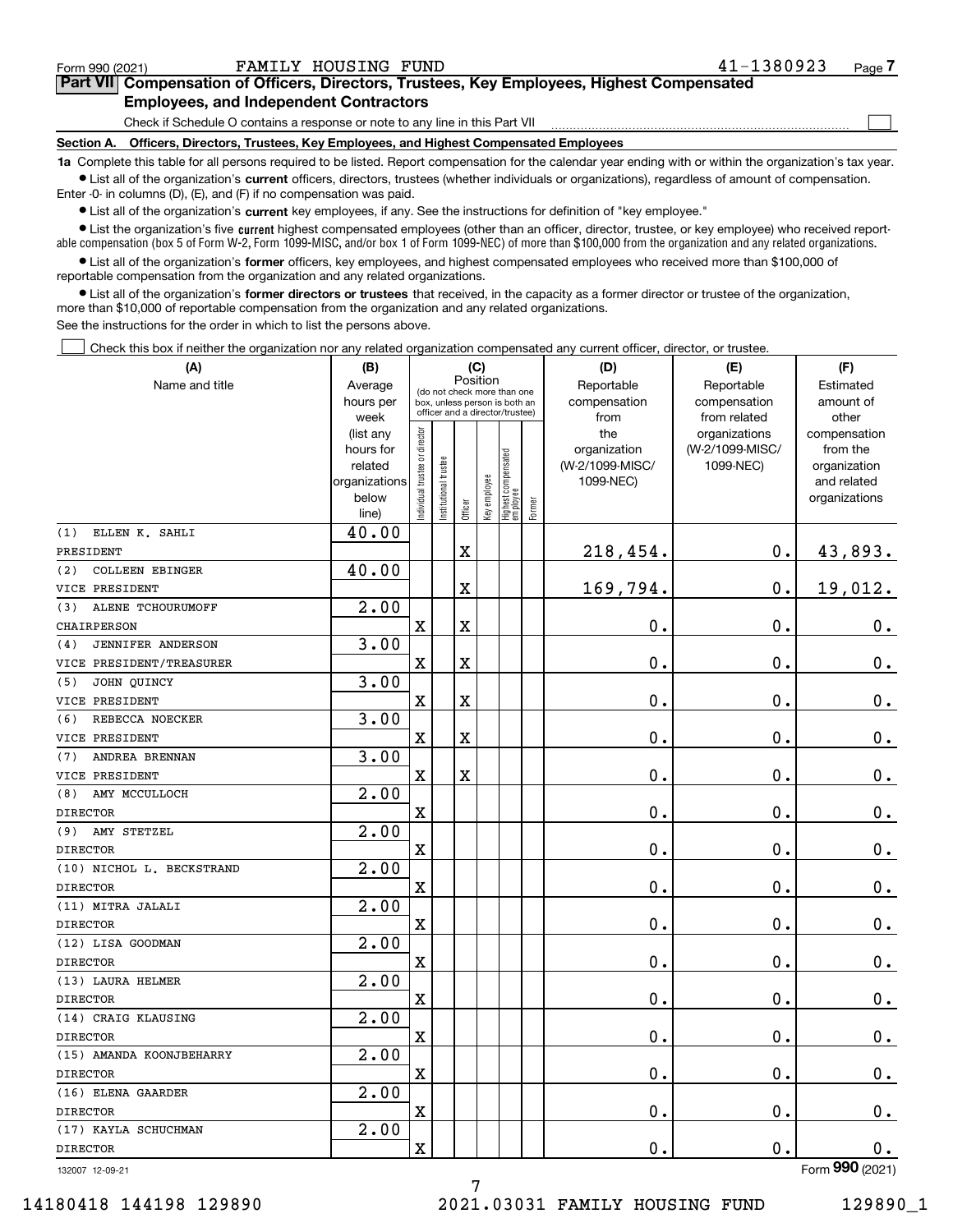Form 990 (2021) FAMILY HOUSING FUND 41-1380923 Page 7

## Part VII Compensation of Officers, Directors, Trustees, Key Employees, Highest Compensated Employees, and Independent Contractors

Check if Schedule O contains a response or note to any line in this Part VII

### Section A. Officers, Directors, Trustees, Key Employees, and Highest Compensated Employees

**1a** Complete this table for all persons required to be listed. Report compensation for the calendar year ending with or within the organization's tax year.

- List all of the organization's **current** officers, directors, trustees (whether individuals or organizations), regardless of amount of compensation. Enter -0- in columns (D), (E), and (F) if no compensation was paid.
- List all of the organization's **current** key employees, if any. See the instructions for definition of "key employee."
- List the organization's five **current** highest compensated employees (other than an officer, director, trustee, or key employee) who received reportable compensation (box 5 of Form W-2, Form 1099-MISC, and/or box 1 of Form 1099-NEC) of more than $100,000 from the organization and any related organizations.
- List all of the organization's **former** officers, key employees, and highest compensated employees who received more than $100,000 of reportable compensation from the organization and any related organizations.
- List all of the organization's **former directors or trustees** that received, in the capacity as a former director or trustee of the organization, more than $10,000 of reportable compensation from the organization and any related organizations.

See the instructions for the order in which to list the persons above.

Check this box if neither the organization nor any related organization compensated any current officer, director, or trustee.

| (A) Name and title | (B) Average hours per week (list any hours for related organizations below line) | (C) Position: Individual trustee or director | Institutional trustee | Officer | Key employee | Highest compensated employee | Former | (D) Reportable compensation from the organization (W-2/1099-MISC/1099-NEC) | (E) Reportable compensation from related organizations (W-2/1099-MISC/1099-NEC) | (F) Estimated amount of other compensation from the organization and related organizations |
|---|---|---|---|---|---|---|---|---|---|---|
| (1) ELLEN K. SAHLI<br>PRESIDENT | 40.00 | | | X | | | | 218,454. | 0. | 43,893. |
| (2) COLLEEN EBINGER<br>VICE PRESIDENT | 40.00 | | | X | | | | 169,794. | 0. | 19,012. |
| (3) ALENE TCHOURUMOFF<br>CHAIRPERSON | 2.00 | X | | X | | | | 0. | 0. | 0. |
| (4) JENNIFER ANDERSON<br>VICE PRESIDENT/TREASURER | 3.00 | X | | X | | | | 0. | 0. | 0. |
| (5) JOHN QUINCY<br>VICE PRESIDENT | 3.00 | X | | X | | | | 0. | 0. | 0. |
| (6) REBECCA NOECKER<br>VICE PRESIDENT | 3.00 | X | | X | | | | 0. | 0. | 0. |
| (7) ANDREA BRENNAN<br>VICE PRESIDENT | 3.00 | X | | X | | | | 0. | 0. | 0. |
| (8) AMY MCCULLOCH<br>DIRECTOR | 2.00 | X | | | | | | 0. | 0. | 0. |
| (9) AMY STETZEL<br>DIRECTOR | 2.00 | X | | | | | | 0. | 0. | 0. |
| (10) NICHOL L. BECKSTRAND<br>DIRECTOR | 2.00 | X | | | | | | 0. | 0. | 0. |
| (11) MITRA JALALI<br>DIRECTOR | 2.00 | X | | | | | | 0. | 0. | 0. |
| (12) LISA GOODMAN<br>DIRECTOR | 2.00 | X | | | | | | 0. | 0. | 0. |
| (13) LAURA HELMER<br>DIRECTOR | 2.00 | X | | | | | | 0. | 0. | 0. |
| (14) CRAIG KLAUSING<br>DIRECTOR | 2.00 | X | | | | | | 0. | 0. | 0. |
| (15) AMANDA KOONJBEHARRY<br>DIRECTOR | 2.00 | X | | | | | | 0. | 0. | 0. |
| (16) ELENA GAARDER<br>DIRECTOR | 2.00 | X | | | | | | 0. | 0. | 0. |
| (17) KAYLA SCHUCHMAN<br>DIRECTOR | 2.00 | X | | | | | | 0. | 0. | 0. |

132007 12-09-21 Form 990 (2021)

14180418 144198 129890 2021.03031 FAMILY HOUSING FUND 129890_1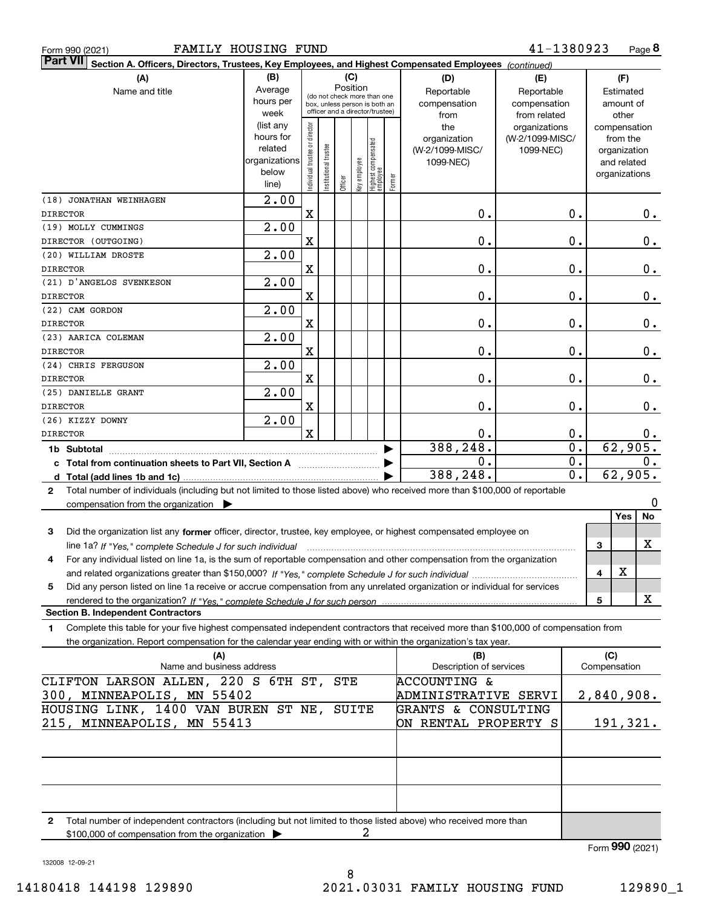Form 990 (2021) FAMILY HOUSING FUND 41-1380923

**Part VII Section A. Officers, Directors, Trustees, Key Employees, and Highest Compensated Employees** *(continued)*

| (A) Name and title | (B) Average hours per week (list any hours for related organizations below line) | (C) Position: Individual trustee or director | Institutional trustee | Officer | Key employee | Highest compensated employee | Former | (D) Reportable compensation from the organization (W-2/1099-MISC/1099-NEC) | (E) Reportable compensation from related organizations (W-2/1099-MISC/1099-NEC) | (F) Estimated amount of other compensation from the organization and related organizations |
|---|---|---|---|---|---|---|---|---|---|---|
| (18) JONATHAN WEINHAGEN<br>DIRECTOR | 2.00 | X | | | | | | 0. | 0. | 0. |
| (19) MOLLY CUMMINGS<br>DIRECTOR (OUTGOING) | 2.00 | X | | | | | | 0. | 0. | 0. |
| (20) WILLIAM DROSTE<br>DIRECTOR | 2.00 | X | | | | | | 0. | 0. | 0. |
| (21) D'ANGELOS SVENKESON<br>DIRECTOR | 2.00 | X | | | | | | 0. | 0. | 0. |
| (22) CAM GORDON<br>DIRECTOR | 2.00 | X | | | | | | 0. | 0. | 0. |
| (23) AARICA COLEMAN<br>DIRECTOR | 2.00 | X | | | | | | 0. | 0. | 0. |
| (24) CHRIS FERGUSON<br>DIRECTOR | 2.00 | X | | | | | | 0. | 0. | 0. |
| (25) DANIELLE GRANT<br>DIRECTOR | 2.00 | X | | | | | | 0. | 0. | 0. |
| (26) KIZZY DOWNY<br>DIRECTOR | 2.00 | X | | | | | | 0. | 0. | 0. |
| **1b Subtotal** | | | | | | | | 388,248. | 0. | 62,905. |
| **c Total from continuation sheets to Part VII, Section A** | | | | | | | | 0. | 0. | 0. |
| **d Total (add lines 1b and 1c)** | | | | | | | | 388,248. | 0. | 62,905. |

2 Total number of individuals (including but not limited to those listed above) who received more than $100,000 of reportable compensation from the organization ▶ 0

| | | Yes | No |
|---|---|---|---|
| 3 Did the organization list any **former** officer, director, trustee, key employee, or highest compensated employee on line 1a? *If "Yes," complete Schedule J for such individual* | 3 | | X |
| 4 For any individual listed on line 1a, is the sum of reportable compensation and other compensation from the organization and related organizations greater than $150,000? *If "Yes," complete Schedule J for such individual* | 4 | X | |
| 5 Did any person listed on line 1a receive or accrue compensation from any unrelated organization or individual for services rendered to the organization? *If "Yes," complete Schedule J for such person* | 5 | | X |

**Section B. Independent Contractors**

1 Complete this table for your five highest compensated independent contractors that received more than $100,000 of compensation from the organization. Report compensation for the calendar year ending with or within the organization's tax year.

| (A) Name and business address | (B) Description of services | (C) Compensation |
|---|---|---|
| CLIFTON LARSON ALLEN, 220 S 6TH ST, STE 300, MINNEAPOLIS, MN 55402 | ACCOUNTING & ADMINISTRATIVE SERVI | 2,840,908. |
| HOUSING LINK, 1400 VAN BUREN ST NE, SUITE 215, MINNEAPOLIS, MN 55413 | GRANTS & CONSULTING ON RENTAL PROPERTY S | 191,321. |
| | | |
| | | |
| | | |

2 Total number of independent contractors (including but not limited to those listed above) who received more than $100,000 of compensation from the organization ▶ 2

Form **990** (2021)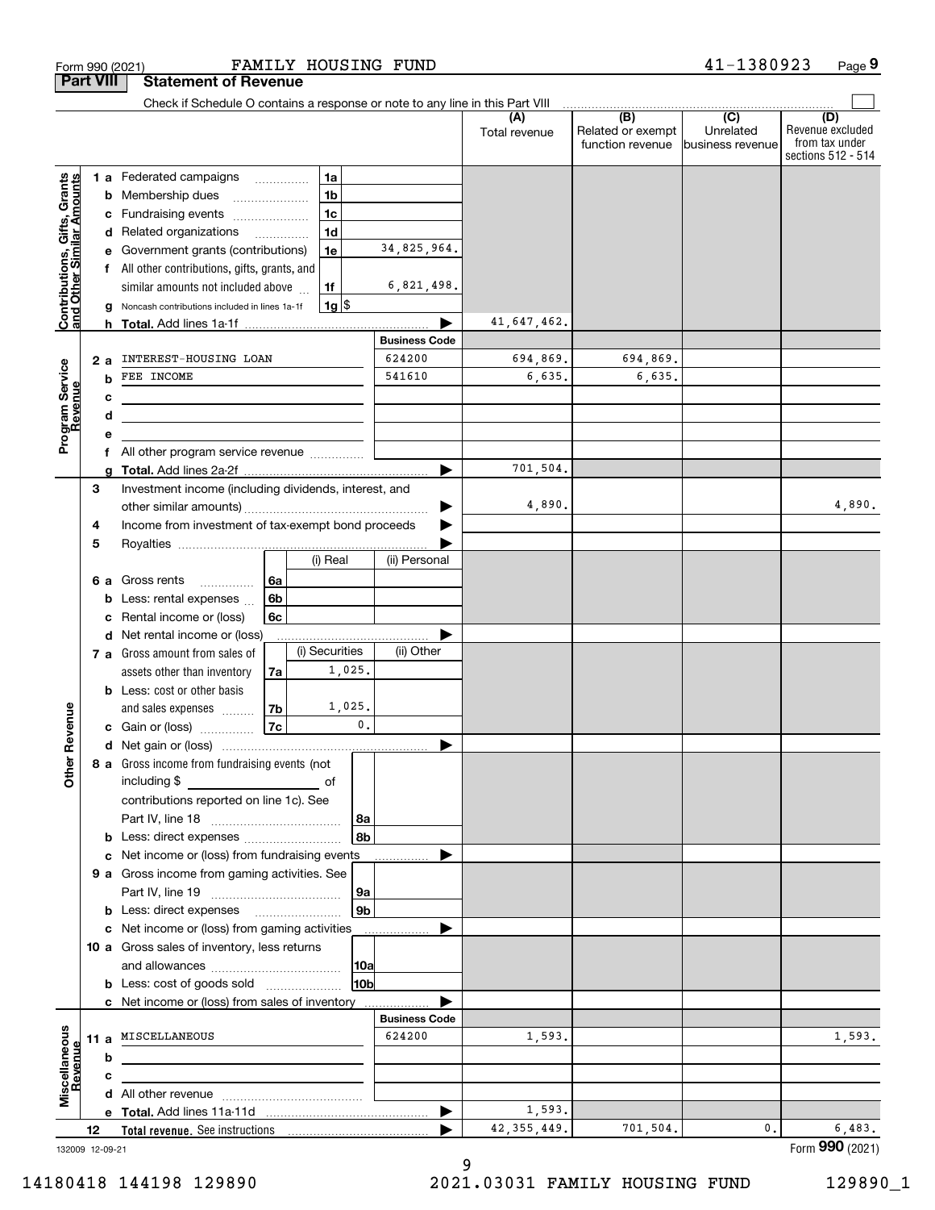Form 990 (2021) FAMILY HOUSING FUND 41-1380923 Page 9

**Part VIII Statement of Revenue**

Check if Schedule O contains a response or note to any line in this Part VIII

| | | | | (A) Total revenue | (B) Related or exempt function revenue | (C) Unrelated business revenue | (D) Revenue excluded from tax under sections 512 - 514 |
|---|---|---|---|---|---|---|---|
| **Contributions, Gifts, Grants and Other Similar Amounts** | 1 a Federated campaigns | 1a | | | | | |
| | b Membership dues | 1b | | | | | |
| | c Fundraising events | 1c | | | | | |
| | d Related organizations | 1d | | | | | |
| | e Government grants (contributions) | 1e | 34,825,964. | | | | |
| | f All other contributions, gifts, grants, and similar amounts not included above | 1f | 6,821,498. | | | | |
| | g Noncash contributions included in lines 1a-1f | 1g | $ | | | | |
| | h **Total.** Add lines 1a-1f | | | 41,647,462. | | | |
| | | | **Business Code** | | | | |
| **Program Service Revenue** | 2 a INTEREST-HOUSING LOAN | | 624200 | 694,869. | 694,869. | | |
| | b FEE INCOME | | 541610 | 6,635. | 6,635. | | |
| | c | | | | | | |
| | d | | | | | | |
| | e | | | | | | |
| | f All other program service revenue | | | | | | |
| | g **Total.** Add lines 2a-2f | | | 701,504. | | | |
| **Other Revenue** | 3 Investment income (including dividends, interest, and other similar amounts) | | | 4,890. | | | 4,890. |
| | 4 Income from investment of tax-exempt bond proceeds | | | | | | |
| | 5 Royalties | | | | | | |
| | | | (i) Real / (ii) Personal | | | | |
| | 6 a Gross rents | 6a | | | | | |
| | b Less: rental expenses | 6b | | | | | |
| | c Rental income or (loss) | 6c | | | | | |
| | d Net rental income or (loss) | | | | | | |
| | | | (i) Securities / (ii) Other | | | | |
| | 7 a Gross amount from sales of assets other than inventory | 7a | 1,025. | | | | |
| | b Less: cost or other basis and sales expenses | 7b | 1,025. | | | | |
| | c Gain or (loss) | 7c | 0. | | | | |
| | d Net gain or (loss) | | | | | | |
| | 8 a Gross income from fundraising events (not including $ of contributions reported on line 1c). See Part IV, line 18 | 8a | | | | | |
| | b Less: direct expenses | 8b | | | | | |
| | c Net income or (loss) from fundraising events | | | | | | |
| | 9 a Gross income from gaming activities. See Part IV, line 19 | 9a | | | | | |
| | b Less: direct expenses | 9b | | | | | |
| | c Net income or (loss) from gaming activities | | | | | | |
| | 10 a Gross sales of inventory, less returns and allowances | 10a | | | | | |
| | b Less: cost of goods sold | 10b | | | | | |
| | c Net income or (loss) from sales of inventory | | | | | | |
| | | | **Business Code** | | | | |
| **Miscellaneous Revenue** | 11 a MISCELLANEOUS | | 624200 | 1,593. | | | 1,593. |
| | b | | | | | | |
| | c | | | | | | |
| | d All other revenue | | | | | | |
| | e **Total.** Add lines 11a-11d | | | 1,593. | | | |
| | 12 **Total revenue.** See instructions | | | 42,355,449. | 701,504. | 0. | 6,483. |

132009 12-09-21

Form **990** (2021)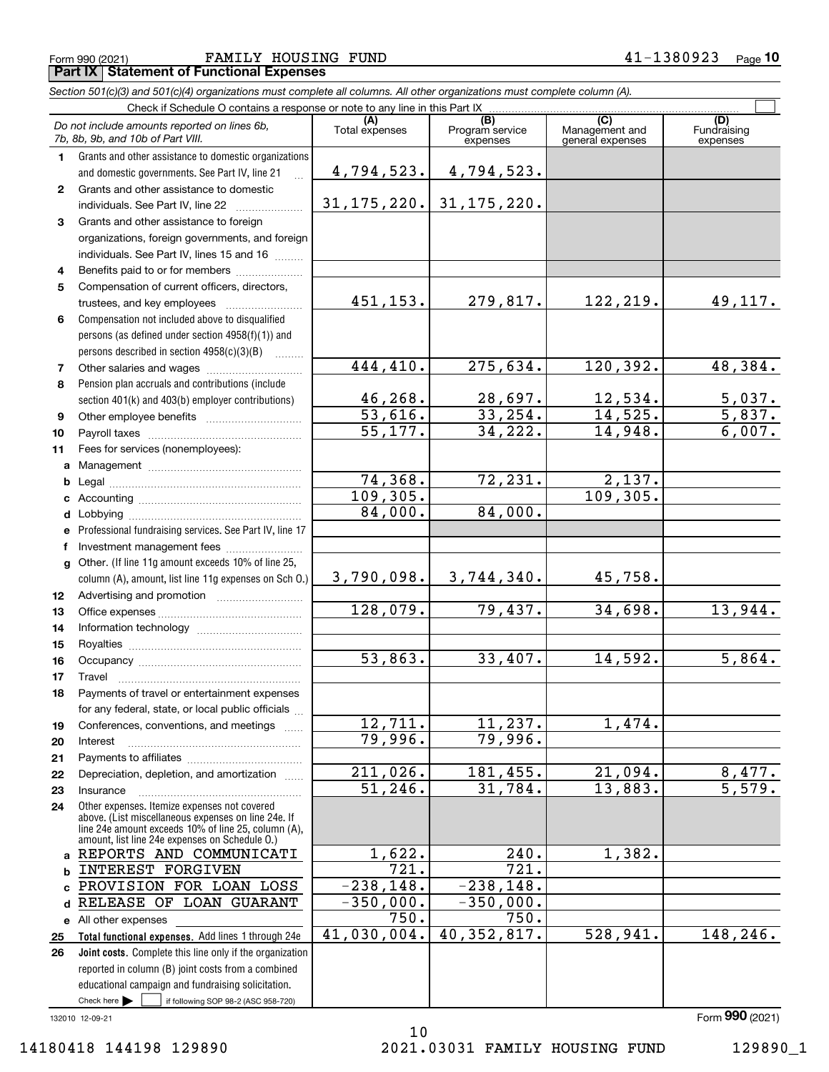Form 990 (2021) FAMILY HOUSING FUND 41-1380923

## Part IX Statement of Functional Expenses

*Section 501(c)(3) and 501(c)(4) organizations must complete all columns. All other organizations must complete column (A).*

Check if Schedule O contains a response or note to any line in this Part IX ☐

| | *Do not include amounts reported on lines 6b, 7b, 8b, 9b, and 10b of Part VIII.* | (A) Total expenses | (B) Program service expenses | (C) Management and general expenses | (D) Fundraising expenses |
|---|---|---|---|---|---|
| 1 | Grants and other assistance to domestic organizations and domestic governments. See Part IV, line 21 | 4,794,523. | 4,794,523. | | |
| 2 | Grants and other assistance to domestic individuals. See Part IV, line 22 | 31,175,220. | 31,175,220. | | |
| 3 | Grants and other assistance to foreign organizations, foreign governments, and foreign individuals. See Part IV, lines 15 and 16 | | | | |
| 4 | Benefits paid to or for members | | | | |
| 5 | Compensation of current officers, directors, trustees, and key employees | 451,153. | 279,817. | 122,219. | 49,117. |
| 6 | Compensation not included above to disqualified persons (as defined under section 4958(f)(1)) and persons described in section 4958(c)(3)(B) | | | | |
| 7 | Other salaries and wages | 444,410. | 275,634. | 120,392. | 48,384. |
| 8 | Pension plan accruals and contributions (include section 401(k) and 403(b) employer contributions) | 46,268. | 28,697. | 12,534. | 5,037. |
| 9 | Other employee benefits | 53,616. | 33,254. | 14,525. | 5,837. |
| 10 | Payroll taxes | 55,177. | 34,222. | 14,948. | 6,007. |
| 11 | Fees for services (nonemployees): | | | | |
| a | Management | | | | |
| b | Legal | 74,368. | 72,231. | 2,137. | |
| c | Accounting | 109,305. | | 109,305. | |
| d | Lobbying | 84,000. | 84,000. | | |
| e | Professional fundraising services. See Part IV, line 17 | | | | |
| f | Investment management fees | | | | |
| g | Other. (If line 11g amount exceeds 10% of line 25, column (A), amount, list line 11g expenses on Sch O.) | 3,790,098. | 3,744,340. | 45,758. | |
| 12 | Advertising and promotion | | | | |
| 13 | Office expenses | 128,079. | 79,437. | 34,698. | 13,944. |
| 14 | Information technology | | | | |
| 15 | Royalties | | | | |
| 16 | Occupancy | 53,863. | 33,407. | 14,592. | 5,864. |
| 17 | Travel | | | | |
| 18 | Payments of travel or entertainment expenses for any federal, state, or local public officials | | | | |
| 19 | Conferences, conventions, and meetings | 12,711. | 11,237. | 1,474. | |
| 20 | Interest | 79,996. | 79,996. | | |
| 21 | Payments to affiliates | | | | |
| 22 | Depreciation, depletion, and amortization | 211,026. | 181,455. | 21,094. | 8,477. |
| 23 | Insurance | 51,246. | 31,784. | 13,883. | 5,579. |
| 24 | Other expenses. Itemize expenses not covered above. (List miscellaneous expenses on line 24e. If line 24e amount exceeds 10% of line 25, column (A), amount, list line 24e expenses on Schedule O.) | | | | |
| a | REPORTS AND COMMUNICATI | 1,622. | 240. | 1,382. | |
| b | INTEREST FORGIVEN | 721. | 721. | | |
| c | PROVISION FOR LOAN LOSS | -238,148. | -238,148. | | |
| d | RELEASE OF LOAN GUARANT | -350,000. | -350,000. | | |
| e | All other expenses | 750. | 750. | | |
| 25 | **Total functional expenses.** Add lines 1 through 24e | 41,030,004. | 40,352,817. | 528,941. | 148,246. |
| 26 | **Joint costs.** Complete this line only if the organization reported in column (B) joint costs from a combined educational campaign and fundraising solicitation. Check here ☐ if following SOP 98-2 (ASC 958-720) | | | | |

132010 12-09-21

Form **990** (2021)

14180418 144198 129890 2021.03031 FAMILY HOUSING FUND 129890_1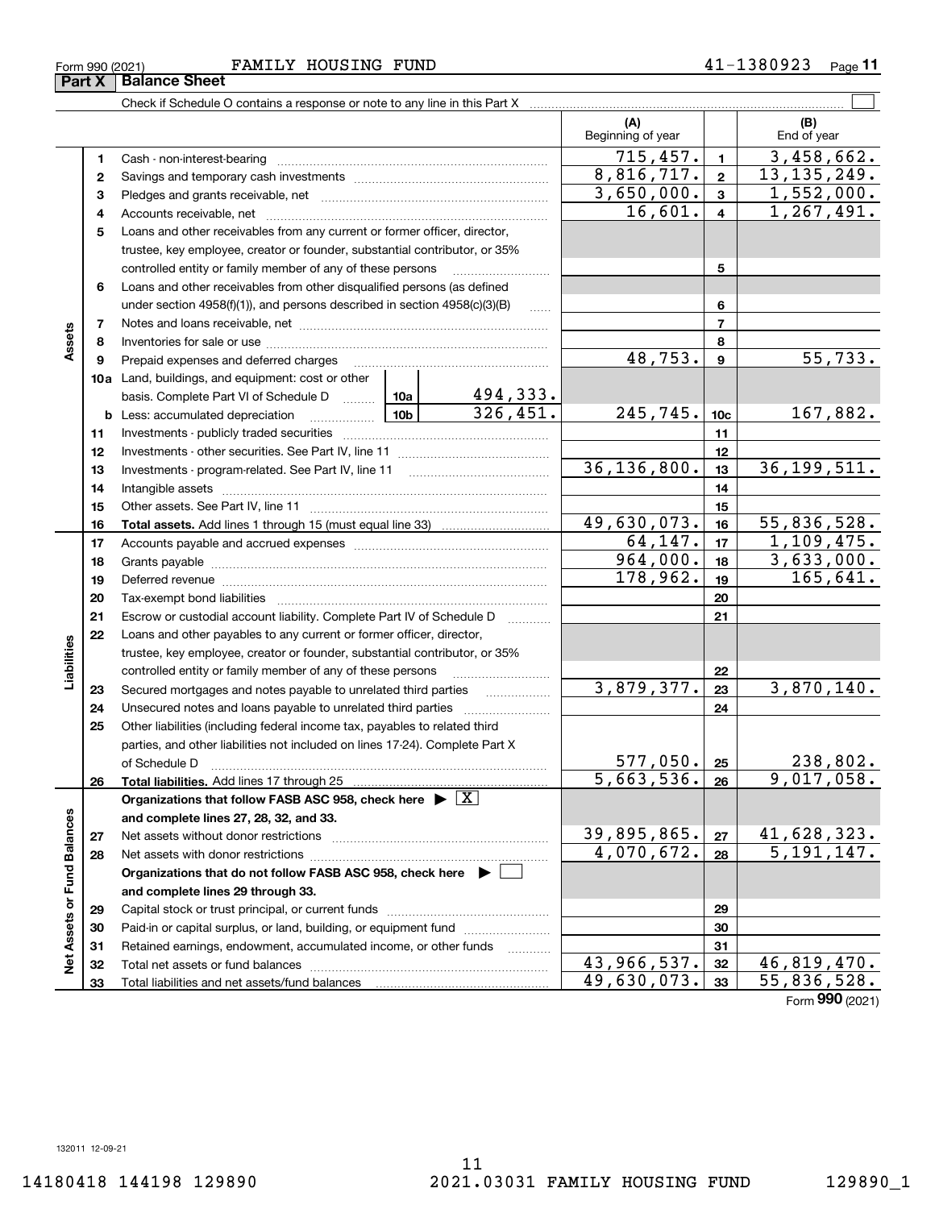Form 990 (2021) FAMILY HOUSING FUND 41-1380923

## Part X Balance Sheet

Check if Schedule O contains a response or note to any line in this Part X

| | | | | (A) Beginning of year | | (B) End of year |
|---|---|---|---|---|---|---|
| **Assets** | 1 | Cash - non-interest-bearing | | 715,457. | 1 | 3,458,662. |
| | 2 | Savings and temporary cash investments | | 8,816,717. | 2 | 13,135,249. |
| | 3 | Pledges and grants receivable, net | | 3,650,000. | 3 | 1,552,000. |
| | 4 | Accounts receivable, net | | 16,601. | 4 | 1,267,491. |
| | 5 | Loans and other receivables from any current or former officer, director, trustee, key employee, creator or founder, substantial contributor, or 35% controlled entity or family member of any of these persons | | | 5 | |
| | 6 | Loans and other receivables from other disqualified persons (as defined under section 4958(f)(1)), and persons described in section 4958(c)(3)(B) | | | 6 | |
| | 7 | Notes and loans receivable, net | | | 7 | |
| | 8 | Inventories for sale or use | | | 8 | |
| | 9 | Prepaid expenses and deferred charges | | 48,753. | 9 | 55,733. |
| | 10a | Land, buildings, and equipment: cost or other basis. Complete Part VI of Schedule D | 10a 494,333. | | | |
| | b | Less: accumulated depreciation | 10b 326,451. | 245,745. | 10c | 167,882. |
| | 11 | Investments - publicly traded securities | | | 11 | |
| | 12 | Investments - other securities. See Part IV, line 11 | | | 12 | |
| | 13 | Investments - program-related. See Part IV, line 11 | | 36,136,800. | 13 | 36,199,511. |
| | 14 | Intangible assets | | | 14 | |
| | 15 | Other assets. See Part IV, line 11 | | | 15 | |
| | 16 | **Total assets.** Add lines 1 through 15 (must equal line 33) | | 49,630,073. | 16 | 55,836,528. |
| **Liabilities** | 17 | Accounts payable and accrued expenses | | 64,147. | 17 | 1,109,475. |
| | 18 | Grants payable | | 964,000. | 18 | 3,633,000. |
| | 19 | Deferred revenue | | 178,962. | 19 | 165,641. |
| | 20 | Tax-exempt bond liabilities | | | 20 | |
| | 21 | Escrow or custodial account liability. Complete Part IV of Schedule D | | | 21 | |
| | 22 | Loans and other payables to any current or former officer, director, trustee, key employee, creator or founder, substantial contributor, or 35% controlled entity or family member of any of these persons | | | 22 | |
| | 23 | Secured mortgages and notes payable to unrelated third parties | | 3,879,377. | 23 | 3,870,140. |
| | 24 | Unsecured notes and loans payable to unrelated third parties | | | 24 | |
| | 25 | Other liabilities (including federal income tax, payables to related third parties, and other liabilities not included on lines 17-24). Complete Part X of Schedule D | | 577,050. | 25 | 238,802. |
| | 26 | **Total liabilities.** Add lines 17 through 25 | | 5,663,536. | 26 | 9,017,058. |
| **Net Assets or Fund Balances** | | **Organizations that follow FASB ASC 958, check here** ▶ X **and complete lines 27, 28, 32, and 33.** | | | | |
| | 27 | Net assets without donor restrictions | | 39,895,865. | 27 | 41,628,323. |
| | 28 | Net assets with donor restrictions | | 4,070,672. | 28 | 5,191,147. |
| | | **Organizations that do not follow FASB ASC 958, check here** ▶ ☐ **and complete lines 29 through 33.** | | | | |
| | 29 | Capital stock or trust principal, or current funds | | | 29 | |
| | 30 | Paid-in or capital surplus, or land, building, or equipment fund | | | 30 | |
| | 31 | Retained earnings, endowment, accumulated income, or other funds | | | 31 | |
| | 32 | Total net assets or fund balances | | 43,966,537. | 32 | 46,819,470. |
| | 33 | Total liabilities and net assets/fund balances | | 49,630,073. | 33 | 55,836,528. |

Form **990** (2021)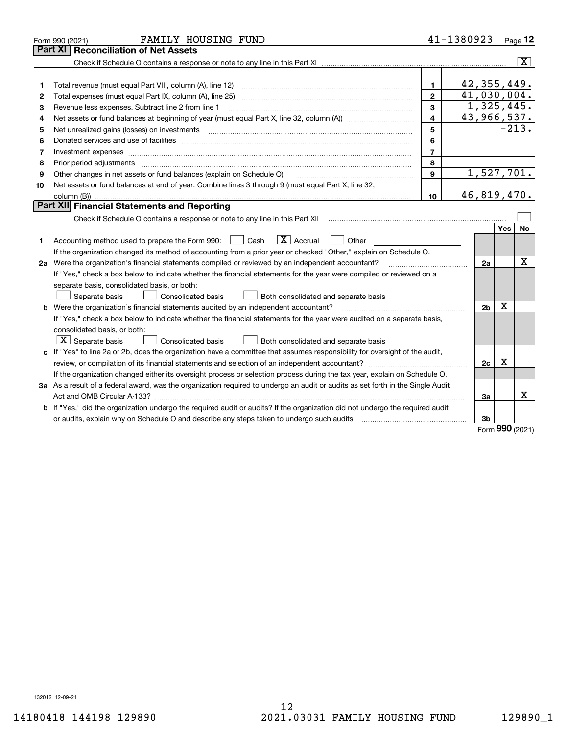Form 990 (2021) FAMILY HOUSING FUND 41-1380923 Page 12

## Part XI Reconciliation of Net Assets

Check if Schedule O contains a response or note to any line in this Part XI .......... [X]

| | | | |
|---|---|---|---|
| 1 | Total revenue (must equal Part VIII, column (A), line 12) | 1 | 42,355,449. |
| 2 | Total expenses (must equal Part IX, column (A), line 25) | 2 | 41,030,004. |
| 3 | Revenue less expenses. Subtract line 2 from line 1 | 3 | 1,325,445. |
| 4 | Net assets or fund balances at beginning of year (must equal Part X, line 32, column (A)) | 4 | 43,966,537. |
| 5 | Net unrealized gains (losses) on investments | 5 | -213. |
| 6 | Donated services and use of facilities | 6 | |
| 7 | Investment expenses | 7 | |
| 8 | Prior period adjustments | 8 | |
| 9 | Other changes in net assets or fund balances (explain on Schedule O) | 9 | 1,527,701. |
| 10 | Net assets or fund balances at end of year. Combine lines 3 through 9 (must equal Part X, line 32, column (B)) | 10 | 46,819,470. |

## Part XII Financial Statements and Reporting

Check if Schedule O contains a response or note to any line in this Part XII .......... [ ]

| | | | Yes | No |
|---|---|---|---|---|
| 1 | Accounting method used to prepare the Form 990: [ ] Cash [X] Accrual [ ] Other<br>If the organization changed its method of accounting from a prior year or checked "Other," explain on Schedule O. | | | |
| 2a | Were the organization's financial statements compiled or reviewed by an independent accountant?<br>If "Yes," check a box below to indicate whether the financial statements for the year were compiled or reviewed on a separate basis, consolidated basis, or both:<br>[ ] Separate basis [ ] Consolidated basis [ ] Both consolidated and separate basis | 2a | | X |
| b | Were the organization's financial statements audited by an independent accountant?<br>If "Yes," check a box below to indicate whether the financial statements for the year were audited on a separate basis, consolidated basis, or both:<br>[X] Separate basis [ ] Consolidated basis [ ] Both consolidated and separate basis | 2b | X | |
| c | If "Yes" to line 2a or 2b, does the organization have a committee that assumes responsibility for oversight of the audit, review, or compilation of its financial statements and selection of an independent accountant?<br>If the organization changed either its oversight process or selection process during the tax year, explain on Schedule O. | 2c | X | |
| 3a | As a result of a federal award, was the organization required to undergo an audit or audits as set forth in the Single Audit Act and OMB Circular A-133? | 3a | | X |
| b | If "Yes," did the organization undergo the required audit or audits? If the organization did not undergo the required audit or audits, explain why on Schedule O and describe any steps taken to undergo such audits | 3b | | |

Form 990 (2021)

132012 12-09-21

14180418 144198 129890 2021.03031 FAMILY HOUSING FUND 129890_1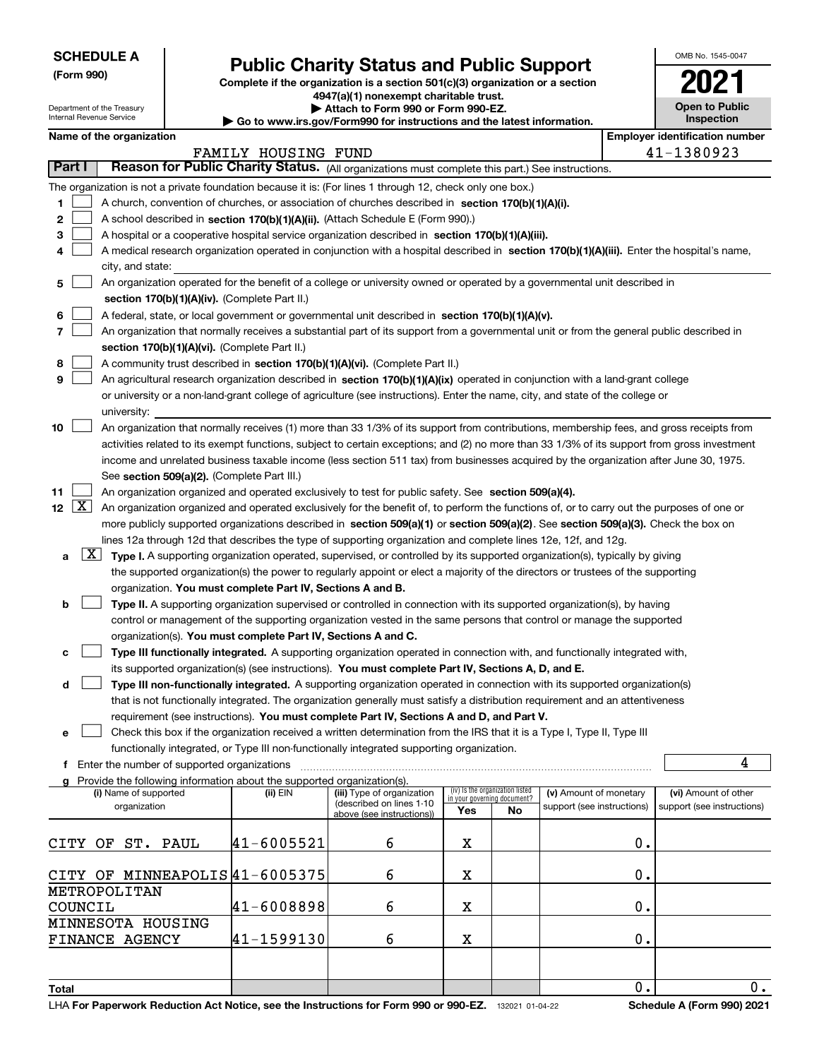**SCHEDULE A**
**(Form 990)**

Department of the Treasury
Internal Revenue Service

# Public Charity Status and Public Support

**Complete if the organization is a section 501(c)(3) organization or a section 4947(a)(1) nonexempt charitable trust.**
**▶ Attach to Form 990 or Form 990-EZ.**
**▶ Go to www.irs.gov/Form990 for instructions and the latest information.**

OMB No. 1545-0047

**2021**

**Open to Public Inspection**

**Name of the organization:** FAMILY HOUSING FUND
**Employer identification number:** 41-1380923

**Part I — Reason for Public Charity Status.** (All organizations must complete this part.) See instructions.

The organization is not a private foundation because it is: (For lines 1 through 12, check only one box.)

1. ☐ A church, convention of churches, or association of churches described in **section 170(b)(1)(A)(i).**
2. ☐ A school described in **section 170(b)(1)(A)(ii).** (Attach Schedule E (Form 990).)
3. ☐ A hospital or a cooperative hospital service organization described in **section 170(b)(1)(A)(iii).**
4. ☐ A medical research organization operated in conjunction with a hospital described in **section 170(b)(1)(A)(iii).** Enter the hospital's name, city, and state:
5. ☐ An organization operated for the benefit of a college or university owned or operated by a governmental unit described in **section 170(b)(1)(A)(iv).** (Complete Part II.)
6. ☐ A federal, state, or local government or governmental unit described in **section 170(b)(1)(A)(v).**
7. ☐ An organization that normally receives a substantial part of its support from a governmental unit or from the general public described in **section 170(b)(1)(A)(vi).** (Complete Part II.)
8. ☐ A community trust described in **section 170(b)(1)(A)(vi).** (Complete Part II.)
9. ☐ An agricultural research organization described in **section 170(b)(1)(A)(ix)** operated in conjunction with a land-grant college or university or a non-land-grant college of agriculture (see instructions). Enter the name, city, and state of the college or university:
10. ☐ An organization that normally receives (1) more than 33 1/3% of its support from contributions, membership fees, and gross receipts from activities related to its exempt functions, subject to certain exceptions; and (2) no more than 33 1/3% of its support from gross investment income and unrelated business taxable income (less section 511 tax) from businesses acquired by the organization after June 30, 1975. See **section 509(a)(2).** (Complete Part III.)
11. ☐ An organization organized and operated exclusively to test for public safety. See **section 509(a)(4).**
12. ☒ An organization organized and operated exclusively for the benefit of, to perform the functions of, or to carry out the purposes of one or more publicly supported organizations described in **section 509(a)(1)** or **section 509(a)(2)**. See **section 509(a)(3).** Check the box on lines 12a through 12d that describes the type of supporting organization and complete lines 12e, 12f, and 12g.
   - **a** ☒ **Type I.** A supporting organization operated, supervised, or controlled by its supported organization(s), typically by giving the supported organization(s) the power to regularly appoint or elect a majority of the directors or trustees of the supporting organization. **You must complete Part IV, Sections A and B.**
   - **b** ☐ **Type II.** A supporting organization supervised or controlled in connection with its supported organization(s), by having control or management of the supporting organization vested in the same persons that control or manage the supported organization(s). **You must complete Part IV, Sections A and C.**
   - **c** ☐ **Type III functionally integrated.** A supporting organization operated in connection with, and functionally integrated with, its supported organization(s) (see instructions). **You must complete Part IV, Sections A, D, and E.**
   - **d** ☐ **Type III non-functionally integrated.** A supporting organization operated in connection with its supported organization(s) that is not functionally integrated. The organization generally must satisfy a distribution requirement and an attentiveness requirement (see instructions). **You must complete Part IV, Sections A and D, and Part V.**
   - **e** ☐ Check this box if the organization received a written determination from the IRS that it is a Type I, Type II, Type III functionally integrated, or Type III non-functionally integrated supporting organization.
   - **f** Enter the number of supported organizations: 4
   - **g** Provide the following information about the supported organization(s).

| (i) Name of supported organization | (ii) EIN | (iii) Type of organization (described on lines 1-10 above (see instructions)) | (iv) Is the organization listed in your governing document? Yes | No | (v) Amount of monetary support (see instructions) | (vi) Amount of other support (see instructions) |
|---|---|---|---|---|---|---|
| CITY OF ST. PAUL | 41-6005521 | 6 | X | | 0. | |
| CITY OF MINNEAPOLIS | 41-6005375 | 6 | X | | 0. | |
| METROPOLITAN COUNCIL | 41-6008898 | 6 | X | | 0. | |
| MINNESOTA HOUSING FINANCE AGENCY | 41-1599130 | 6 | X | | 0. | |
| | | | | | | |
| **Total** | | | | | 0. | 0. |

LHA **For Paperwork Reduction Act Notice, see the Instructions for Form 990 or 990-EZ.** 132021 01-04-22 **Schedule A (Form 990) 2021**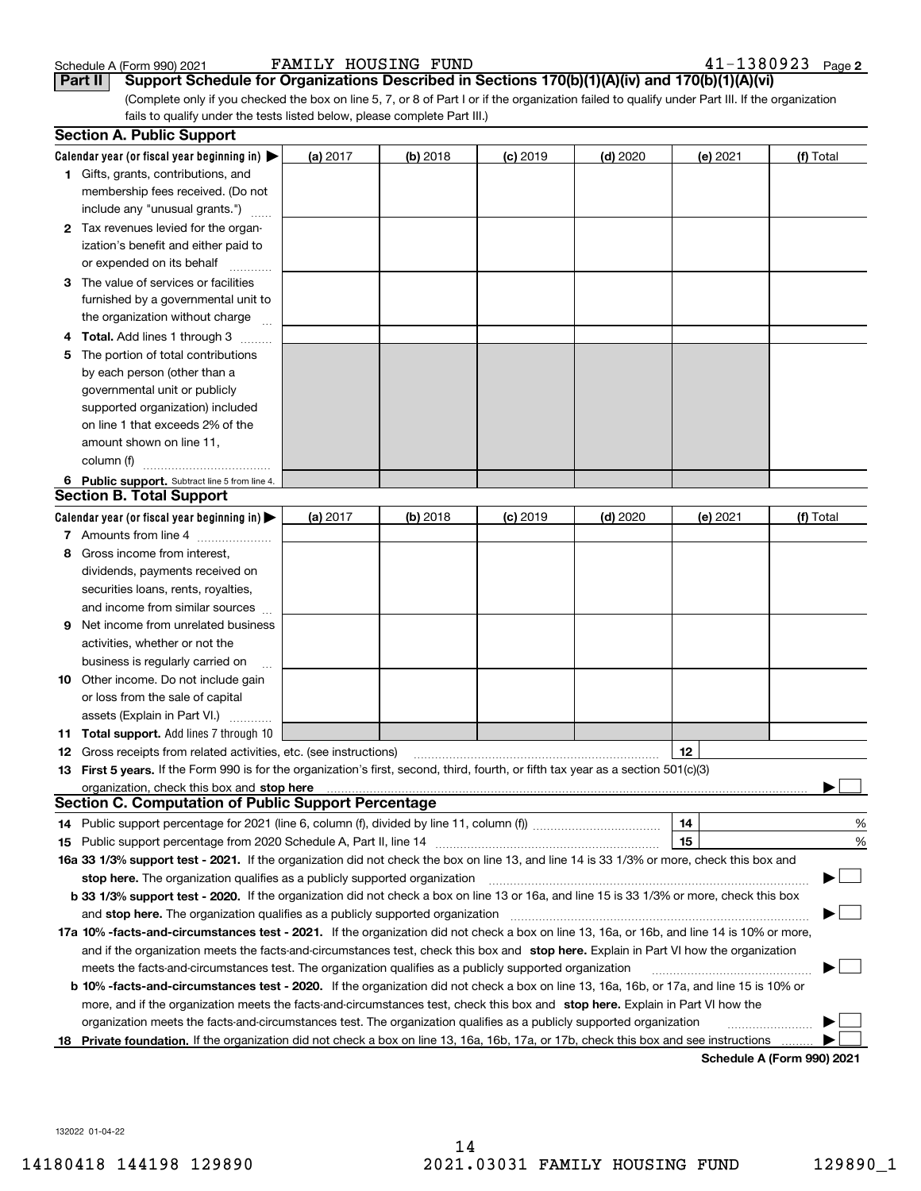Schedule A (Form 990) 2021 FAMILY HOUSING FUND 41-1380923

## Part II Support Schedule for Organizations Described in Sections 170(b)(1)(A)(iv) and 170(b)(1)(A)(vi)

(Complete only if you checked the box on line 5, 7, or 8 of Part I or if the organization failed to qualify under Part III. If the organization fails to qualify under the tests listed below, please complete Part III.)

### Section A. Public Support

| Calendar year (or fiscal year beginning in) ▶ | (a) 2017 | (b) 2018 | (c) 2019 | (d) 2020 | (e) 2021 | (f) Total |
|---|---|---|---|---|---|---|
| 1 Gifts, grants, contributions, and membership fees received. (Do not include any "unusual grants.") | | | | | | |
| 2 Tax revenues levied for the organization's benefit and either paid to or expended on its behalf | | | | | | |
| 3 The value of services or facilities furnished by a governmental unit to the organization without charge | | | | | | |
| 4 **Total.** Add lines 1 through 3 | | | | | | |
| 5 The portion of total contributions by each person (other than a governmental unit or publicly supported organization) included on line 1 that exceeds 2% of the amount shown on line 11, column (f) | | | | | | |
| 6 **Public support.** Subtract line 5 from line 4. | | | | | | |

### Section B. Total Support

| Calendar year (or fiscal year beginning in) ▶ | (a) 2017 | (b) 2018 | (c) 2019 | (d) 2020 | (e) 2021 | (f) Total |
|---|---|---|---|---|---|---|
| 7 Amounts from line 4 | | | | | | |
| 8 Gross income from interest, dividends, payments received on securities loans, rents, royalties, and income from similar sources | | | | | | |
| 9 Net income from unrelated business activities, whether or not the business is regularly carried on | | | | | | |
| 10 Other income. Do not include gain or loss from the sale of capital assets (Explain in Part VI.) | | | | | | |
| 11 **Total support.** Add lines 7 through 10 | | | | | | |

12 Gross receipts from related activities, etc. (see instructions) | 12 |

13 **First 5 years.** If the Form 990 is for the organization's first, second, third, fourth, or fifth tax year as a section 501(c)(3) organization, check this box and **stop here** ▶ ☐

### Section C. Computation of Public Support Percentage

14 Public support percentage for 2021 (line 6, column (f), divided by line 11, column (f)) | 14 | %

15 Public support percentage from 2020 Schedule A, Part II, line 14 | 15 | %

16a **33 1/3% support test - 2021.** If the organization did not check the box on line 13, and line 14 is 33 1/3% or more, check this box and **stop here.** The organization qualifies as a publicly supported organization ▶ ☐

b **33 1/3% support test - 2020.** If the organization did not check a box on line 13 or 16a, and line 15 is 33 1/3% or more, check this box and **stop here.** The organization qualifies as a publicly supported organization ▶ ☐

17a **10% -facts-and-circumstances test - 2021.** If the organization did not check a box on line 13, 16a, or 16b, and line 14 is 10% or more, and if the organization meets the facts-and-circumstances test, check this box and **stop here.** Explain in Part VI how the organization meets the facts-and-circumstances test. The organization qualifies as a publicly supported organization ▶ ☐

b **10% -facts-and-circumstances test - 2020.** If the organization did not check a box on line 13, 16a, 16b, or 17a, and line 15 is 10% or more, and if the organization meets the facts-and-circumstances test, check this box and **stop here.** Explain in Part VI how the organization meets the facts-and-circumstances test. The organization qualifies as a publicly supported organization ▶ ☐

18 **Private foundation.** If the organization did not check a box on line 13, 16a, 16b, 17a, or 17b, check this box and see instructions ▶ ☐

**Schedule A (Form 990) 2021**

132022 01-04-22

14180418 144198 129890 2021.03031 FAMILY HOUSING FUND 129890_1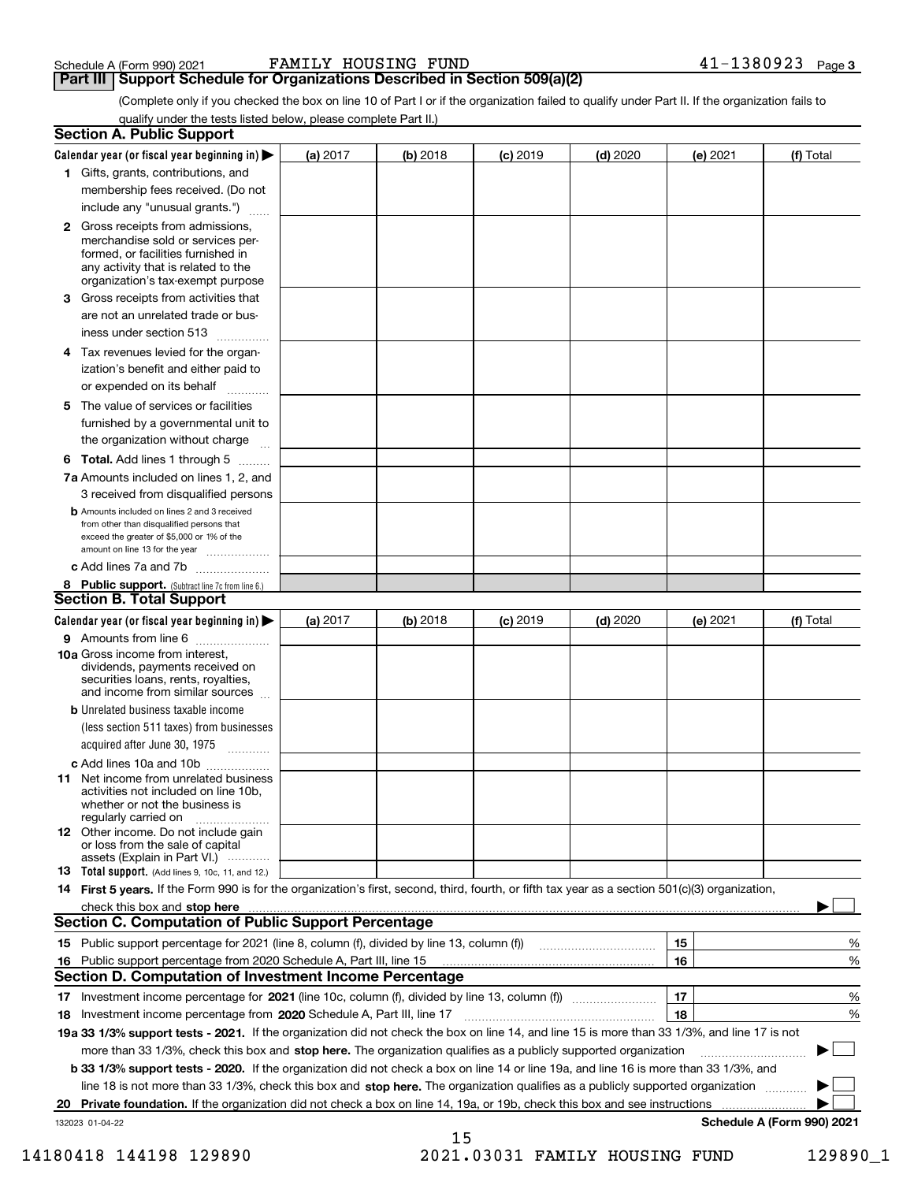Schedule A (Form 990) 2021 FAMILY HOUSING FUND 41-1380923 Page 3

## Part III Support Schedule for Organizations Described in Section 509(a)(2)

(Complete only if you checked the box on line 10 of Part I or if the organization failed to qualify under Part II. If the organization fails to qualify under the tests listed below, please complete Part II.)

### Section A. Public Support

| Calendar year (or fiscal year beginning in) ▶ | (a) 2017 | (b) 2018 | (c) 2019 | (d) 2020 | (e) 2021 | (f) Total |
|---|---|---|---|---|---|---|
| 1 Gifts, grants, contributions, and membership fees received. (Do not include any "unusual grants.") | | | | | | |
| 2 Gross receipts from admissions, merchandise sold or services performed, or facilities furnished in any activity that is related to the organization's tax-exempt purpose | | | | | | |
| 3 Gross receipts from activities that are not an unrelated trade or business under section 513 | | | | | | |
| 4 Tax revenues levied for the organization's benefit and either paid to or expended on its behalf | | | | | | |
| 5 The value of services or facilities furnished by a governmental unit to the organization without charge | | | | | | |
| 6 **Total.** Add lines 1 through 5 | | | | | | |
| 7a Amounts included on lines 1, 2, and 3 received from disqualified persons | | | | | | |
| b Amounts included on lines 2 and 3 received from other than disqualified persons that exceed the greater of $5,000 or 1% of the amount on line 13 for the year | | | | | | |
| c Add lines 7a and 7b | | | | | | |
| 8 **Public support.** (Subtract line 7c from line 6.) | | | | | | |

### Section B. Total Support

| Calendar year (or fiscal year beginning in) ▶ | (a) 2017 | (b) 2018 | (c) 2019 | (d) 2020 | (e) 2021 | (f) Total |
|---|---|---|---|---|---|---|
| 9 Amounts from line 6 | | | | | | |
| 10a Gross income from interest, dividends, payments received on securities loans, rents, royalties, and income from similar sources | | | | | | |
| b Unrelated business taxable income (less section 511 taxes) from businesses acquired after June 30, 1975 | | | | | | |
| c Add lines 10a and 10b | | | | | | |
| 11 Net income from unrelated business activities not included on line 10b, whether or not the business is regularly carried on | | | | | | |
| 12 Other income. Do not include gain or loss from the sale of capital assets (Explain in Part VI.) | | | | | | |
| 13 **Total support.** (Add lines 9, 10c, 11, and 12.) | | | | | | |

14 **First 5 years.** If the Form 990 is for the organization's first, second, third, fourth, or fifth tax year as a section 501(c)(3) organization, check this box and **stop here** ▶ ☐

### Section C. Computation of Public Support Percentage

| | | | |
|---|---|---|---|
| 15 | Public support percentage for 2021 (line 8, column (f), divided by line 13, column (f)) | 15 | % |
| 16 | Public support percentage from 2020 Schedule A, Part III, line 15 | 16 | % |

### Section D. Computation of Investment Income Percentage

| | | | |
|---|---|---|---|
| 17 | Investment income percentage for **2021** (line 10c, column (f), divided by line 13, column (f)) | 17 | % |
| 18 | Investment income percentage from **2020** Schedule A, Part III, line 17 | 18 | % |

**19a 33 1/3% support tests - 2021.** If the organization did not check the box on line 14, and line 15 is more than 33 1/3%, and line 17 is not more than 33 1/3%, check this box and **stop here.** The organization qualifies as a publicly supported organization ▶ ☐

**b 33 1/3% support tests - 2020.** If the organization did not check a box on line 14 or line 19a, and line 16 is more than 33 1/3%, and line 18 is not more than 33 1/3%, check this box and **stop here.** The organization qualifies as a publicly supported organization ▶ ☐

**20 Private foundation.** If the organization did not check a box on line 14, 19a, or 19b, check this box and see instructions ▶ ☐

132023 01-04-22 **Schedule A (Form 990) 2021**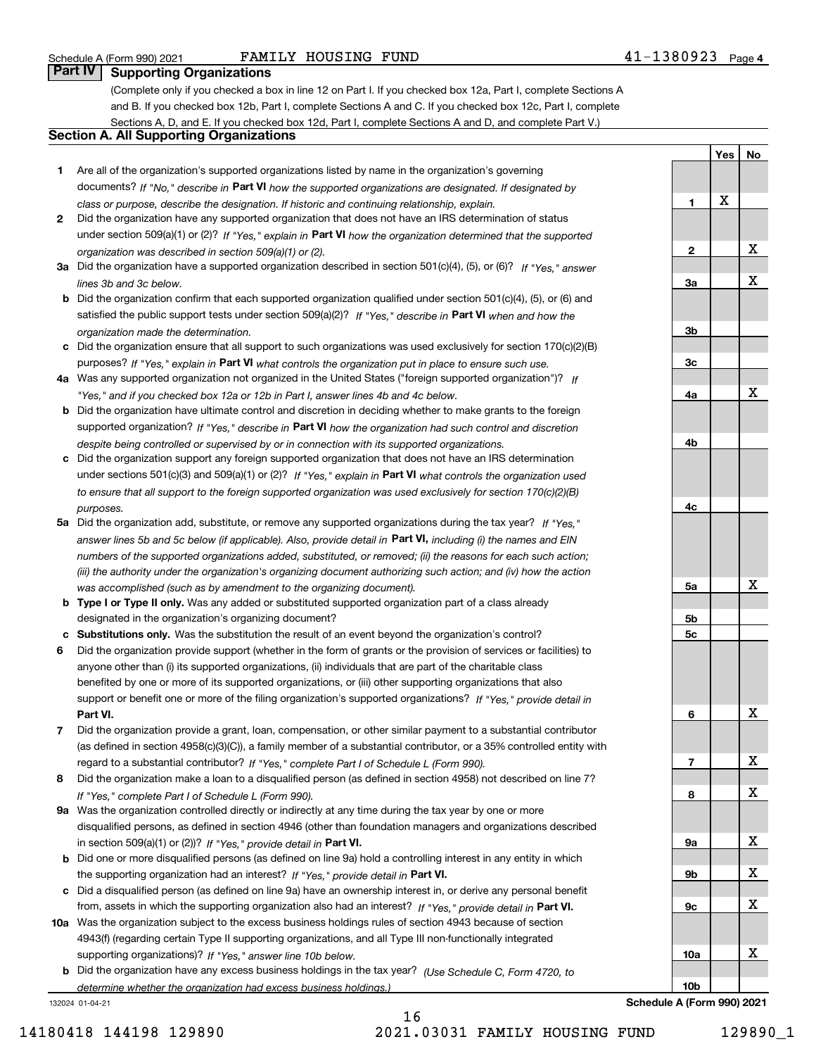Schedule A (Form 990) 2021 FAMILY HOUSING FUND 41-1380923 Page 4

## Part IV Supporting Organizations

(Complete only if you checked a box in line 12 on Part I. If you checked box 12a, Part I, complete Sections A and B. If you checked box 12b, Part I, complete Sections A and C. If you checked box 12c, Part I, complete Sections A, D, and E. If you checked box 12d, Part I, complete Sections A and D, and complete Part V.)

### Section A. All Supporting Organizations

| | | Line | Yes | No |
|---|---|---|---|---|
| **1** | Are all of the organization's supported organizations listed by name in the organization's governing documents? *If "No," describe in* **Part VI** *how the supported organizations are designated. If designated by class or purpose, describe the designation. If historic and continuing relationship, explain.* | 1 | X | |
| **2** | Did the organization have any supported organization that does not have an IRS determination of status under section 509(a)(1) or (2)? *If "Yes," explain in* **Part VI** *how the organization determined that the supported organization was described in section 509(a)(1) or (2).* | 2 | | X |
| **3a** | Did the organization have a supported organization described in section 501(c)(4), (5), or (6)? *If "Yes," answer lines 3b and 3c below.* | 3a | | X |
| **b** | Did the organization confirm that each supported organization qualified under section 501(c)(4), (5), or (6) and satisfied the public support tests under section 509(a)(2)? *If "Yes," describe in* **Part VI** *when and how the organization made the determination.* | 3b | | |
| **c** | Did the organization ensure that all support to such organizations was used exclusively for section 170(c)(2)(B) purposes? *If "Yes," explain in* **Part VI** *what controls the organization put in place to ensure such use.* | 3c | | |
| **4a** | Was any supported organization not organized in the United States ("foreign supported organization")? *If "Yes," and if you checked box 12a or 12b in Part I, answer lines 4b and 4c below.* | 4a | | X |
| **b** | Did the organization have ultimate control and discretion in deciding whether to make grants to the foreign supported organization? *If "Yes," describe in* **Part VI** *how the organization had such control and discretion despite being controlled or supervised by or in connection with its supported organizations.* | 4b | | |
| **c** | Did the organization support any foreign supported organization that does not have an IRS determination under sections 501(c)(3) and 509(a)(1) or (2)? *If "Yes," explain in* **Part VI** *what controls the organization used to ensure that all support to the foreign supported organization was used exclusively for section 170(c)(2)(B) purposes.* | 4c | | |
| **5a** | Did the organization add, substitute, or remove any supported organizations during the tax year? *If "Yes," answer lines 5b and 5c below (if applicable). Also, provide detail in* **Part VI,** *including (i) the names and EIN numbers of the supported organizations added, substituted, or removed; (ii) the reasons for each such action; (iii) the authority under the organization's organizing document authorizing such action; and (iv) how the action was accomplished (such as by amendment to the organizing document).* | 5a | | X |
| **b** | **Type I or Type II only.** Was any added or substituted supported organization part of a class already designated in the organization's organizing document? | 5b | | |
| **c** | **Substitutions only.** Was the substitution the result of an event beyond the organization's control? | 5c | | |
| **6** | Did the organization provide support (whether in the form of grants or the provision of services or facilities) to anyone other than (i) its supported organizations, (ii) individuals that are part of the charitable class benefited by one or more of its supported organizations, or (iii) other supporting organizations that also support or benefit one or more of the filing organization's supported organizations? *If "Yes," provide detail in* **Part VI.** | 6 | | X |
| **7** | Did the organization provide a grant, loan, compensation, or other similar payment to a substantial contributor (as defined in section 4958(c)(3)(C)), a family member of a substantial contributor, or a 35% controlled entity with regard to a substantial contributor? *If "Yes," complete Part I of Schedule L (Form 990).* | 7 | | X |
| **8** | Did the organization make a loan to a disqualified person (as defined in section 4958) not described on line 7? *If "Yes," complete Part I of Schedule L (Form 990).* | 8 | | X |
| **9a** | Was the organization controlled directly or indirectly at any time during the tax year by one or more disqualified persons, as defined in section 4946 (other than foundation managers and organizations described in section 509(a)(1) or (2))? *If "Yes," provide detail in* **Part VI.** | 9a | | X |
| **b** | Did one or more disqualified persons (as defined on line 9a) hold a controlling interest in any entity in which the supporting organization had an interest? *If "Yes," provide detail in* **Part VI.** | 9b | | X |
| **c** | Did a disqualified person (as defined on line 9a) have an ownership interest in, or derive any personal benefit from, assets in which the supporting organization also had an interest? *If "Yes," provide detail in* **Part VI.** | 9c | | X |
| **10a** | Was the organization subject to the excess business holdings rules of section 4943 because of section 4943(f) (regarding certain Type II supporting organizations, and all Type III non-functionally integrated supporting organizations)? *If "Yes," answer line 10b below.* | 10a | | X |
| **b** | Did the organization have any excess business holdings in the tax year? *(Use Schedule C, Form 4720, to determine whether the organization had excess business holdings.)* | 10b | | |

132024 01-04-21 **Schedule A (Form 990) 2021**

14180418 144198 129890 2021.03031 FAMILY HOUSING FUND 129890_1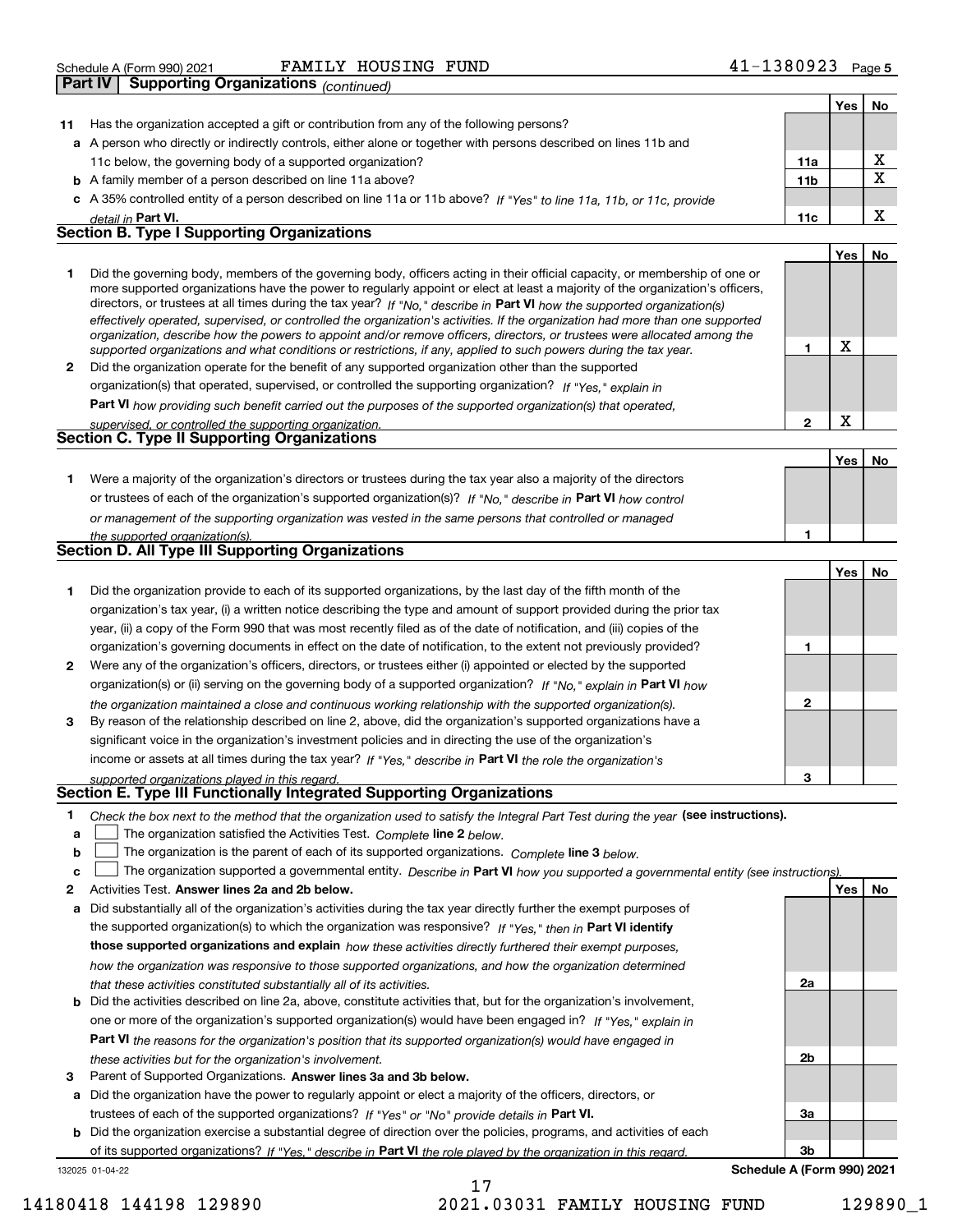Schedule A (Form 990) 2021 FAMILY HOUSING FUND 41-1380923 Page 5

**Part IV Supporting Organizations** *(continued)*

| | | | Yes | No |
|---|---|---|---|---|
| **11** | Has the organization accepted a gift or contribution from any of the following persons? | | | |
| **a** | A person who directly or indirectly controls, either alone or together with persons described on lines 11b and 11c below, the governing body of a supported organization? | 11a | | X |
| **b** | A family member of a person described on line 11a above? | 11b | | X |
| **c** | A 35% controlled entity of a person described on line 11a or 11b above? *If "Yes" to line 11a, 11b, or 11c, provide detail in* **Part VI.** | 11c | | X |

## Section B. Type I Supporting Organizations

| | | | Yes | No |
|---|---|---|---|---|
| **1** | Did the governing body, members of the governing body, officers acting in their official capacity, or membership of one or more supported organizations have the power to regularly appoint or elect at least a majority of the organization's officers, directors, or trustees at all times during the tax year? *If "No," describe in* **Part VI** *how the supported organization(s) effectively operated, supervised, or controlled the organization's activities. If the organization had more than one supported organization, describe how the powers to appoint and/or remove officers, directors, or trustees were allocated among the supported organizations and what conditions or restrictions, if any, applied to such powers during the tax year.* | 1 | X | |
| **2** | Did the organization operate for the benefit of any supported organization other than the supported organization(s) that operated, supervised, or controlled the supporting organization? *If "Yes," explain in* **Part VI** *how providing such benefit carried out the purposes of the supported organization(s) that operated, supervised, or controlled the supporting organization.* | 2 | X | |

## Section C. Type II Supporting Organizations

| | | | Yes | No |
|---|---|---|---|---|
| **1** | Were a majority of the organization's directors or trustees during the tax year also a majority of the directors or trustees of each of the organization's supported organization(s)? *If "No," describe in* **Part VI** *how control or management of the supporting organization was vested in the same persons that controlled or managed the supported organization(s).* | 1 | | |

## Section D. All Type III Supporting Organizations

| | | | Yes | No |
|---|---|---|---|---|
| **1** | Did the organization provide to each of its supported organizations, by the last day of the fifth month of the organization's tax year, (i) a written notice describing the type and amount of support provided during the prior tax year, (ii) a copy of the Form 990 that was most recently filed as of the date of notification, and (iii) copies of the organization's governing documents in effect on the date of notification, to the extent not previously provided? | 1 | | |
| **2** | Were any of the organization's officers, directors, or trustees either (i) appointed or elected by the supported organization(s) or (ii) serving on the governing body of a supported organization? *If "No," explain in* **Part VI** *how the organization maintained a close and continuous working relationship with the supported organization(s).* | 2 | | |
| **3** | By reason of the relationship described on line 2, above, did the organization's supported organizations have a significant voice in the organization's investment policies and in directing the use of the organization's income or assets at all times during the tax year? *If "Yes," describe in* **Part VI** *the role the organization's supported organizations played in this regard.* | 3 | | |

## Section E. Type III Functionally Integrated Supporting Organizations

**1** *Check the box next to the method that the organization used to satisfy the Integral Part Test during the year* **(see instructions).**

- **a** ☐ The organization satisfied the Activities Test. *Complete* **line 2** *below.*
- **b** ☐ The organization is the parent of each of its supported organizations. *Complete* **line 3** *below.*
- **c** ☐ The organization supported a governmental entity. *Describe in* **Part VI** *how you supported a governmental entity (see instructions).*

| | | | Yes | No |
|---|---|---|---|---|
| **2** | Activities Test. **Answer lines 2a and 2b below.** | | | |
| **a** | Did substantially all of the organization's activities during the tax year directly further the exempt purposes of the supported organization(s) to which the organization was responsive? *If "Yes," then in* **Part VI identify those supported organizations and explain** *how these activities directly furthered their exempt purposes, how the organization was responsive to those supported organizations, and how the organization determined that these activities constituted substantially all of its activities.* | 2a | | |
| **b** | Did the activities described on line 2a, above, constitute activities that, but for the organization's involvement, one or more of the organization's supported organization(s) would have been engaged in? *If "Yes," explain in* **Part VI** *the reasons for the organization's position that its supported organization(s) would have engaged in these activities but for the organization's involvement.* | 2b | | |
| **3** | Parent of Supported Organizations. **Answer lines 3a and 3b below.** | | | |
| **a** | Did the organization have the power to regularly appoint or elect a majority of the officers, directors, or trustees of each of the supported organizations? *If "Yes" or "No" provide details in* **Part VI.** | 3a | | |
| **b** | Did the organization exercise a substantial degree of direction over the policies, programs, and activities of each of its supported organizations? *If "Yes," describe in* **Part VI** *the role played by the organization in this regard.* | 3b | | |

132025 01-04-22 **Schedule A (Form 990) 2021**

14180418 144198 129890 2021.03031 FAMILY HOUSING FUND 129890_1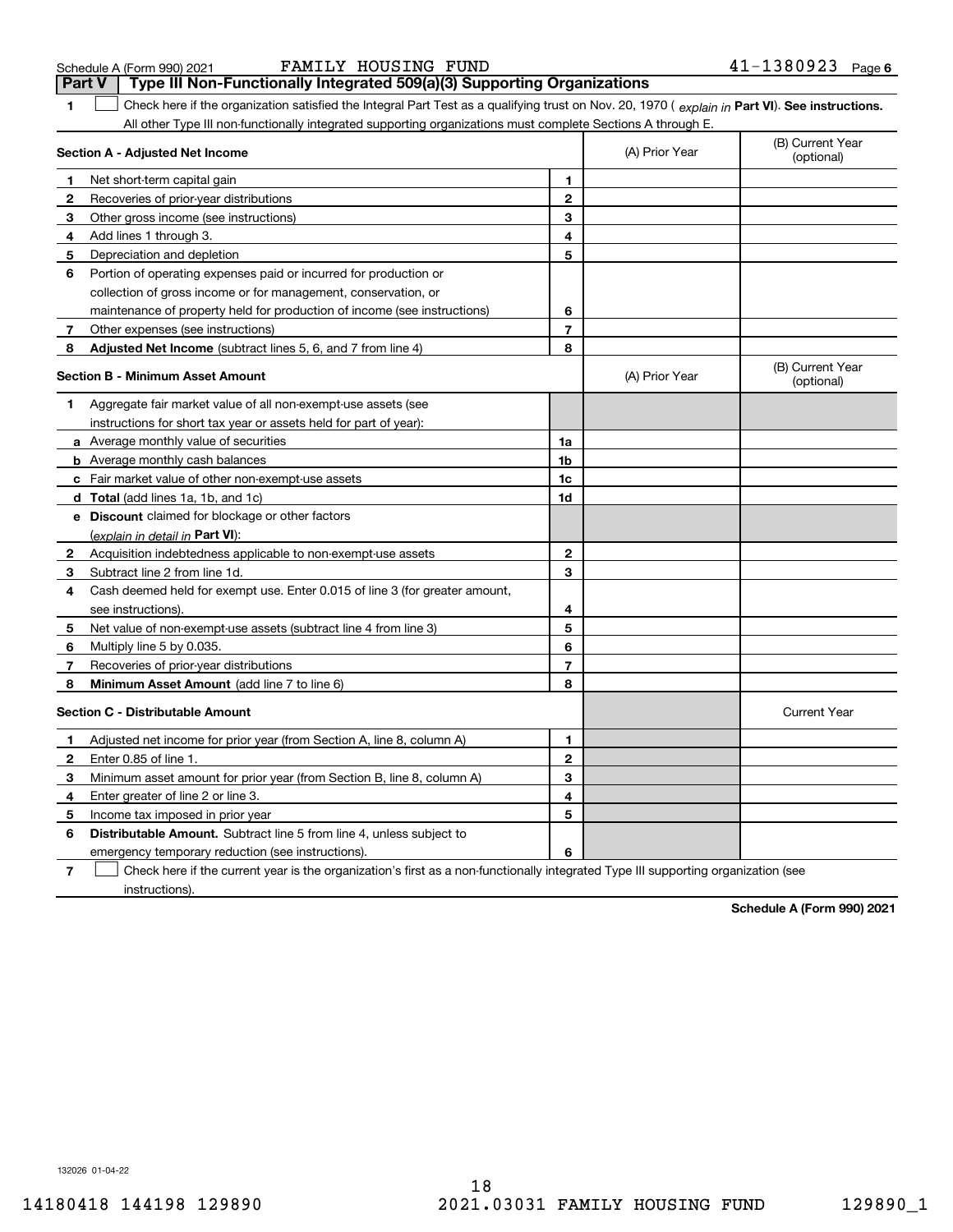Schedule A (Form 990) 2021 FAMILY HOUSING FUND 41-1380923 Page 6

## Part V Type III Non-Functionally Integrated 509(a)(3) Supporting Organizations

**1** ☐ Check here if the organization satisfied the Integral Part Test as a qualifying trust on Nov. 20, 1970 ( *explain in* **Part VI**). **See instructions.** All other Type III non-functionally integrated supporting organizations must complete Sections A through E.

| **Section A - Adjusted Net Income** | | (A) Prior Year | (B) Current Year (optional) |
|---|---|---|---|
| **1** Net short-term capital gain | 1 | | |
| **2** Recoveries of prior-year distributions | 2 | | |
| **3** Other gross income (see instructions) | 3 | | |
| **4** Add lines 1 through 3. | 4 | | |
| **5** Depreciation and depletion | 5 | | |
| **6** Portion of operating expenses paid or incurred for production or collection of gross income or for management, conservation, or maintenance of property held for production of income (see instructions) | 6 | | |
| **7** Other expenses (see instructions) | 7 | | |
| **8** **Adjusted Net Income** (subtract lines 5, 6, and 7 from line 4) | 8 | | |

| **Section B - Minimum Asset Amount** | | (A) Prior Year | (B) Current Year (optional) |
|---|---|---|---|
| **1** Aggregate fair market value of all non-exempt-use assets (see instructions for short tax year or assets held for part of year): | | | |
| **a** Average monthly value of securities | 1a | | |
| **b** Average monthly cash balances | 1b | | |
| **c** Fair market value of other non-exempt-use assets | 1c | | |
| **d** **Total** (add lines 1a, 1b, and 1c) | 1d | | |
| **e** **Discount** claimed for blockage or other factors (*explain in detail in* **Part VI**): | | | |
| **2** Acquisition indebtedness applicable to non-exempt-use assets | 2 | | |
| **3** Subtract line 2 from line 1d. | 3 | | |
| **4** Cash deemed held for exempt use. Enter 0.015 of line 3 (for greater amount, see instructions). | 4 | | |
| **5** Net value of non-exempt-use assets (subtract line 4 from line 3) | 5 | | |
| **6** Multiply line 5 by 0.035. | 6 | | |
| **7** Recoveries of prior-year distributions | 7 | | |
| **8** **Minimum Asset Amount** (add line 7 to line 6) | 8 | | |

| **Section C - Distributable Amount** | | | Current Year |
|---|---|---|---|
| **1** Adjusted net income for prior year (from Section A, line 8, column A) | 1 | | |
| **2** Enter 0.85 of line 1. | 2 | | |
| **3** Minimum asset amount for prior year (from Section B, line 8, column A) | 3 | | |
| **4** Enter greater of line 2 or line 3. | 4 | | |
| **5** Income tax imposed in prior year | 5 | | |
| **6** **Distributable Amount.** Subtract line 5 from line 4, unless subject to emergency temporary reduction (see instructions). | 6 | | |

**7** ☐ Check here if the current year is the organization's first as a non-functionally integrated Type III supporting organization (see instructions).

**Schedule A (Form 990) 2021**

132026 01-04-22

14180418 144198 129890 2021.03031 FAMILY HOUSING FUND 129890_1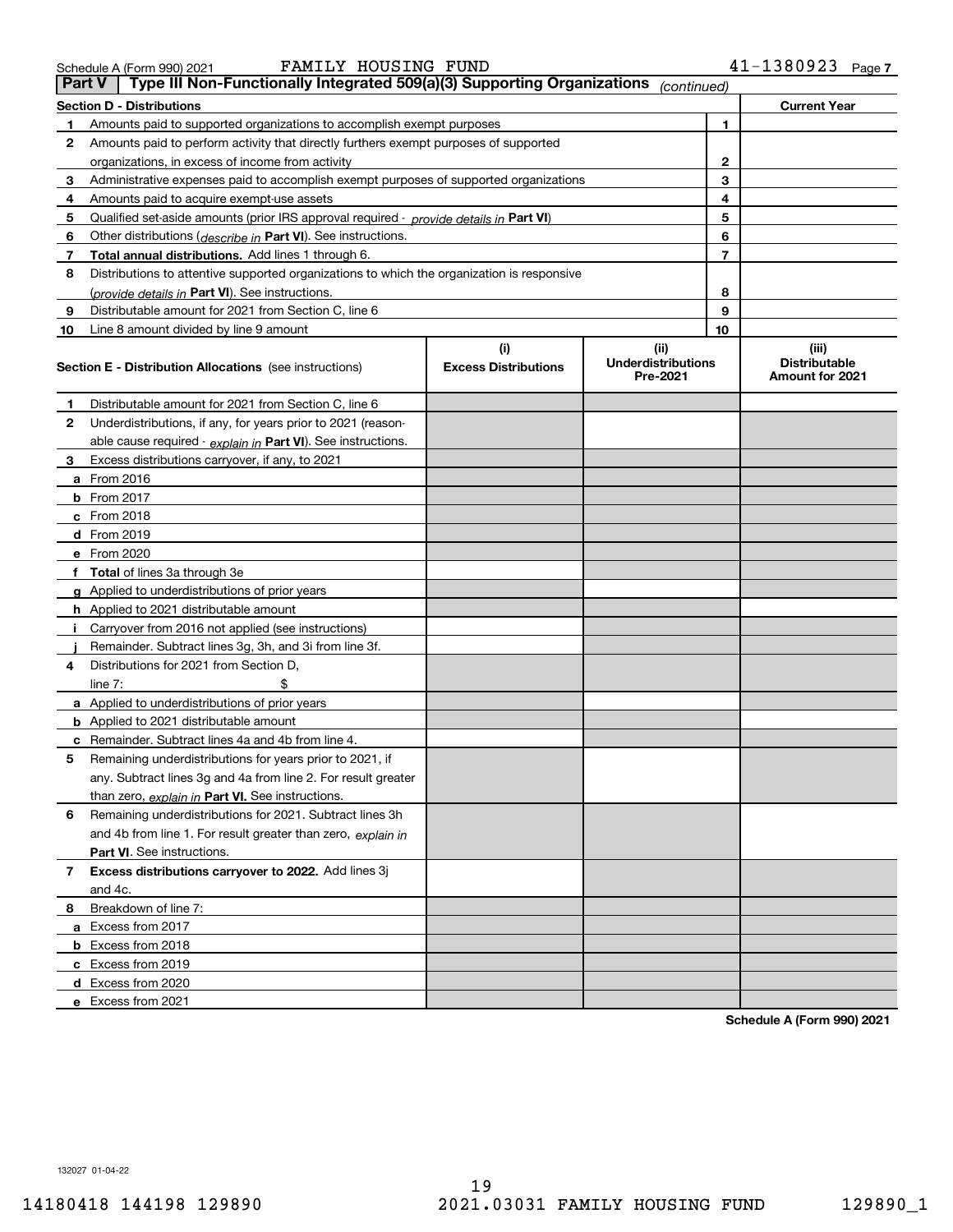Schedule A (Form 990) 2021 FAMILY HOUSING FUND 41-1380923

## Part V Type III Non-Functionally Integrated 509(a)(3) Supporting Organizations *(continued)*

| Section D - Distributions | | Current Year |
|---|---|---|
| 1 Amounts paid to supported organizations to accomplish exempt purposes | 1 | |
| 2 Amounts paid to perform activity that directly furthers exempt purposes of supported organizations, in excess of income from activity | 2 | |
| 3 Administrative expenses paid to accomplish exempt purposes of supported organizations | 3 | |
| 4 Amounts paid to acquire exempt-use assets | 4 | |
| 5 Qualified set-aside amounts (prior IRS approval required - *provide details in* **Part VI**) | 5 | |
| 6 Other distributions (*describe in* **Part VI**). See instructions. | 6 | |
| 7 **Total annual distributions.** Add lines 1 through 6. | 7 | |
| 8 Distributions to attentive supported organizations to which the organization is responsive (*provide details in* **Part VI**). See instructions. | 8 | |
| 9 Distributable amount for 2021 from Section C, line 6 | 9 | |
| 10 Line 8 amount divided by line 9 amount | 10 | |

| Section E - Distribution Allocations (see instructions) | (i) Excess Distributions | (ii) Underdistributions Pre-2021 | (iii) Distributable Amount for 2021 |
|---|---|---|---|
| 1 Distributable amount for 2021 from Section C, line 6 | | | |
| 2 Underdistributions, if any, for years prior to 2021 (reasonable cause required - *explain in* **Part VI**). See instructions. | | | |
| 3 Excess distributions carryover, if any, to 2021 | | | |
| a From 2016 | | | |
| b From 2017 | | | |
| c From 2018 | | | |
| d From 2019 | | | |
| e From 2020 | | | |
| f **Total** of lines 3a through 3e | | | |
| g Applied to underdistributions of prior years | | | |
| h Applied to 2021 distributable amount | | | |
| i Carryover from 2016 not applied (see instructions) | | | |
| j Remainder. Subtract lines 3g, 3h, and 3i from line 3f. | | | |
| 4 Distributions for 2021 from Section D, line 7: $ | | | |
| a Applied to underdistributions of prior years | | | |
| b Applied to 2021 distributable amount | | | |
| c Remainder. Subtract lines 4a and 4b from line 4. | | | |
| 5 Remaining underdistributions for years prior to 2021, if any. Subtract lines 3g and 4a from line 2. For result greater than zero, *explain in* **Part VI.** See instructions. | | | |
| 6 Remaining underdistributions for 2021. Subtract lines 3h and 4b from line 1. For result greater than zero, *explain in* **Part VI**. See instructions. | | | |
| 7 **Excess distributions carryover to 2022.** Add lines 3j and 4c. | | | |
| 8 Breakdown of line 7: | | | |
| a Excess from 2017 | | | |
| b Excess from 2018 | | | |
| c Excess from 2019 | | | |
| d Excess from 2020 | | | |
| e Excess from 2021 | | | |

**Schedule A (Form 990) 2021**

132027 01-04-22

14180418 144198 129890 2021.03031 FAMILY HOUSING FUND 129890_1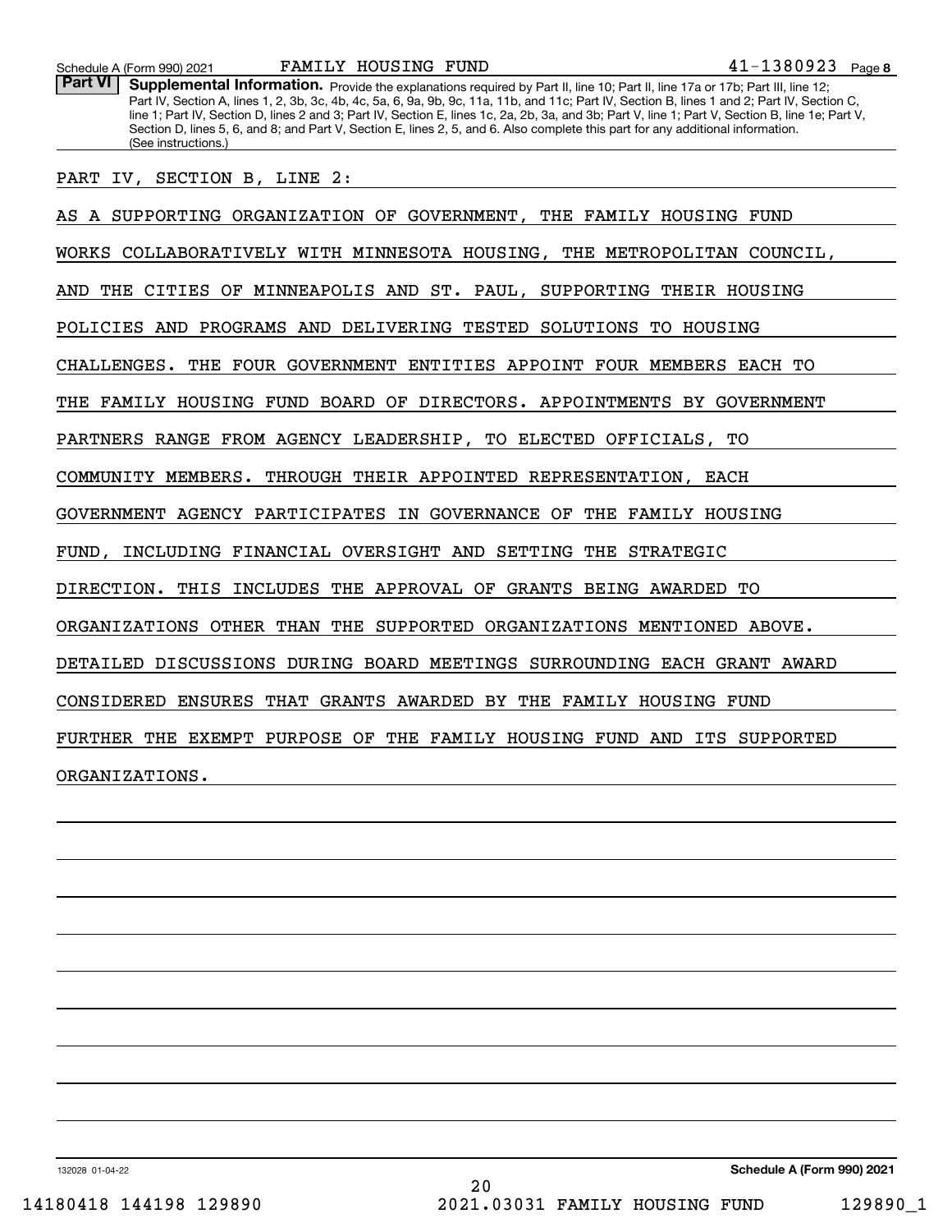**Part VI Supplemental Information.** Provide the explanations required by Part II, line 10; Part II, line 17a or 17b; Part III, line 12; Part IV, Section A, lines 1, 2, 3b, 3c, 4b, 4c, 5a, 6, 9a, 9b, 9c, 11a, 11b, and 11c; Part IV, Section B, lines 1 and 2; Part IV, Section C, line 1; Part IV, Section D, lines 2 and 3; Part IV, Section E, lines 1c, 2a, 2b, 3a, and 3b; Part V, line 1; Part V, Section B, line 1e; Part V, Section D, lines 5, 6, and 8; and Part V, Section E, lines 2, 5, and 6. Also complete this part for any additional information. (See instructions.)

PART IV, SECTION B, LINE 2:

AS A SUPPORTING ORGANIZATION OF GOVERNMENT, THE FAMILY HOUSING FUND WORKS COLLABORATIVELY WITH MINNESOTA HOUSING, THE METROPOLITAN COUNCIL, AND THE CITIES OF MINNEAPOLIS AND ST. PAUL, SUPPORTING THEIR HOUSING POLICIES AND PROGRAMS AND DELIVERING TESTED SOLUTIONS TO HOUSING CHALLENGES. THE FOUR GOVERNMENT ENTITIES APPOINT FOUR MEMBERS EACH TO THE FAMILY HOUSING FUND BOARD OF DIRECTORS. APPOINTMENTS BY GOVERNMENT PARTNERS RANGE FROM AGENCY LEADERSHIP, TO ELECTED OFFICIALS, TO COMMUNITY MEMBERS. THROUGH THEIR APPOINTED REPRESENTATION, EACH GOVERNMENT AGENCY PARTICIPATES IN GOVERNANCE OF THE FAMILY HOUSING FUND, INCLUDING FINANCIAL OVERSIGHT AND SETTING THE STRATEGIC DIRECTION. THIS INCLUDES THE APPROVAL OF GRANTS BEING AWARDED TO ORGANIZATIONS OTHER THAN THE SUPPORTED ORGANIZATIONS MENTIONED ABOVE. DETAILED DISCUSSIONS DURING BOARD MEETINGS SURROUNDING EACH GRANT AWARD CONSIDERED ENSURES THAT GRANTS AWARDED BY THE FAMILY HOUSING FUND FURTHER THE EXEMPT PURPOSE OF THE FAMILY HOUSING FUND AND ITS SUPPORTED ORGANIZATIONS.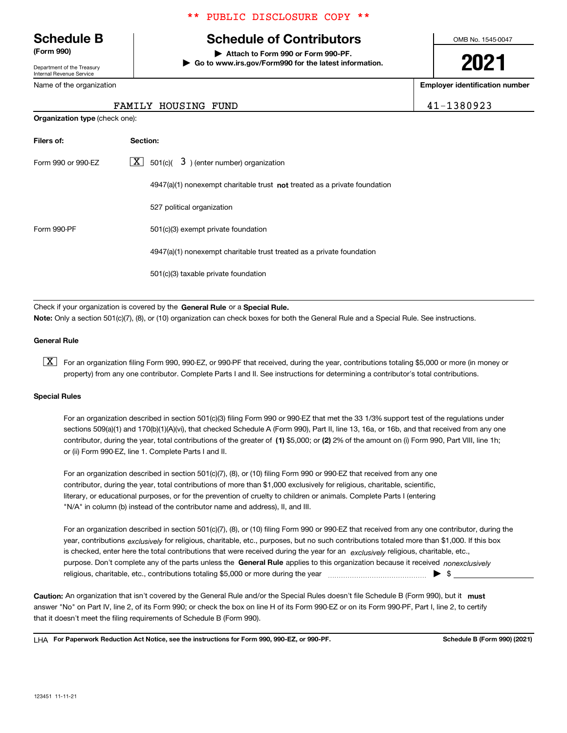\*\* PUBLIC DISCLOSURE COPY \*\*

# Schedule B (Form 990)

Department of the Treasury
Internal Revenue Service

## Schedule of Contributors

▶ Attach to Form 990 or Form 990-PF.
▶ Go to www.irs.gov/Form990 for the latest information.

OMB No. 1545-0047

**2021**

| Name of the organization | Employer identification number |
|---|---|
| FAMILY HOUSING FUND | 41-1380923 |

**Organization type** (check one):

| Filers of: | Section: |
|---|---|
| Form 990 or 990-EZ | [X] 501(c)( 3 ) (enter number) organization |
| | 4947(a)(1) nonexempt charitable trust **not** treated as a private foundation |
| | 527 political organization |
| Form 990-PF | 501(c)(3) exempt private foundation |
| | 4947(a)(1) nonexempt charitable trust treated as a private foundation |
| | 501(c)(3) taxable private foundation |

Check if your organization is covered by the **General Rule** or a **Special Rule.**

**Note:** Only a section 501(c)(7), (8), or (10) organization can check boxes for both the General Rule and a Special Rule. See instructions.

### General Rule

[X] For an organization filing Form 990, 990-EZ, or 990-PF that received, during the year, contributions totaling $5,000 or more (in money or property) from any one contributor. Complete Parts I and II. See instructions for determining a contributor's total contributions.

### Special Rules

For an organization described in section 501(c)(3) filing Form 990 or 990-EZ that met the 33 1/3% support test of the regulations under sections 509(a)(1) and 170(b)(1)(A)(vi), that checked Schedule A (Form 990), Part II, line 13, 16a, or 16b, and that received from any one contributor, during the year, total contributions of the greater of **(1)** $5,000; or **(2)** 2% of the amount on (i) Form 990, Part VIII, line 1h; or (ii) Form 990-EZ, line 1. Complete Parts I and II.

For an organization described in section 501(c)(7), (8), or (10) filing Form 990 or 990-EZ that received from any one contributor, during the year, total contributions of more than $1,000 exclusively for religious, charitable, scientific, literary, or educational purposes, or for the prevention of cruelty to children or animals. Complete Parts I (entering "N/A" in column (b) instead of the contributor name and address), II, and III.

For an organization described in section 501(c)(7), (8), or (10) filing Form 990 or 990-EZ that received from any one contributor, during the year, contributions *exclusively* for religious, charitable, etc., purposes, but no such contributions totaled more than $1,000. If this box is checked, enter here the total contributions that were received during the year for an *exclusively* religious, charitable, etc., purpose. Don't complete any of the parts unless the **General Rule** applies to this organization because it received *nonexclusively* religious, charitable, etc., contributions totaling $5,000 or more during the year ▶ $

**Caution:** An organization that isn't covered by the General Rule and/or the Special Rules doesn't file Schedule B (Form 990), but it **must** answer "No" on Part IV, line 2, of its Form 990; or check the box on line H of its Form 990-EZ or on its Form 990-PF, Part I, line 2, to certify that it doesn't meet the filing requirements of Schedule B (Form 990).

LHA **For Paperwork Reduction Act Notice, see the instructions for Form 990, 990-EZ, or 990-PF.** **Schedule B (Form 990) (2021)**

123451 11-11-21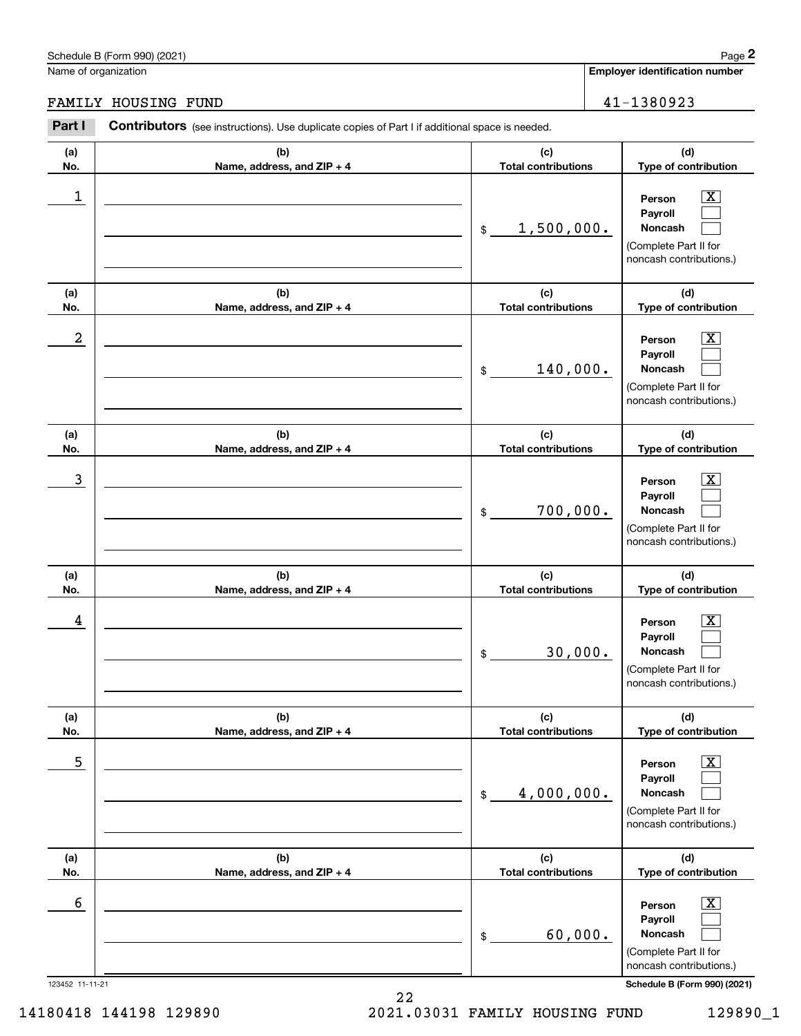Schedule B (Form 990) (2021)

Name of organization: FAMILY HOUSING FUND

Employer identification number: 41-1380923

**Part I** **Contributors** (see instructions). Use duplicate copies of Part I if additional space is needed.

| (a) No. | (b) Name, address, and ZIP + 4 | (c) Total contributions | (d) Type of contribution |
|---|---|---|---|
| 1 | | $ 1,500,000. | Person [X] Payroll [ ] Noncash [ ] (Complete Part II for noncash contributions.) |
| 2 | | $ 140,000. | Person [X] Payroll [ ] Noncash [ ] (Complete Part II for noncash contributions.) |
| 3 | | $ 700,000. | Person [X] Payroll [ ] Noncash [ ] (Complete Part II for noncash contributions.) |
| 4 | | $ 30,000. | Person [X] Payroll [ ] Noncash [ ] (Complete Part II for noncash contributions.) |
| 5 | | $ 4,000,000. | Person [X] Payroll [ ] Noncash [ ] (Complete Part II for noncash contributions.) |
| 6 | | $ 60,000. | Person [X] Payroll [ ] Noncash [ ] (Complete Part II for noncash contributions.) |

123452 11-11-21

Schedule B (Form 990) (2021)

14180418 144198 129890 2021.03031 FAMILY HOUSING FUND 129890_1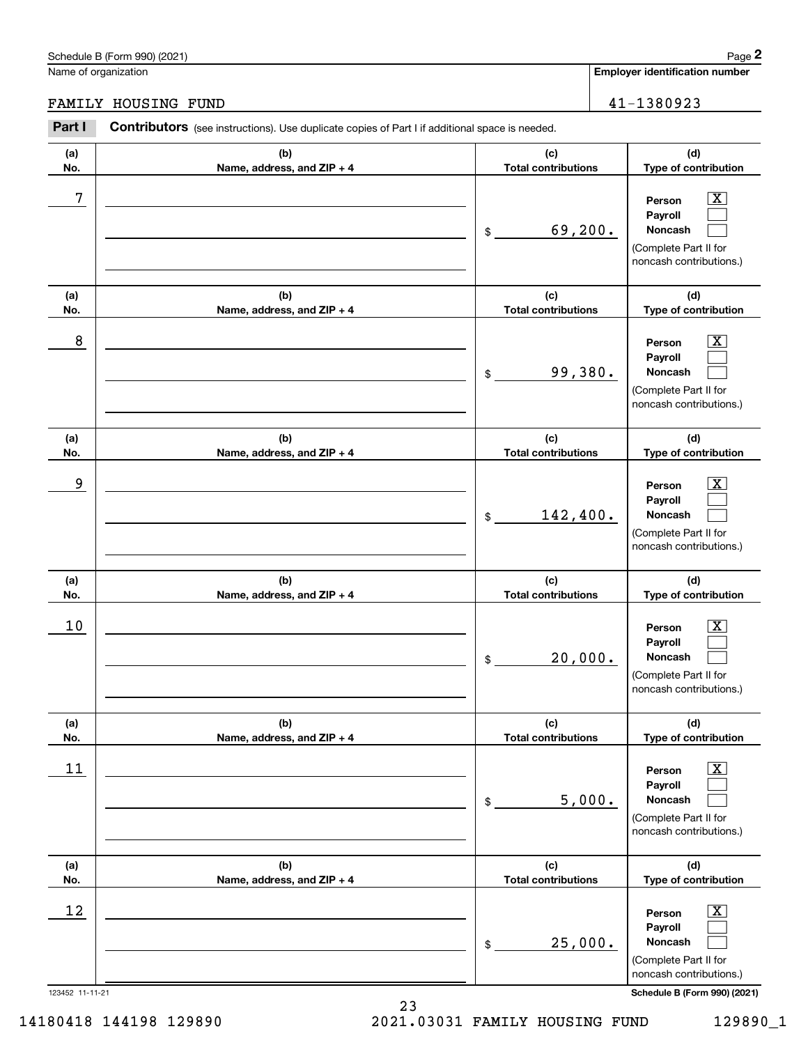Schedule B (Form 990) (2021) Page **2**

Name of organization: FAMILY HOUSING FUND

**Employer identification number:** 41-1380923

**Part I** **Contributors** (see instructions). Use duplicate copies of Part I if additional space is needed.

| (a) No. | (b) Name, address, and ZIP + 4 | (c) Total contributions | (d) Type of contribution |
|---|---|---|---|
| 7 | | $ 69,200. | Person [X] Payroll [ ] Noncash [ ] (Complete Part II for noncash contributions.) |
| 8 | | $ 99,380. | Person [X] Payroll [ ] Noncash [ ] (Complete Part II for noncash contributions.) |
| 9 | | $ 142,400. | Person [X] Payroll [ ] Noncash [ ] (Complete Part II for noncash contributions.) |
| 10 | | $ 20,000. | Person [X] Payroll [ ] Noncash [ ] (Complete Part II for noncash contributions.) |
| 11 | | $ 5,000. | Person [X] Payroll [ ] Noncash [ ] (Complete Part II for noncash contributions.) |
| 12 | | $ 25,000. | Person [X] Payroll [ ] Noncash [ ] (Complete Part II for noncash contributions.) |

123452 11-11-21 Schedule B (Form 990) (2021)

14180418 144198 129890 2021.03031 FAMILY HOUSING FUND 129890_1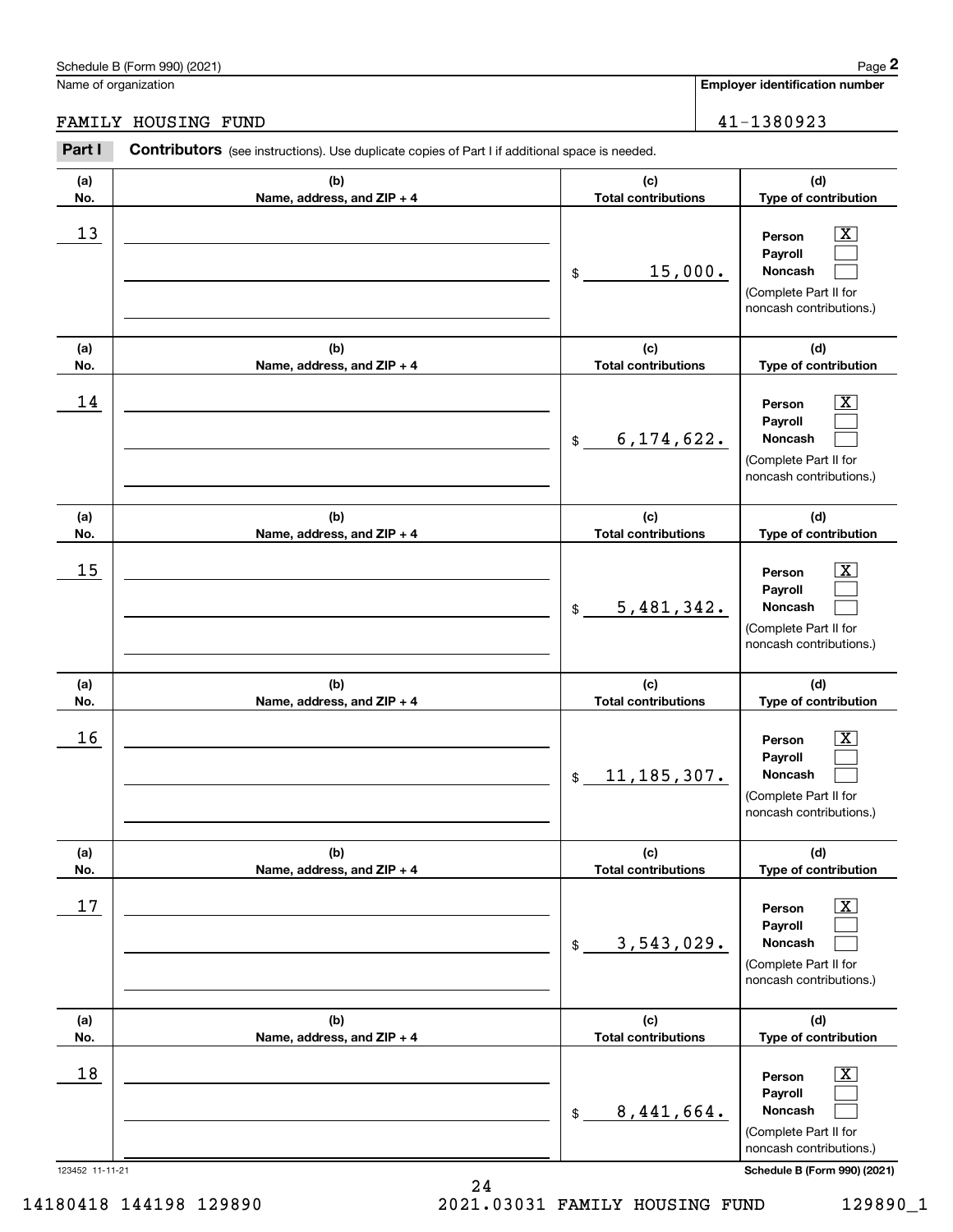Schedule B (Form 990) (2021)

Name of organization: FAMILY HOUSING FUND

Employer identification number: 41-1380923

**Part I** **Contributors** (see instructions). Use duplicate copies of Part I if additional space is needed.

| (a) No. | (b) Name, address, and ZIP + 4 | (c) Total contributions | (d) Type of contribution |
|---|---|---|---|
| 13 | | $ 15,000. | Person [X] Payroll [ ] Noncash [ ] (Complete Part II for noncash contributions.) |
| 14 | | $ 6,174,622. | Person [X] Payroll [ ] Noncash [ ] (Complete Part II for noncash contributions.) |
| 15 | | $ 5,481,342. | Person [X] Payroll [ ] Noncash [ ] (Complete Part II for noncash contributions.) |
| 16 | | $ 11,185,307. | Person [X] Payroll [ ] Noncash [ ] (Complete Part II for noncash contributions.) |
| 17 | | $ 3,543,029. | Person [X] Payroll [ ] Noncash [ ] (Complete Part II for noncash contributions.) |
| 18 | | $ 8,441,664. | Person [X] Payroll [ ] Noncash [ ] (Complete Part II for noncash contributions.) |

123452 11-11-21

Schedule B (Form 990) (2021)

14180418 144198 129890 2021.03031 FAMILY HOUSING FUND 129890_1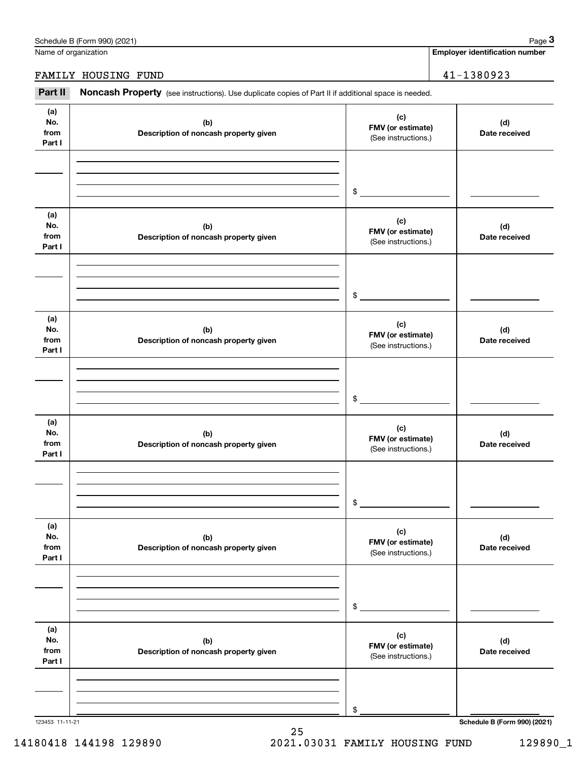Schedule B (Form 990) (2021) Page **3**

Name of organization: FAMILY HOUSING FUND

**Employer identification number:** 41-1380923

**Part II** **Noncash Property** (see instructions). Use duplicate copies of Part II if additional space is needed.

| (a) No. from Part I | (b) Description of noncash property given | (c) FMV (or estimate) (See instructions.) | (d) Date received |
|---|---|---|---|
| | | $ | |

| (a) No. from Part I | (b) Description of noncash property given | (c) FMV (or estimate) (See instructions.) | (d) Date received |
|---|---|---|---|
| | | $ | |

| (a) No. from Part I | (b) Description of noncash property given | (c) FMV (or estimate) (See instructions.) | (d) Date received |
|---|---|---|---|
| | | $ | |

| (a) No. from Part I | (b) Description of noncash property given | (c) FMV (or estimate) (See instructions.) | (d) Date received |
|---|---|---|---|
| | | $ | |

| (a) No. from Part I | (b) Description of noncash property given | (c) FMV (or estimate) (See instructions.) | (d) Date received |
|---|---|---|---|
| | | $ | |

| (a) No. from Part I | (b) Description of noncash property given | (c) FMV (or estimate) (See instructions.) | (d) Date received |
|---|---|---|---|
| | | $ | |

123453 11-11-21 **Schedule B (Form 990) (2021)**

14180418 144198 129890 2021.03031 FAMILY HOUSING FUND 129890_1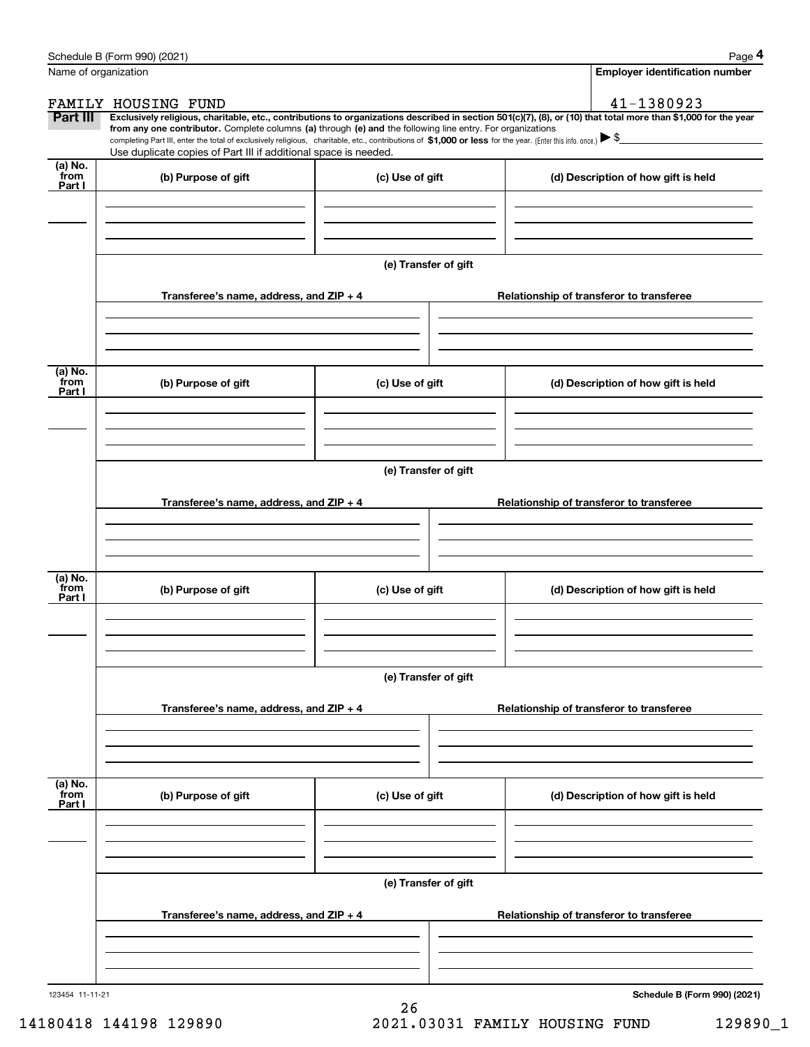Name of organization | Employer identification number

FAMILY HOUSING FUND | 41-1380923

**Part III** **Exclusively religious, charitable, etc., contributions to organizations described in section 501(c)(7), (8), or (10) that total more than $1,000 for the year from any one contributor.** Complete columns **(a)** through **(e) and** the following line entry. For organizations completing Part III, enter the total of exclusively religious, charitable, etc., contributions of **$1,000 or less** for the year. (Enter this info. once.) ▶ $

Use duplicate copies of Part III if additional space is needed.

| (a) No. from Part I | (b) Purpose of gift | (c) Use of gift | (d) Description of how gift is held |
|---|---|---|---|
| | | | |

(e) Transfer of gift

| Transferee's name, address, and ZIP + 4 | Relationship of transferor to transferee |
|---|---|
| | |

| (a) No. from Part I | (b) Purpose of gift | (c) Use of gift | (d) Description of how gift is held |
|---|---|---|---|
| | | | |

(e) Transfer of gift

| Transferee's name, address, and ZIP + 4 | Relationship of transferor to transferee |
|---|---|
| | |

| (a) No. from Part I | (b) Purpose of gift | (c) Use of gift | (d) Description of how gift is held |
|---|---|---|---|
| | | | |

(e) Transfer of gift

| Transferee's name, address, and ZIP + 4 | Relationship of transferor to transferee |
|---|---|
| | |

| (a) No. from Part I | (b) Purpose of gift | (c) Use of gift | (d) Description of how gift is held |
|---|---|---|---|
| | | | |

(e) Transfer of gift

| Transferee's name, address, and ZIP + 4 | Relationship of transferor to transferee |
|---|---|
| | |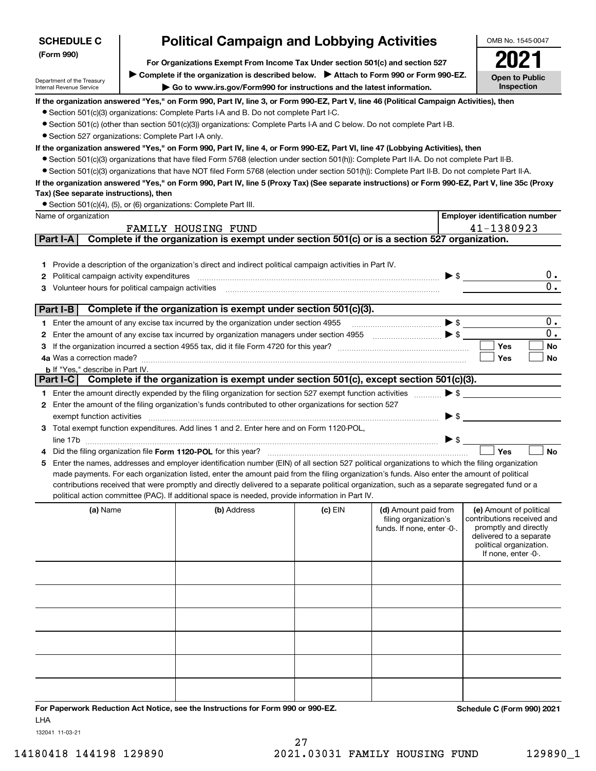**SCHEDULE C (Form 990)**

Department of the Treasury
Internal Revenue Service

# Political Campaign and Lobbying Activities

**For Organizations Exempt From Income Tax Under section 501(c) and section 527**

▶ Complete if the organization is described below. ▶ Attach to Form 990 or Form 990-EZ.

▶ Go to www.irs.gov/Form990 for instructions and the latest information.

OMB No. 1545-0047

**2021**

**Open to Public Inspection**

**If the organization answered "Yes," on Form 990, Part IV, line 3, or Form 990-EZ, Part V, line 46 (Political Campaign Activities), then**

- Section 501(c)(3) organizations: Complete Parts I-A and B. Do not complete Part I-C.
- Section 501(c) (other than section 501(c)(3)) organizations: Complete Parts I-A and C below. Do not complete Part I-B.
- Section 527 organizations: Complete Part I-A only.

**If the organization answered "Yes," on Form 990, Part IV, line 4, or Form 990-EZ, Part VI, line 47 (Lobbying Activities), then**

- Section 501(c)(3) organizations that have filed Form 5768 (election under section 501(h)): Complete Part II-A. Do not complete Part II-B.
- Section 501(c)(3) organizations that have NOT filed Form 5768 (election under section 501(h)): Complete Part II-B. Do not complete Part II-A.

**If the organization answered "Yes," on Form 990, Part IV, line 5 (Proxy Tax) (See separate instructions) or Form 990-EZ, Part V, line 35c (Proxy Tax) (See separate instructions), then**

- Section 501(c)(4), (5), or (6) organizations: Complete Part III.

| Name of organization | Employer identification number |
|---|---|
| FAMILY HOUSING FUND | 41-1380923 |

## Part I-A Complete if the organization is exempt under section 501(c) or is a section 527 organization.

1 Provide a description of the organization's direct and indirect political campaign activities in Part IV.

2 Political campaign activity expenditures ▶ $ 0.

3 Volunteer hours for political campaign activities 0.

## Part I-B Complete if the organization is exempt under section 501(c)(3).

1 Enter the amount of any excise tax incurred by the organization under section 4955 ▶ $ 0.

2 Enter the amount of any excise tax incurred by organization managers under section 4955 ▶ $ 0.

3 If the organization incurred a section 4955 tax, did it file Form 4720 for this year? ☐ Yes ☐ No

4a Was a correction made? ☐ Yes ☐ No

b If "Yes," describe in Part IV.

## Part I-C Complete if the organization is exempt under section 501(c), except section 501(c)(3).

1 Enter the amount directly expended by the filing organization for section 527 exempt function activities ▶ $

2 Enter the amount of the filing organization's funds contributed to other organizations for section 527 exempt function activities ▶ $

3 Total exempt function expenditures. Add lines 1 and 2. Enter here and on Form 1120-POL, line 17b ▶ $

4 Did the filing organization file **Form 1120-POL** for this year? ☐ Yes ☐ No

5 Enter the names, addresses and employer identification number (EIN) of all section 527 political organizations to which the filing organization made payments. For each organization listed, enter the amount paid from the filing organization's funds. Also enter the amount of political contributions received that were promptly and directly delivered to a separate political organization, such as a separate segregated fund or a political action committee (PAC). If additional space is needed, provide information in Part IV.

| (a) Name | (b) Address | (c) EIN | (d) Amount paid from filing organization's funds. If none, enter -0-. | (e) Amount of political contributions received and promptly and directly delivered to a separate political organization. If none, enter -0-. |
|---|---|---|---|---|
| | | | | |
| | | | | |
| | | | | |
| | | | | |
| | | | | |
| | | | | |

**For Paperwork Reduction Act Notice, see the Instructions for Form 990 or 990-EZ.** **Schedule C (Form 990) 2021**

LHA

132041 11-03-21

14180418 144198 129890 2021.03031 FAMILY HOUSING FUND 129890_1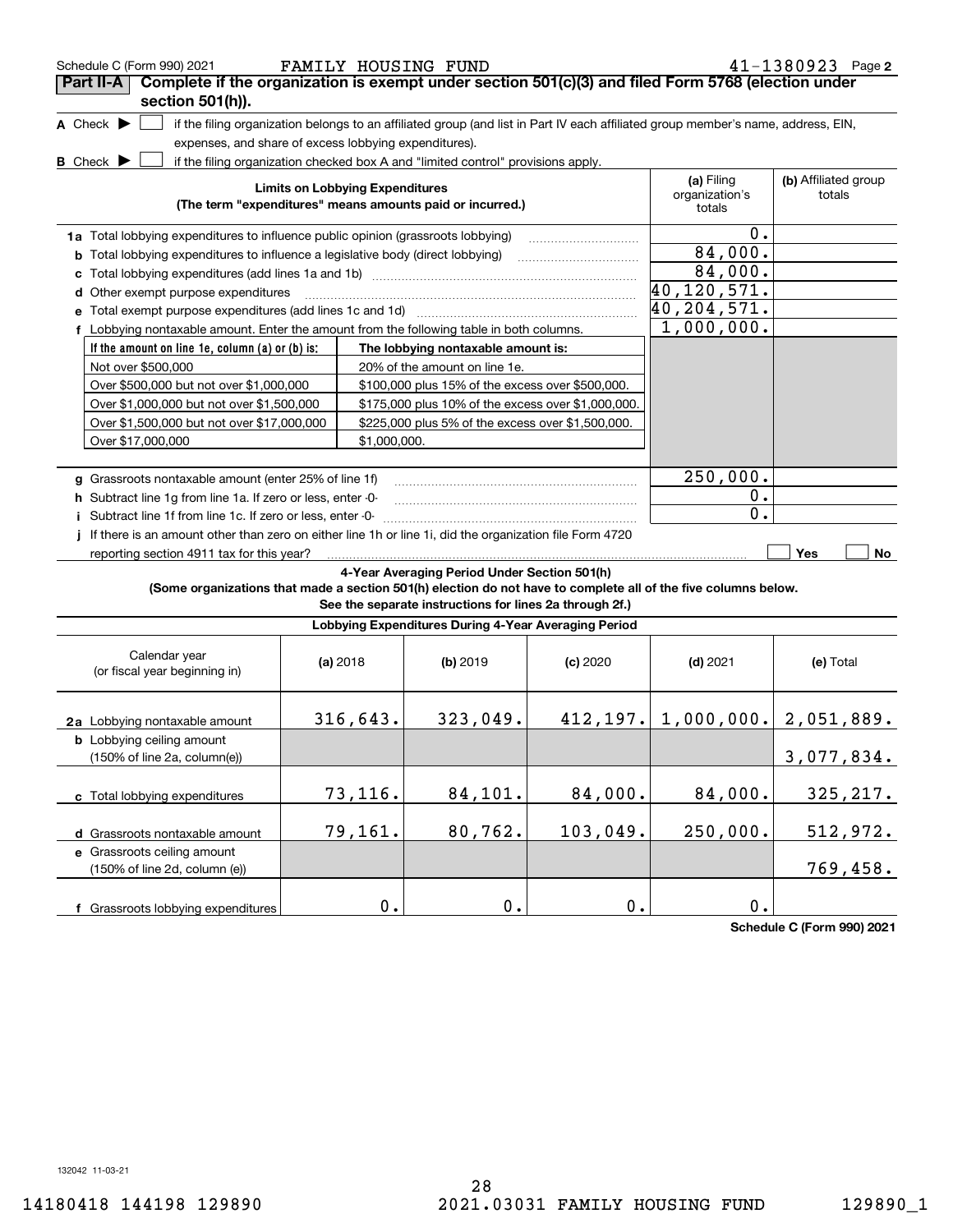Schedule C (Form 990) 2021 FAMILY HOUSING FUND 41-1380923 Page 2

## Part II-A Complete if the organization is exempt under section 501(c)(3) and filed Form 5768 (election under section 501(h)).

**A** Check ▶ ☐ if the filing organization belongs to an affiliated group (and list in Part IV each affiliated group member's name, address, EIN, expenses, and share of excess lobbying expenditures).

**B** Check ▶ ☐ if the filing organization checked box A and "limited control" provisions apply.

| Limits on Lobbying Expenditures (The term "expenditures" means amounts paid or incurred.) | (a) Filing organization's totals | (b) Affiliated group totals |
|---|---|---|
| **1a** Total lobbying expenditures to influence public opinion (grassroots lobbying) | 0. | |
| **b** Total lobbying expenditures to influence a legislative body (direct lobbying) | 84,000. | |
| **c** Total lobbying expenditures (add lines 1a and 1b) | 84,000. | |
| **d** Other exempt purpose expenditures | 40,120,571. | |
| **e** Total exempt purpose expenditures (add lines 1c and 1d) | 40,204,571. | |
| **f** Lobbying nontaxable amount. Enter the amount from the following table in both columns. | 1,000,000. | |

| If the amount on line 1e, column (a) or (b) is: | The lobbying nontaxable amount is: |
|---|---|
| Not over $500,000 | 20% of the amount on line 1e. |
| Over $500,000 but not over $1,000,000 | $100,000 plus 15% of the excess over $500,000. |
| Over $1,000,000 but not over $1,500,000 | $175,000 plus 10% of the excess over $1,000,000. |
| Over $1,500,000 but not over $17,000,000 | $225,000 plus 5% of the excess over $1,500,000. |
| Over $17,000,000 | $1,000,000. |

| | (a) Filing organization's totals | (b) Affiliated group totals |
|---|---|---|
| **g** Grassroots nontaxable amount (enter 25% of line 1f) | 250,000. | |
| **h** Subtract line 1g from line 1a. If zero or less, enter -0- | 0. | |
| **i** Subtract line 1f from line 1c. If zero or less, enter -0- | 0. | |

**j** If there is an amount other than zero on either line 1h or line 1i, did the organization file Form 4720 reporting section 4911 tax for this year? ☐ Yes ☐ No

### 4-Year Averaging Period Under Section 501(h)

**(Some organizations that made a section 501(h) election do not have to complete all of the five columns below. See the separate instructions for lines 2a through 2f.)**

**Lobbying Expenditures During 4-Year Averaging Period**

| Calendar year (or fiscal year beginning in) | (a) 2018 | (b) 2019 | (c) 2020 | (d) 2021 | (e) Total |
|---|---|---|---|---|---|
| **2a** Lobbying nontaxable amount | 316,643. | 323,049. | 412,197. | 1,000,000. | 2,051,889. |
| **b** Lobbying ceiling amount (150% of line 2a, column(e)) | | | | | 3,077,834. |
| **c** Total lobbying expenditures | 73,116. | 84,101. | 84,000. | 84,000. | 325,217. |
| **d** Grassroots nontaxable amount | 79,161. | 80,762. | 103,049. | 250,000. | 512,972. |
| **e** Grassroots ceiling amount (150% of line 2d, column (e)) | | | | | 769,458. |
| **f** Grassroots lobbying expenditures | 0. | 0. | 0. | 0. | |

**Schedule C (Form 990) 2021**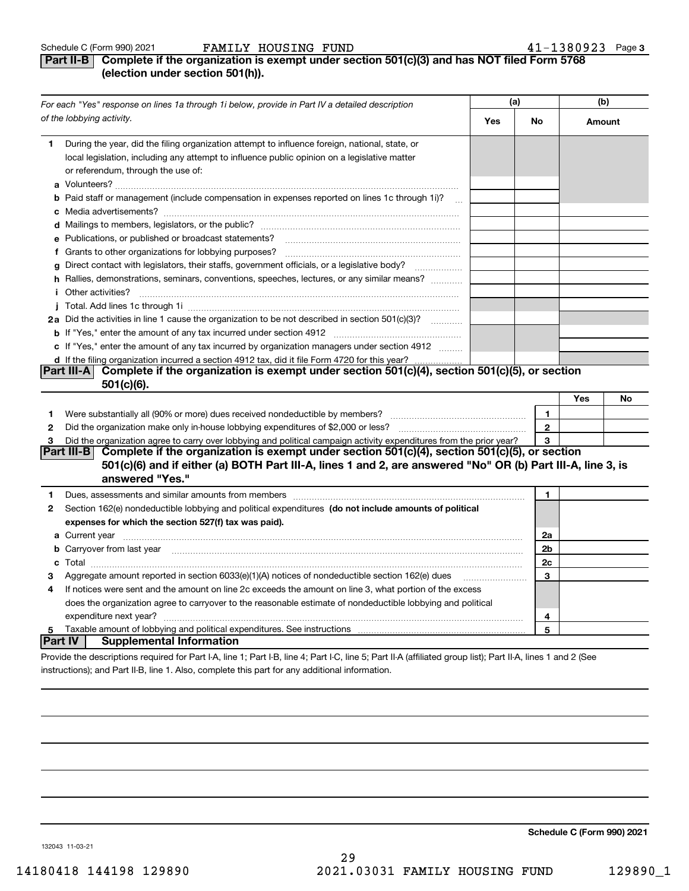Schedule C (Form 990) 2021 FAMILY HOUSING FUND 41-1380923 Page 3

## Part II-B Complete if the organization is exempt under section 501(c)(3) and has NOT filed Form 5768 (election under section 501(h)).

| *For each "Yes" response on lines 1a through 1i below, provide in Part IV a detailed description of the lobbying activity.* | (a) Yes | (a) No | (b) Amount |
|---|---|---|---|
| **1** During the year, did the filing organization attempt to influence foreign, national, state, or local legislation, including any attempt to influence public opinion on a legislative matter or referendum, through the use of: | | | |
| **a** Volunteers? | | | |
| **b** Paid staff or management (include compensation in expenses reported on lines 1c through 1i)? | | | |
| **c** Media advertisements? | | | |
| **d** Mailings to members, legislators, or the public? | | | |
| **e** Publications, or published or broadcast statements? | | | |
| **f** Grants to other organizations for lobbying purposes? | | | |
| **g** Direct contact with legislators, their staffs, government officials, or a legislative body? | | | |
| **h** Rallies, demonstrations, seminars, conventions, speeches, lectures, or any similar means? | | | |
| **i** Other activities? | | | |
| **j** Total. Add lines 1c through 1i | | | |
| **2a** Did the activities in line 1 cause the organization to be not described in section 501(c)(3)? | | | |
| **b** If "Yes," enter the amount of any tax incurred under section 4912 | | | |
| **c** If "Yes," enter the amount of any tax incurred by organization managers under section 4912 | | | |
| **d** If the filing organization incurred a section 4912 tax, did it file Form 4720 for this year? | | | |

## Part III-A Complete if the organization is exempt under section 501(c)(4), section 501(c)(5), or section 501(c)(6).

| | | Yes | No |
|---|---|---|---|
| **1** Were substantially all (90% or more) dues received nondeductible by members? | 1 | | |
| **2** Did the organization make only in-house lobbying expenditures of $2,000 or less? | 2 | | |
| **3** Did the organization agree to carry over lobbying and political campaign activity expenditures from the prior year? | 3 | | |

## Part III-B Complete if the organization is exempt under section 501(c)(4), section 501(c)(5), or section 501(c)(6) and if either (a) BOTH Part III-A, lines 1 and 2, are answered "No" OR (b) Part III-A, line 3, is answered "Yes."

| | | |
|---|---|---|
| **1** Dues, assessments and similar amounts from members | 1 | |
| **2** Section 162(e) nondeductible lobbying and political expenditures **(do not include amounts of political expenses for which the section 527(f) tax was paid).** | | |
| **a** Current year | 2a | |
| **b** Carryover from last year | 2b | |
| **c** Total | 2c | |
| **3** Aggregate amount reported in section 6033(e)(1)(A) notices of nondeductible section 162(e) dues | 3 | |
| **4** If notices were sent and the amount on line 2c exceeds the amount on line 3, what portion of the excess does the organization agree to carryover to the reasonable estimate of nondeductible lobbying and political expenditure next year? | 4 | |
| **5** Taxable amount of lobbying and political expenditures. See instructions | 5 | |

## Part IV Supplemental Information

Provide the descriptions required for Part I-A, line 1; Part I-B, line 4; Part I-C, line 5; Part II-A (affiliated group list); Part II-A, lines 1 and 2 (See instructions); and Part II-B, line 1. Also, complete this part for any additional information.

**Schedule C (Form 990) 2021**

132043 11-03-21

14180418 144198 129890 2021.03031 FAMILY HOUSING FUND 129890_1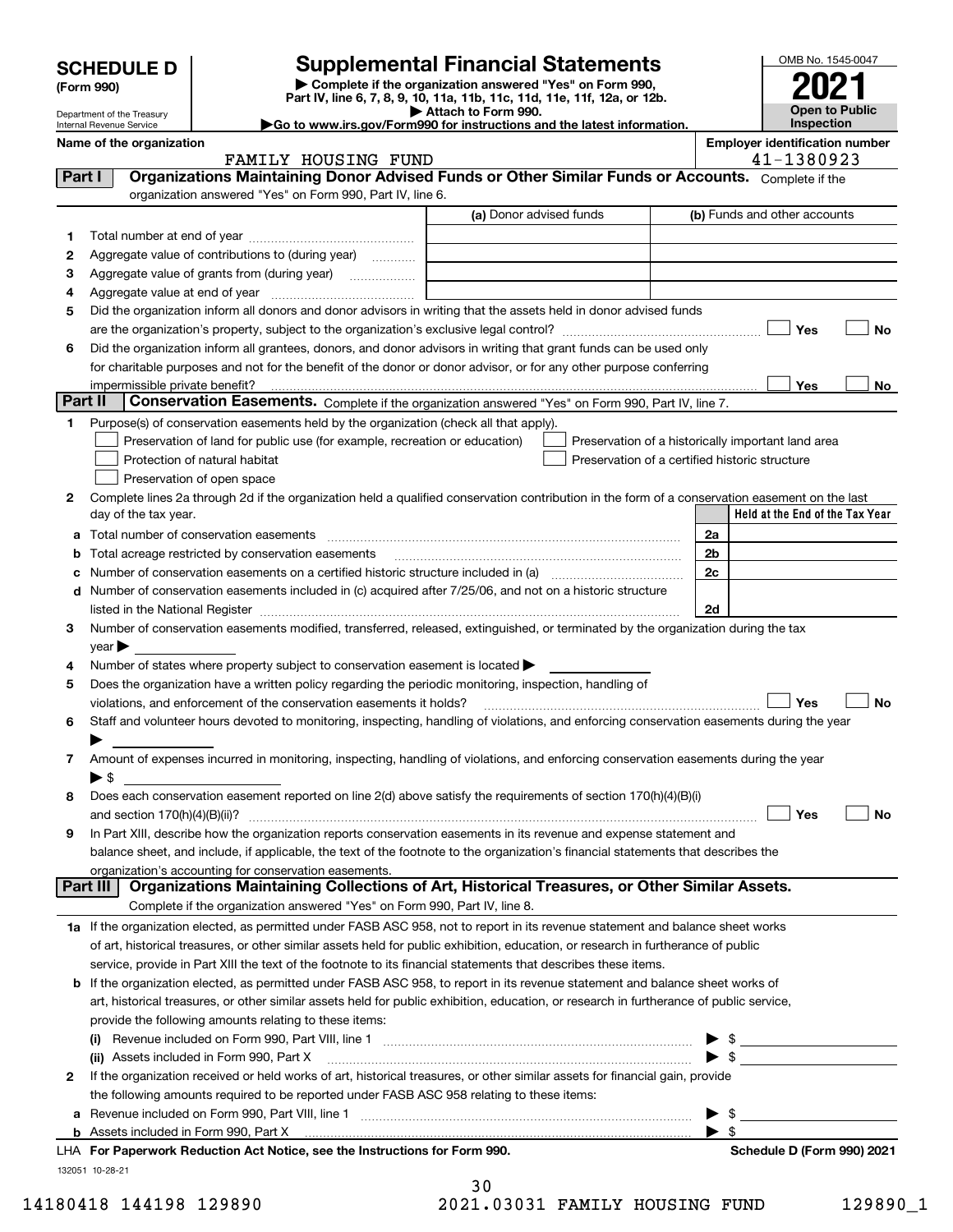# SCHEDULE D (Form 990)

Department of the Treasury
Internal Revenue Service

## Supplemental Financial Statements

▶ Complete if the organization answered "Yes" on Form 990, Part IV, line 6, 7, 8, 9, 10, 11a, 11b, 11c, 11d, 11e, 11f, 12a, or 12b.
▶ Attach to Form 990.
▶Go to www.irs.gov/Form990 for instructions and the latest information.

OMB No. 1545-0047
**2021**
**Open to Public Inspection**

Name of the organization: FAMILY HOUSING FUND
Employer identification number: 41-1380923

### Part I — Organizations Maintaining Donor Advised Funds or Other Similar Funds or Accounts.
Complete if the organization answered "Yes" on Form 990, Part IV, line 6.

| | | (a) Donor advised funds | (b) Funds and other accounts |
|---|---|---|---|
| 1 | Total number at end of year | | |
| 2 | Aggregate value of contributions to (during year) | | |
| 3 | Aggregate value of grants from (during year) | | |
| 4 | Aggregate value at end of year | | |

5 Did the organization inform all donors and donor advisors in writing that the assets held in donor advised funds are the organization's property, subject to the organization's exclusive legal control? ☐ Yes ☐ No

6 Did the organization inform all grantees, donors, and donor advisors in writing that grant funds can be used only for charitable purposes and not for the benefit of the donor or donor advisor, or for any other purpose conferring impermissible private benefit? ☐ Yes ☐ No

### Part II — Conservation Easements.
Complete if the organization answered "Yes" on Form 990, Part IV, line 7.

1 Purpose(s) of conservation easements held by the organization (check all that apply).
- ☐ Preservation of land for public use (for example, recreation or education)
- ☐ Protection of natural habitat
- ☐ Preservation of open space
- ☐ Preservation of a historically important land area
- ☐ Preservation of a certified historic structure

2 Complete lines 2a through 2d if the organization held a qualified conservation contribution in the form of a conservation easement on the last day of the tax year.

| | | | Held at the End of the Tax Year |
|---|---|---|---|
| a | Total number of conservation easements | 2a | |
| b | Total acreage restricted by conservation easements | 2b | |
| c | Number of conservation easements on a certified historic structure included in (a) | 2c | |
| d | Number of conservation easements included in (c) acquired after 7/25/06, and not on a historic structure listed in the National Register | 2d | |

3 Number of conservation easements modified, transferred, released, extinguished, or terminated by the organization during the tax year ▶

4 Number of states where property subject to conservation easement is located ▶

5 Does the organization have a written policy regarding the periodic monitoring, inspection, handling of violations, and enforcement of the conservation easements it holds? ☐ Yes ☐ No

6 Staff and volunteer hours devoted to monitoring, inspecting, handling of violations, and enforcing conservation easements during the year ▶

7 Amount of expenses incurred in monitoring, inspecting, handling of violations, and enforcing conservation easements during the year ▶ $

8 Does each conservation easement reported on line 2(d) above satisfy the requirements of section 170(h)(4)(B)(i) and section 170(h)(4)(B)(ii)? ☐ Yes ☐ No

9 In Part XIII, describe how the organization reports conservation easements in its revenue and expense statement and balance sheet, and include, if applicable, the text of the footnote to the organization's financial statements that describes the organization's accounting for conservation easements.

### Part III — Organizations Maintaining Collections of Art, Historical Treasures, or Other Similar Assets.
Complete if the organization answered "Yes" on Form 990, Part IV, line 8.

1a If the organization elected, as permitted under FASB ASC 958, not to report in its revenue statement and balance sheet works of art, historical treasures, or other similar assets held for public exhibition, education, or research in furtherance of public service, provide in Part XIII the text of the footnote to its financial statements that describes these items.

b If the organization elected, as permitted under FASB ASC 958, to report in its revenue statement and balance sheet works of art, historical treasures, or other similar assets held for public exhibition, education, or research in furtherance of public service, provide the following amounts relating to these items:

(i) Revenue included on Form 990, Part VIII, line 1 ▶ $

(ii) Assets included in Form 990, Part X ▶ $

2 If the organization received or held works of art, historical treasures, or other similar assets for financial gain, provide the following amounts required to be reported under FASB ASC 958 relating to these items:

a Revenue included on Form 990, Part VIII, line 1 ▶ $

b Assets included in Form 990, Part X ▶ $

LHA For Paperwork Reduction Act Notice, see the Instructions for Form 990. Schedule D (Form 990) 2021

132051 10-28-21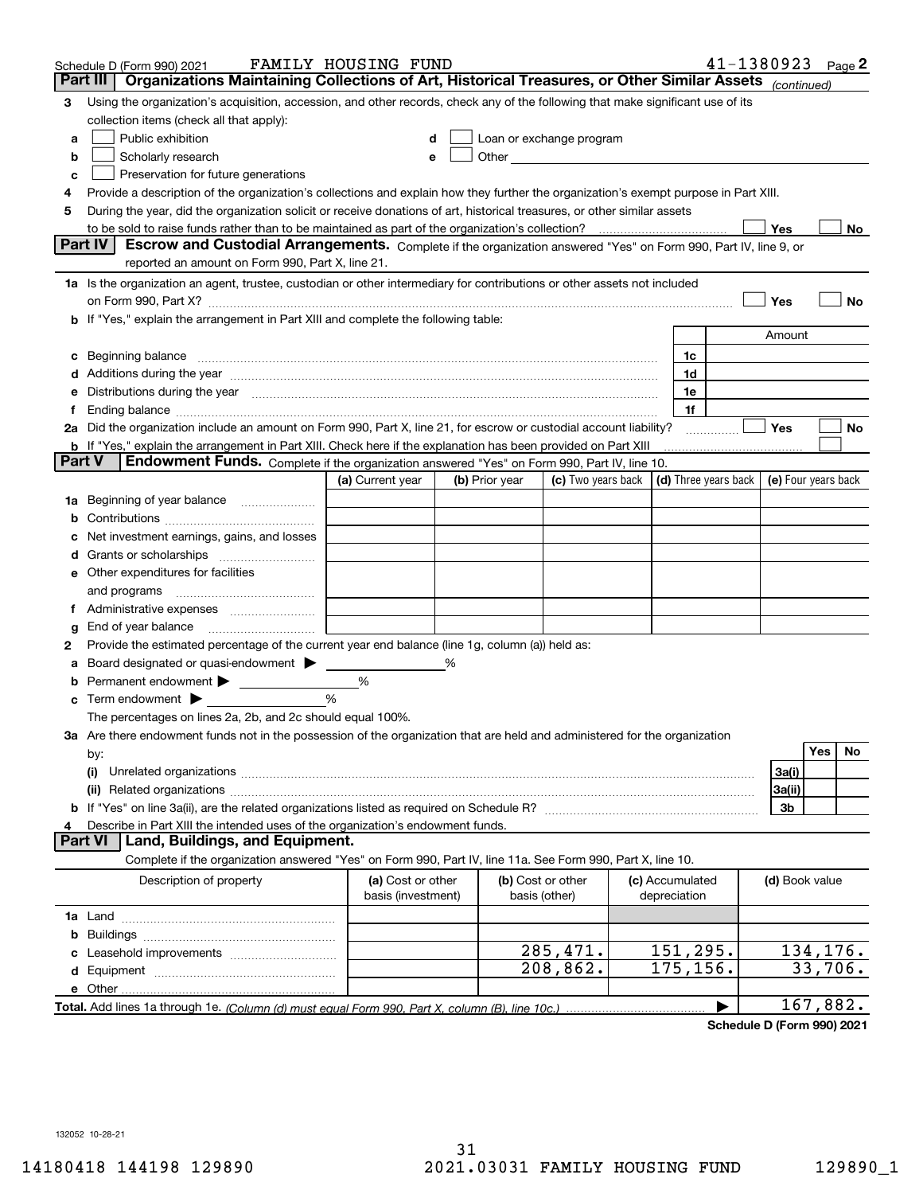Schedule D (Form 990) 2021 FAMILY HOUSING FUND 41-1380923 Page 2

**Part III | Organizations Maintaining Collections of Art, Historical Treasures, or Other Similar Assets** *(continued)*

3 Using the organization's acquisition, accession, and other records, check any of the following that make significant use of its collection items (check all that apply):

a ☐ Public exhibition
b ☐ Scholarly research
c ☐ Preservation for future generations
d ☐ Loan or exchange program
e ☐ Other

4 Provide a description of the organization's collections and explain how they further the organization's exempt purpose in Part XIII.

5 During the year, did the organization solicit or receive donations of art, historical treasures, or other similar assets to be sold to raise funds rather than to be maintained as part of the organization's collection? ☐ Yes ☐ No

**Part IV | Escrow and Custodial Arrangements.** Complete if the organization answered "Yes" on Form 990, Part IV, line 9, or reported an amount on Form 990, Part X, line 21.

1a Is the organization an agent, trustee, custodian or other intermediary for contributions or other assets not included on Form 990, Part X? ☐ Yes ☐ No

b If "Yes," explain the arrangement in Part XIII and complete the following table:

| | | Amount |
|---|---|---|
| c Beginning balance | 1c | |
| d Additions during the year | 1d | |
| e Distributions during the year | 1e | |
| f Ending balance | 1f | |

2a Did the organization include an amount on Form 990, Part X, line 21, for escrow or custodial account liability? ☐ Yes ☐ No

b If "Yes," explain the arrangement in Part XIII. Check here if the explanation has been provided on Part XIII ☐

**Part V | Endowment Funds.** Complete if the organization answered "Yes" on Form 990, Part IV, line 10.

| | (a) Current year | (b) Prior year | (c) Two years back | (d) Three years back | (e) Four years back |
|---|---|---|---|---|---|
| 1a Beginning of year balance | | | | | |
| b Contributions | | | | | |
| c Net investment earnings, gains, and losses | | | | | |
| d Grants or scholarships | | | | | |
| e Other expenditures for facilities and programs | | | | | |
| f Administrative expenses | | | | | |
| g End of year balance | | | | | |

2 Provide the estimated percentage of the current year end balance (line 1g, column (a)) held as:

a Board designated or quasi-endowment ▶ _____ %
b Permanent endowment ▶ _____ %
c Term endowment ▶ _____ %

The percentages on lines 2a, 2b, and 2c should equal 100%.

3a Are there endowment funds not in the possession of the organization that are held and administered for the organization by:

| | | Yes | No |
|---|---|---|---|
| (i) Unrelated organizations | 3a(i) | | |
| (ii) Related organizations | 3a(ii) | | |
| b If "Yes" on line 3a(ii), are the related organizations listed as required on Schedule R? | 3b | | |

4 Describe in Part XIII the intended uses of the organization's endowment funds.

**Part VI | Land, Buildings, and Equipment.**

Complete if the organization answered "Yes" on Form 990, Part IV, line 11a. See Form 990, Part X, line 10.

| Description of property | (a) Cost or other basis (investment) | (b) Cost or other basis (other) | (c) Accumulated depreciation | (d) Book value |
|---|---|---|---|---|
| 1a Land | | | | |
| b Buildings | | | | |
| c Leasehold improvements | | 285,471. | 151,295. | 134,176. |
| d Equipment | | 208,862. | 175,156. | 33,706. |
| e Other | | | | |
| **Total.** Add lines 1a through 1e. *(Column (d) must equal Form 990, Part X, column (B), line 10c.)* | | | | 167,882. |

**Schedule D (Form 990) 2021**

132052 10-28-21

14180418 144198 129890 2021.03031 FAMILY HOUSING FUND 129890_1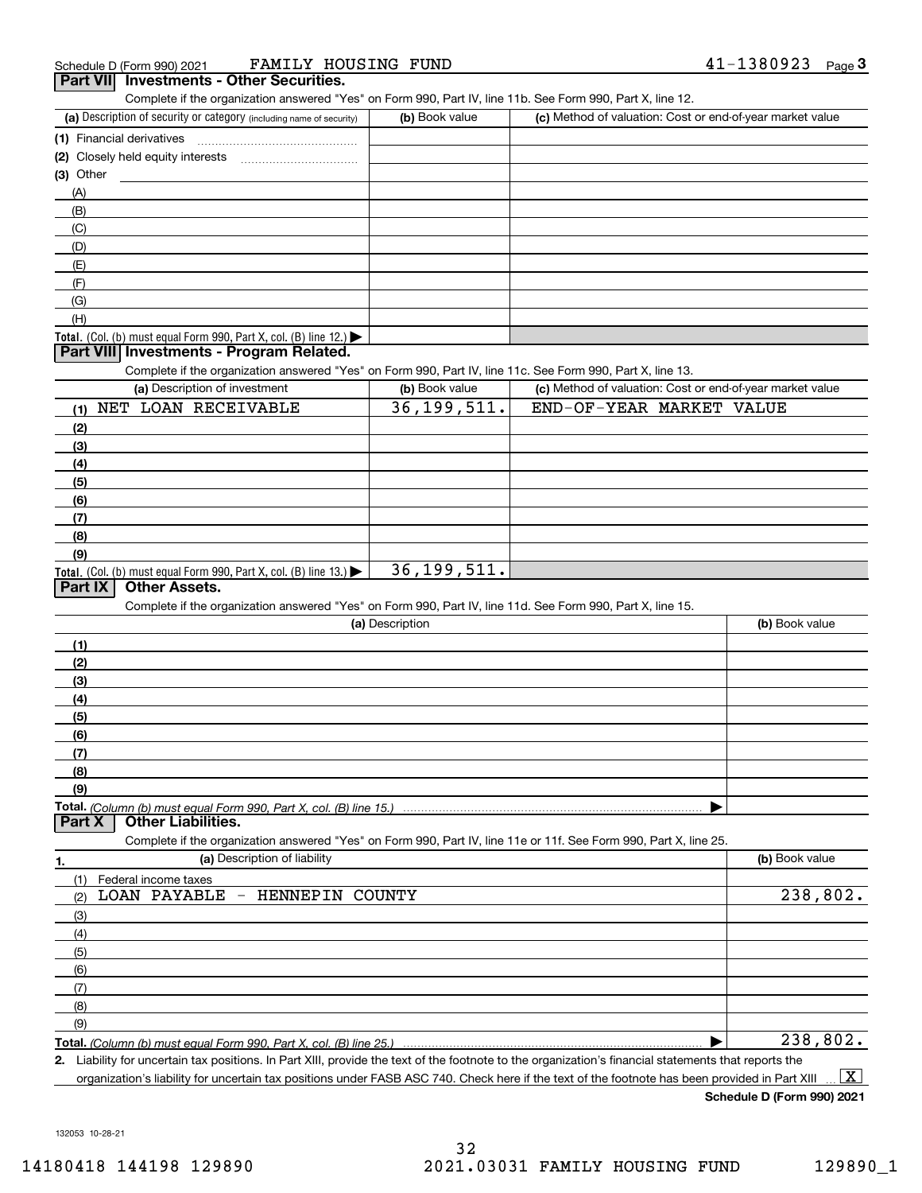Schedule D (Form 990) 2021 FAMILY HOUSING FUND 41-1380923 Page **3**

## Part VII Investments - Other Securities.

Complete if the organization answered "Yes" on Form 990, Part IV, line 11b. See Form 990, Part X, line 12.

| (a) Description of security or category (including name of security) | (b) Book value | (c) Method of valuation: Cost or end-of-year market value |
|---|---|---|
| (1) Financial derivatives | | |
| (2) Closely held equity interests | | |
| (3) Other | | |
| (A) | | |
| (B) | | |
| (C) | | |
| (D) | | |
| (E) | | |
| (F) | | |
| (G) | | |
| (H) | | |
| **Total.** (Col. (b) must equal Form 990, Part X, col. (B) line 12.) ▶ | | |

## Part VIII Investments - Program Related.

Complete if the organization answered "Yes" on Form 990, Part IV, line 11c. See Form 990, Part X, line 13.

| (a) Description of investment | (b) Book value | (c) Method of valuation: Cost or end-of-year market value |
|---|---|---|
| (1) NET LOAN RECEIVABLE | 36,199,511. | END-OF-YEAR MARKET VALUE |
| (2) | | |
| (3) | | |
| (4) | | |
| (5) | | |
| (6) | | |
| (7) | | |
| (8) | | |
| (9) | | |
| **Total.** (Col. (b) must equal Form 990, Part X, col. (B) line 13.) ▶ | 36,199,511. | |

## Part IX Other Assets.

Complete if the organization answered "Yes" on Form 990, Part IV, line 11d. See Form 990, Part X, line 15.

| (a) Description | (b) Book value |
|---|---|
| (1) | |
| (2) | |
| (3) | |
| (4) | |
| (5) | |
| (6) | |
| (7) | |
| (8) | |
| (9) | |
| **Total.** *(Column (b) must equal Form 990, Part X, col. (B) line 15.)* ▶ | |

## Part X Other Liabilities.

Complete if the organization answered "Yes" on Form 990, Part IV, line 11e or 11f. See Form 990, Part X, line 25.

| 1. (a) Description of liability | (b) Book value |
|---|---|
| (1) Federal income taxes | |
| (2) LOAN PAYABLE - HENNEPIN COUNTY | 238,802. |
| (3) | |
| (4) | |
| (5) | |
| (6) | |
| (7) | |
| (8) | |
| (9) | |
| **Total.** *(Column (b) must equal Form 990, Part X, col. (B) line 25.)* ▶ | 238,802. |

**2.** Liability for uncertain tax positions. In Part XIII, provide the text of the footnote to the organization's financial statements that reports the organization's liability for uncertain tax positions under FASB ASC 740. Check here if the text of the footnote has been provided in Part XIII ... [X]

**Schedule D (Form 990) 2021**

132053 10-28-21

14180418 144198 129890 2021.03031 FAMILY HOUSING FUND 129890_1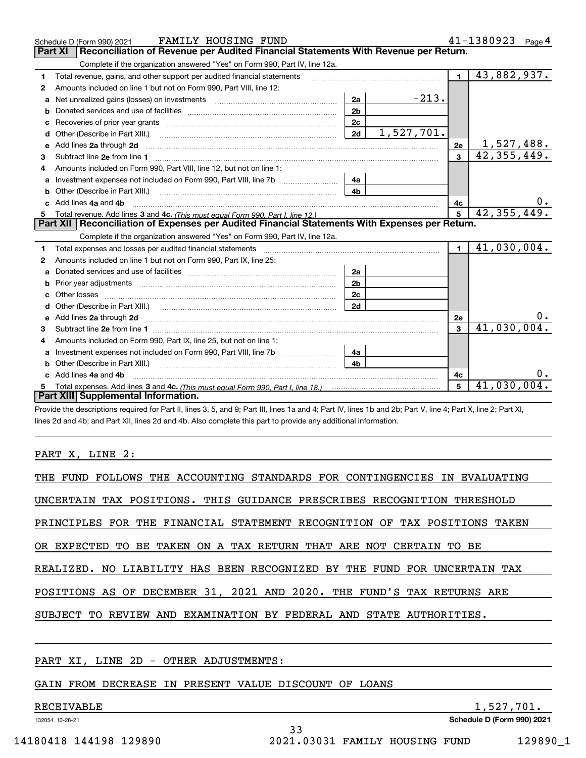Schedule D (Form 990) 2021 FAMILY HOUSING FUND 41-1380923 Page 4

## Part XI Reconciliation of Revenue per Audited Financial Statements With Revenue per Return.

Complete if the organization answered "Yes" on Form 990, Part IV, line 12a.

| | | | | | |
|---|---|---|---|---|---|
| 1 | Total revenue, gains, and other support per audited financial statements | | | 1 | 43,882,937. |
| 2 | Amounts included on line 1 but not on Form 990, Part VIII, line 12: | | | | |
| a | Net unrealized gains (losses) on investments | 2a | -213. | | |
| b | Donated services and use of facilities | 2b | | | |
| c | Recoveries of prior year grants | 2c | | | |
| d | Other (Describe in Part XIII.) | 2d | 1,527,701. | | |
| e | Add lines 2a through 2d | | | 2e | 1,527,488. |
| 3 | Subtract line 2e from line 1 | | | 3 | 42,355,449. |
| 4 | Amounts included on Form 990, Part VIII, line 12, but not on line 1: | | | | |
| a | Investment expenses not included on Form 990, Part VIII, line 7b | 4a | | | |
| b | Other (Describe in Part XIII.) | 4b | | | |
| c | Add lines 4a and 4b | | | 4c | 0. |
| 5 | Total revenue. Add lines 3 and 4c. *(This must equal Form 990, Part I, line 12.)* | | | 5 | 42,355,449. |

## Part XII Reconciliation of Expenses per Audited Financial Statements With Expenses per Return.

Complete if the organization answered "Yes" on Form 990, Part IV, line 12a.

| | | | | | |
|---|---|---|---|---|---|
| 1 | Total expenses and losses per audited financial statements | | | 1 | 41,030,004. |
| 2 | Amounts included on line 1 but not on Form 990, Part IX, line 25: | | | | |
| a | Donated services and use of facilities | 2a | | | |
| b | Prior year adjustments | 2b | | | |
| c | Other losses | 2c | | | |
| d | Other (Describe in Part XIII.) | 2d | | | |
| e | Add lines 2a through 2d | | | 2e | 0. |
| 3 | Subtract line 2e from line 1 | | | 3 | 41,030,004. |
| 4 | Amounts included on Form 990, Part IX, line 25, but not on line 1: | | | | |
| a | Investment expenses not included on Form 990, Part VIII, line 7b | 4a | | | |
| b | Other (Describe in Part XIII.) | 4b | | | |
| c | Add lines 4a and 4b | | | 4c | 0. |
| 5 | Total expenses. Add lines 3 and 4c. *(This must equal Form 990, Part I, line 18.)* | | | 5 | 41,030,004. |

## Part XIII Supplemental Information.

Provide the descriptions required for Part II, lines 3, 5, and 9; Part III, lines 1a and 4; Part IV, lines 1b and 2b; Part V, line 4; Part X, line 2; Part XI, lines 2d and 4b; and Part XII, lines 2d and 4b. Also complete this part to provide any additional information.

PART X, LINE 2:

THE FUND FOLLOWS THE ACCOUNTING STANDARDS FOR CONTINGENCIES IN EVALUATING UNCERTAIN TAX POSITIONS. THIS GUIDANCE PRESCRIBES RECOGNITION THRESHOLD PRINCIPLES FOR THE FINANCIAL STATEMENT RECOGNITION OF TAX POSITIONS TAKEN OR EXPECTED TO BE TAKEN ON A TAX RETURN THAT ARE NOT CERTAIN TO BE REALIZED. NO LIABILITY HAS BEEN RECOGNIZED BY THE FUND FOR UNCERTAIN TAX POSITIONS AS OF DECEMBER 31, 2021 AND 2020. THE FUND'S TAX RETURNS ARE SUBJECT TO REVIEW AND EXAMINATION BY FEDERAL AND STATE AUTHORITIES.

PART XI, LINE 2D - OTHER ADJUSTMENTS:

| | |
|---|---|
| GAIN FROM DECREASE IN PRESENT VALUE DISCOUNT OF LOANS RECEIVABLE | 1,527,701. |

132054 10-28-21

Schedule D (Form 990) 2021

14180418 144198 129890 2021.03031 FAMILY HOUSING FUND 129890_1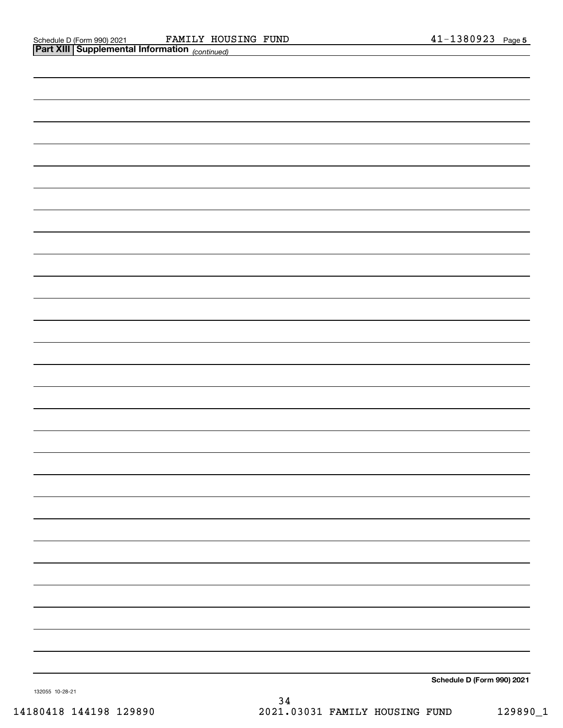Schedule D (Form 990) 2021 FAMILY HOUSING FUND 41-1380923 Page 5

**Part XIII Supplemental Information** *(continued)*

Schedule D (Form 990) 2021

132055 10-28-21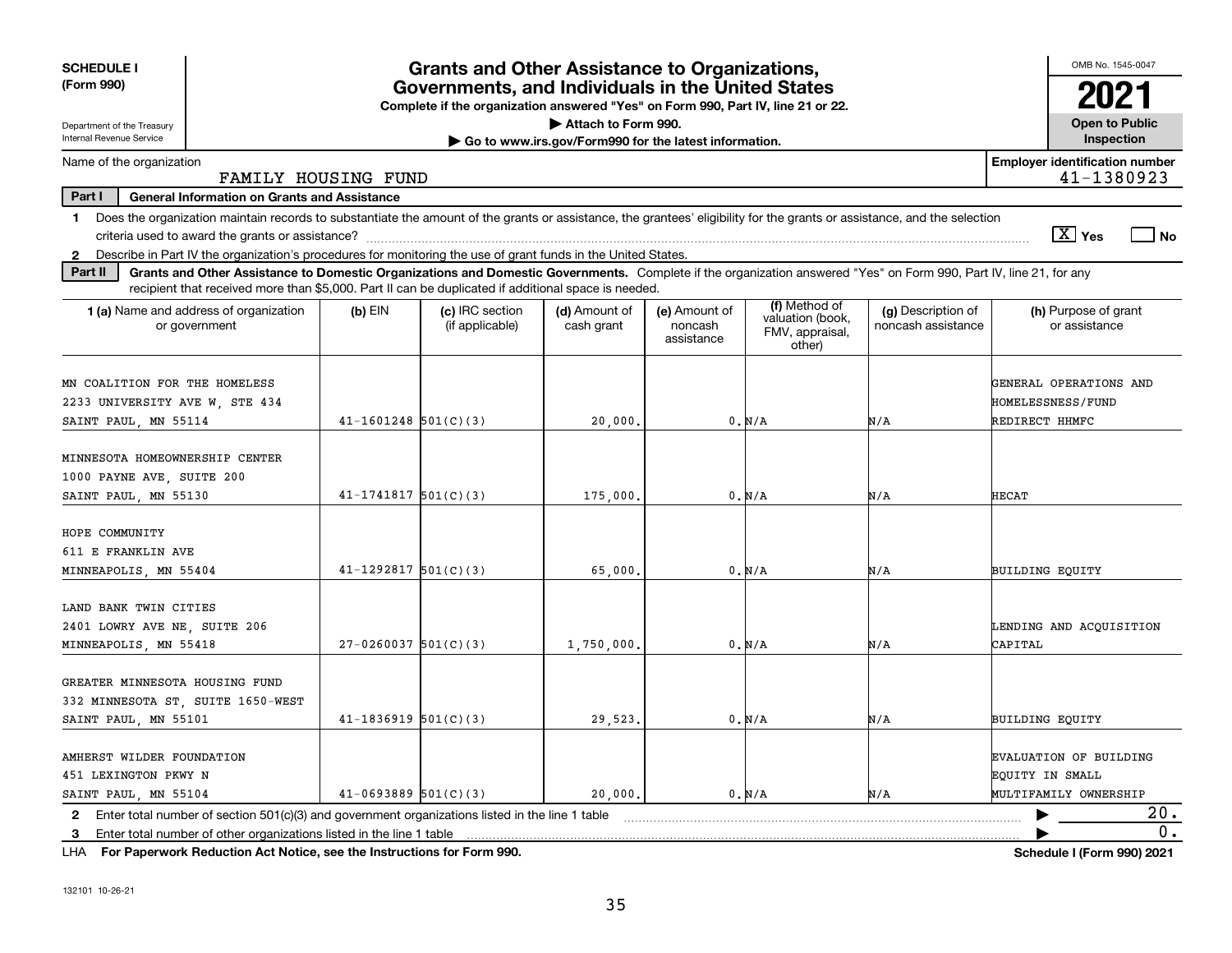**SCHEDULE I (Form 990)**

Department of the Treasury
Internal Revenue Service

# Grants and Other Assistance to Organizations, Governments, and Individuals in the United States

**Complete if the organization answered "Yes" on Form 990, Part IV, line 21 or 22.**
**▶ Attach to Form 990.**
**▶ Go to www.irs.gov/Form990 for the latest information.**

OMB No. 1545-0047

**2021**

**Open to Public Inspection**

Name of the organization: FAMILY HOUSING FUND

Employer identification number: 41-1380923

**Part I — General Information on Grants and Assistance**

1 Does the organization maintain records to substantiate the amount of the grants or assistance, the grantees' eligibility for the grants or assistance, and the selection criteria used to award the grants or assistance? [X] Yes [ ] No

2 Describe in Part IV the organization's procedures for monitoring the use of grant funds in the United States.

**Part II — Grants and Other Assistance to Domestic Organizations and Domestic Governments.** Complete if the organization answered "Yes" on Form 990, Part IV, line 21, for any recipient that received more than $5,000. Part II can be duplicated if additional space is needed.

| 1 (a) Name and address of organization or government | (b) EIN | (c) IRC section (if applicable) | (d) Amount of cash grant | (e) Amount of noncash assistance | (f) Method of valuation (book, FMV, appraisal, other) | (g) Description of noncash assistance | (h) Purpose of grant or assistance |
|---|---|---|---|---|---|---|---|
| MN COALITION FOR THE HOMELESS<br>2233 UNIVERSITY AVE W, STE 434<br>SAINT PAUL, MN 55114 | 41-1601248 | 501(C)(3) | 20,000. | 0. | N/A | N/A | GENERAL OPERATIONS AND HOMELESSNESS/FUND REDIRECT HHMFC |
| MINNESOTA HOMEOWNERSHIP CENTER<br>1000 PAYNE AVE, SUITE 200<br>SAINT PAUL, MN 55130 | 41-1741817 | 501(C)(3) | 175,000. | 0. | N/A | N/A | HECAT |
| HOPE COMMUNITY<br>611 E FRANKLIN AVE<br>MINNEAPOLIS, MN 55404 | 41-1292817 | 501(C)(3) | 65,000. | 0. | N/A | N/A | BUILDING EQUITY |
| LAND BANK TWIN CITIES<br>2401 LOWRY AVE NE, SUITE 206<br>MINNEAPOLIS, MN 55418 | 27-0260037 | 501(C)(3) | 1,750,000. | 0. | N/A | N/A | LENDING AND ACQUISITION CAPITAL |
| GREATER MINNESOTA HOUSING FUND<br>332 MINNESOTA ST, SUITE 1650-WEST<br>SAINT PAUL, MN 55101 | 41-1836919 | 501(C)(3) | 29,523. | 0. | N/A | N/A | BUILDING EQUITY |
| AMHERST WILDER FOUNDATION<br>451 LEXINGTON PKWY N<br>SAINT PAUL, MN 55104 | 41-0693889 | 501(C)(3) | 20,000. | 0. | N/A | N/A | EVALUATION OF BUILDING EQUITY IN SMALL MULTIFAMILY OWNERSHIP |

2 Enter total number of section 501(c)(3) and government organizations listed in the line 1 table ▶ 20.

3 Enter total number of other organizations listed in the line 1 table ▶ 0.

LHA **For Paperwork Reduction Act Notice, see the Instructions for Form 990.** **Schedule I (Form 990) 2021**

132101 10-26-21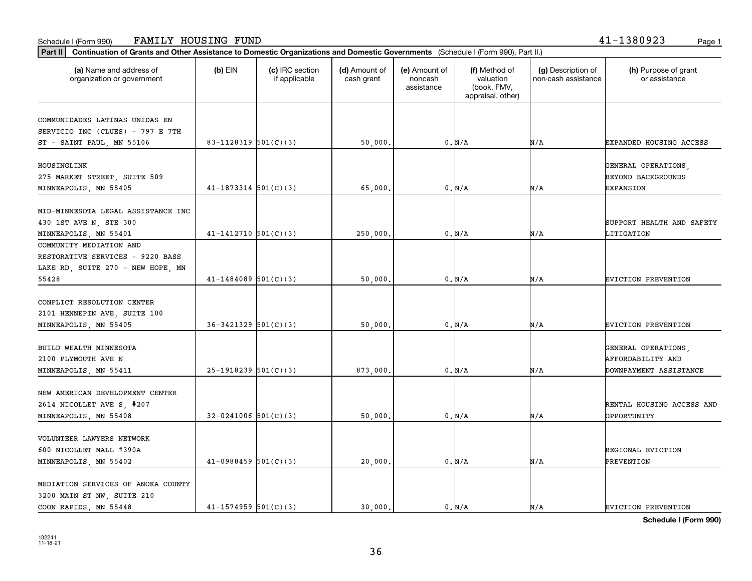Schedule I (Form 990) FAMILY HOUSING FUND 41-1380923

**Part II Continuation of Grants and Other Assistance to Domestic Organizations and Domestic Governments** (Schedule I (Form 990), Part II.)

| (a) Name and address of organization or government | (b) EIN | (c) IRC section if applicable | (d) Amount of cash grant | (e) Amount of noncash assistance | (f) Method of valuation (book, FMV, appraisal, other) | (g) Description of non-cash assistance | (h) Purpose of grant or assistance |
|---|---|---|---|---|---|---|---|
| COMMUNIDADES LATINAS UNIDAS EN SERVICIO INC (CLUES) - 797 E 7TH ST - SAINT PAUL, MN 55106 | 83-1128319 | 501(C)(3) | 50,000. | 0. | N/A | N/A | EXPANDED HOUSING ACCESS |
| HOUSINGLINK 275 MARKET STREET, SUITE 509 MINNEAPOLIS, MN 55405 | 41-1873314 | 501(C)(3) | 65,000. | 0. | N/A | N/A | GENERAL OPERATIONS, BEYOND BACKGROUNDS EXPANSION |
| MID-MINNESOTA LEGAL ASSISTANCE INC 430 1ST AVE N, STE 300 MINNEAPOLIS, MN 55401 | 41-1412710 | 501(C)(3) | 250,000. | 0. | N/A | N/A | SUPPORT HEALTH AND SAFETY LITIGATION |
| COMMUNITY MEDIATION AND RESTORATIVE SERVICES - 9220 BASS LAKE RD, SUITE 270 - NEW HOPE, MN 55428 | 41-1484089 | 501(C)(3) | 50,000. | 0. | N/A | N/A | EVICTION PREVENTION |
| CONFLICT RESOLUTION CENTER 2101 HENNEPIN AVE, SUITE 100 MINNEAPOLIS, MN 55405 | 36-3421329 | 501(C)(3) | 50,000. | 0. | N/A | N/A | EVICTION PREVENTION |
| BUILD WEALTH MINNESOTA 2100 PLYMOUTH AVE N MINNEAPOLIS, MN 55411 | 25-1918239 | 501(C)(3) | 873,000. | 0. | N/A | N/A | GENERAL OPERATIONS, AFFORDABILITY AND DOWNPAYMENT ASSISTANCE |
| NEW AMERICAN DEVELOPMENT CENTER 2614 NICOLLET AVE S, #207 MINNEAPOLIS, MN 55408 | 32-0241006 | 501(C)(3) | 50,000. | 0. | N/A | N/A | RENTAL HOUSING ACCESS AND OPPORTUNITY |
| VOLUNTEER LAWYERS NETWORK 600 NICOLLET MALL #390A MINNEAPOLIS, MN 55402 | 41-0988459 | 501(C)(3) | 20,000. | 0. | N/A | N/A | REGIONAL EVICTION PREVENTION |
| MEDIATION SERVICES OF ANOKA COUNTY 3200 MAIN ST NW, SUITE 210 COON RAPIDS, MN 55448 | 41-1574959 | 501(C)(3) | 30,000. | 0. | N/A | N/A | EVICTION PREVENTION |

**Schedule I (Form 990)**

132241 11-18-21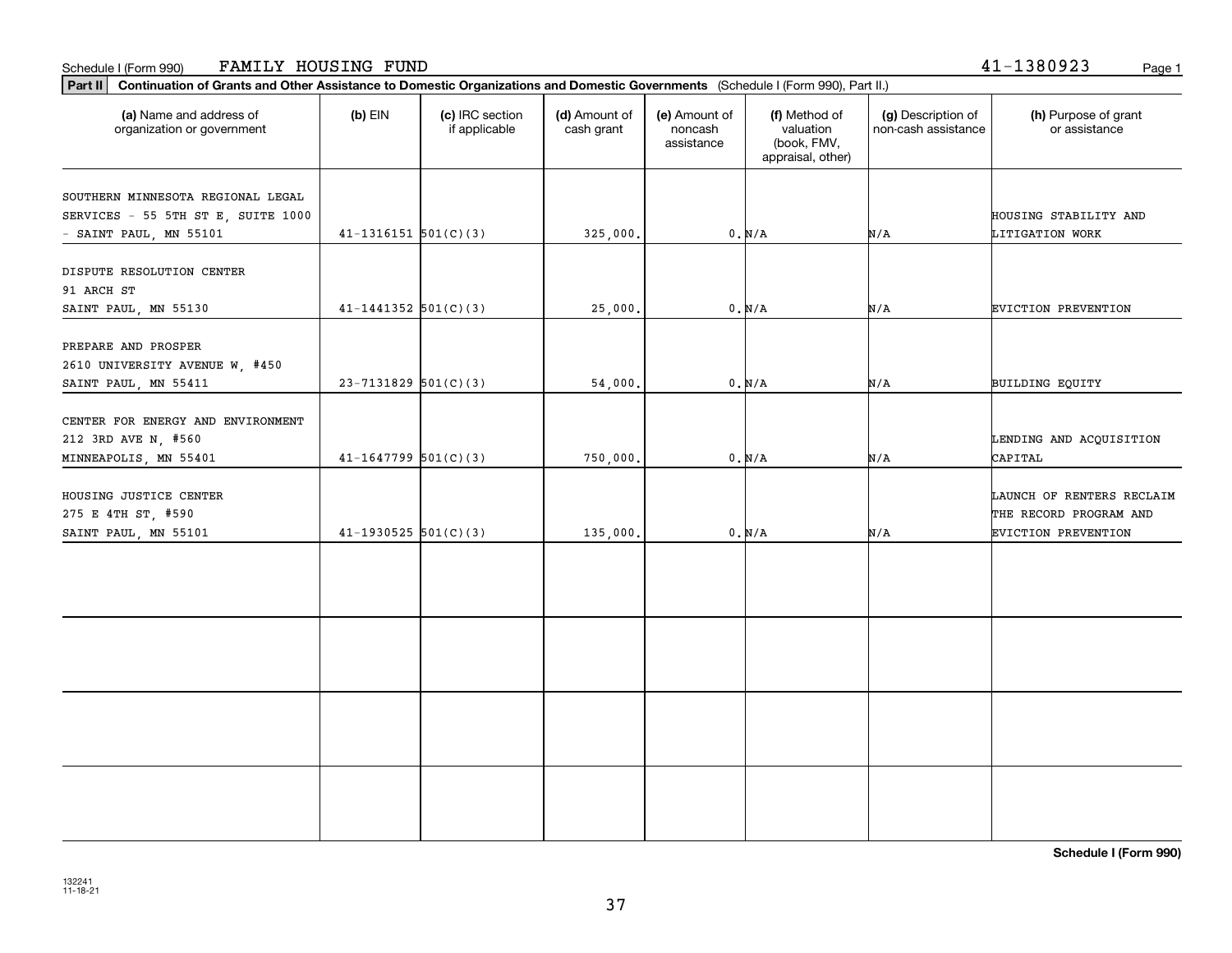Schedule I (Form 990) FAMILY HOUSING FUND 41-1380923

**Part II** **Continuation of Grants and Other Assistance to Domestic Organizations and Domestic Governments** (Schedule I (Form 990), Part II.)

| (a) Name and address of organization or government | (b) EIN | (c) IRC section if applicable | (d) Amount of cash grant | (e) Amount of noncash assistance | (f) Method of valuation (book, FMV, appraisal, other) | (g) Description of non-cash assistance | (h) Purpose of grant or assistance |
|---|---|---|---|---|---|---|---|
| SOUTHERN MINNESOTA REGIONAL LEGAL SERVICES - 55 5TH ST E, SUITE 1000 - SAINT PAUL, MN 55101 | 41-1316151 | 501(C)(3) | 325,000. | 0. | N/A | N/A | HOUSING STABILITY AND LITIGATION WORK |
| DISPUTE RESOLUTION CENTER 91 ARCH ST SAINT PAUL, MN 55130 | 41-1441352 | 501(C)(3) | 25,000. | 0. | N/A | N/A | EVICTION PREVENTION |
| PREPARE AND PROSPER 2610 UNIVERSITY AVENUE W, #450 SAINT PAUL, MN 55411 | 23-7131829 | 501(C)(3) | 54,000. | 0. | N/A | N/A | BUILDING EQUITY |
| CENTER FOR ENERGY AND ENVIRONMENT 212 3RD AVE N, #560 MINNEAPOLIS, MN 55401 | 41-1647799 | 501(C)(3) | 750,000. | 0. | N/A | N/A | LENDING AND ACQUISITION CAPITAL |
| HOUSING JUSTICE CENTER 275 E 4TH ST, #590 SAINT PAUL, MN 55101 | 41-1930525 | 501(C)(3) | 135,000. | 0. | N/A | N/A | LAUNCH OF RENTERS RECLAIM THE RECORD PROGRAM AND EVICTION PREVENTION |
| | | | | | | | |
| | | | | | | | |
| | | | | | | | |
| | | | | | | | |

**Schedule I (Form 990)**

132241
11-18-21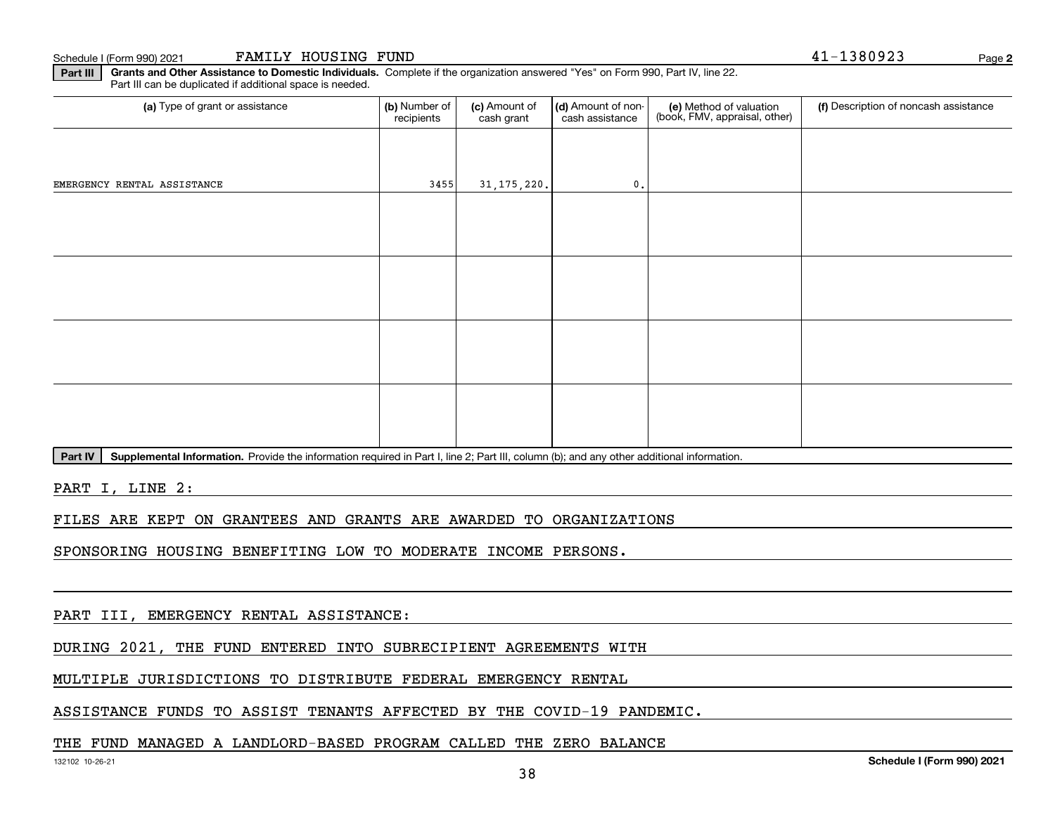Schedule I (Form 990) 2021 FAMILY HOUSING FUND 41-1380923

**Part III** **Grants and Other Assistance to Domestic Individuals.** Complete if the organization answered "Yes" on Form 990, Part IV, line 22. Part III can be duplicated if additional space is needed.

| (a) Type of grant or assistance | (b) Number of recipients | (c) Amount of cash grant | (d) Amount of non-cash assistance | (e) Method of valuation (book, FMV, appraisal, other) | (f) Description of noncash assistance |
|---|---|---|---|---|---|
| EMERGENCY RENTAL ASSISTANCE | 3455 | 31,175,220. | 0. | | |
| | | | | | |
| | | | | | |
| | | | | | |
| | | | | | |

**Part IV** **Supplemental Information.** Provide the information required in Part I, line 2; Part III, column (b); and any other additional information.

PART I, LINE 2:

FILES ARE KEPT ON GRANTEES AND GRANTS ARE AWARDED TO ORGANIZATIONS SPONSORING HOUSING BENEFITING LOW TO MODERATE INCOME PERSONS.

PART III, EMERGENCY RENTAL ASSISTANCE:

DURING 2021, THE FUND ENTERED INTO SUBRECIPIENT AGREEMENTS WITH MULTIPLE JURISDICTIONS TO DISTRIBUTE FEDERAL EMERGENCY RENTAL ASSISTANCE FUNDS TO ASSIST TENANTS AFFECTED BY THE COVID-19 PANDEMIC. THE FUND MANAGED A LANDLORD-BASED PROGRAM CALLED THE ZERO BALANCE

132102 10-26-21 Schedule I (Form 990) 2021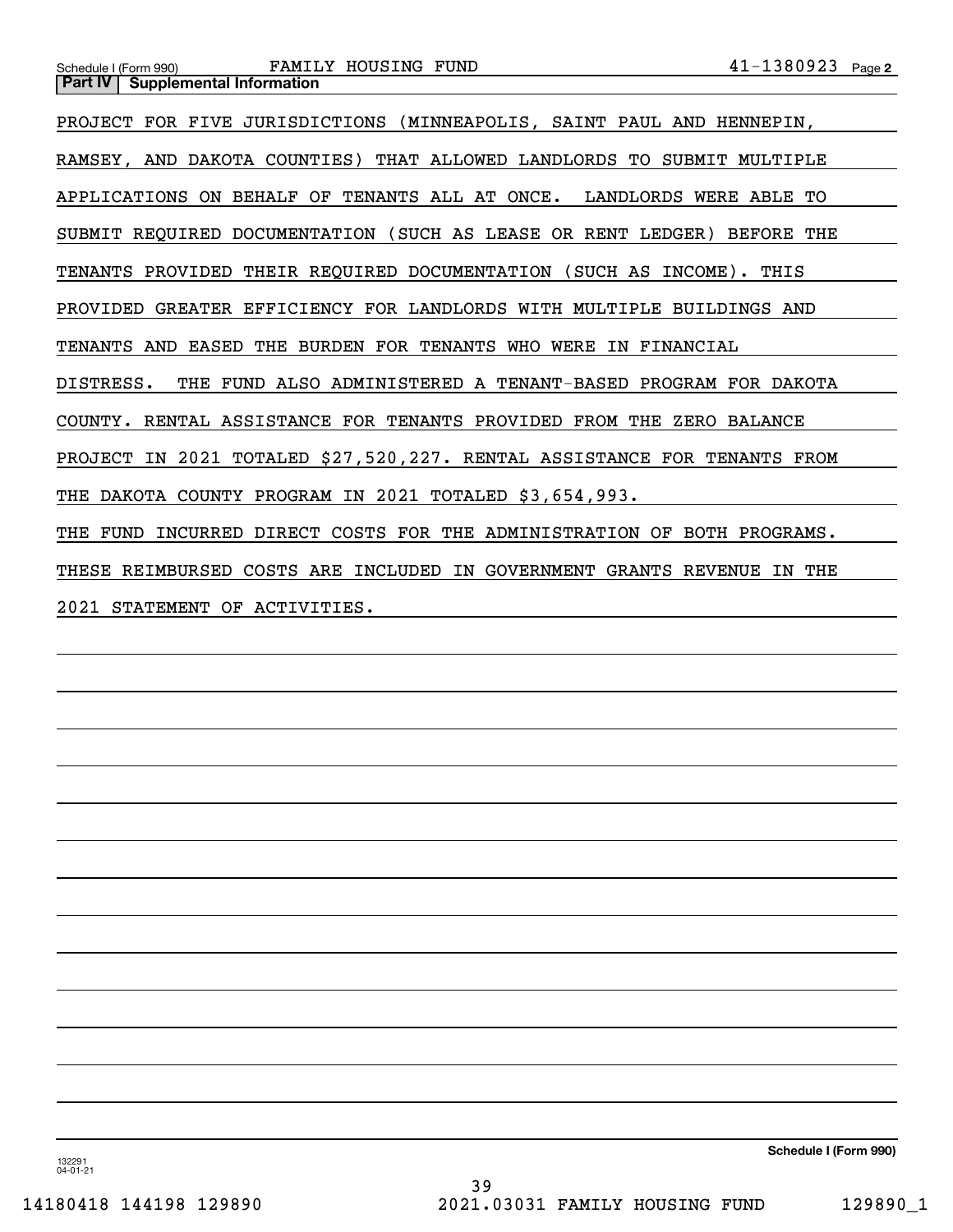## Part IV | Supplemental Information

PROJECT FOR FIVE JURISDICTIONS (MINNEAPOLIS, SAINT PAUL AND HENNEPIN, RAMSEY, AND DAKOTA COUNTIES) THAT ALLOWED LANDLORDS TO SUBMIT MULTIPLE APPLICATIONS ON BEHALF OF TENANTS ALL AT ONCE. LANDLORDS WERE ABLE TO SUBMIT REQUIRED DOCUMENTATION (SUCH AS LEASE OR RENT LEDGER) BEFORE THE TENANTS PROVIDED THEIR REQUIRED DOCUMENTATION (SUCH AS INCOME). THIS PROVIDED GREATER EFFICIENCY FOR LANDLORDS WITH MULTIPLE BUILDINGS AND TENANTS AND EASED THE BURDEN FOR TENANTS WHO WERE IN FINANCIAL DISTRESS. THE FUND ALSO ADMINISTERED A TENANT-BASED PROGRAM FOR DAKOTA COUNTY. RENTAL ASSISTANCE FOR TENANTS PROVIDED FROM THE ZERO BALANCE PROJECT IN 2021 TOTALED $27,520,227. RENTAL ASSISTANCE FOR TENANTS FROM THE DAKOTA COUNTY PROGRAM IN 2021 TOTALED $3,654,993.

THE FUND INCURRED DIRECT COSTS FOR THE ADMINISTRATION OF BOTH PROGRAMS. THESE REIMBURSED COSTS ARE INCLUDED IN GOVERNMENT GRANTS REVENUE IN THE 2021 STATEMENT OF ACTIVITIES.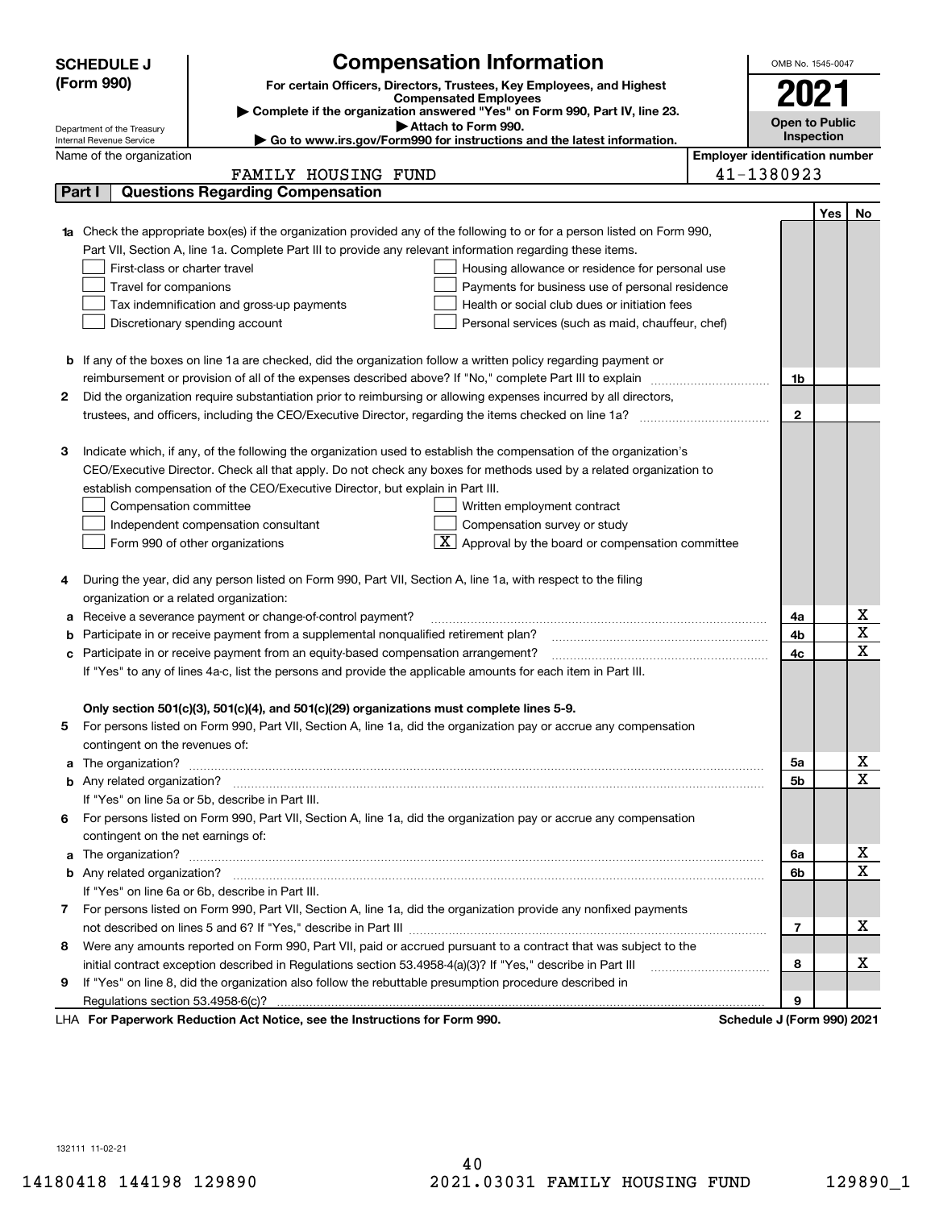**SCHEDULE J (Form 990)**

Department of the Treasury
Internal Revenue Service

# Compensation Information

**For certain Officers, Directors, Trustees, Key Employees, and Highest Compensated Employees**

▶ **Complete if the organization answered "Yes" on Form 990, Part IV, line 23.**
▶ **Attach to Form 990.**
▶ **Go to www.irs.gov/Form990 for instructions and the latest information.**

OMB No. 1545-0047

**2021**

**Open to Public Inspection**

Name of the organization: FAMILY HOUSING FUND

Employer identification number: 41-1380923

## Part I Questions Regarding Compensation

| | | | Yes | No |
|---|---|---|---|---|
| **1a** | Check the appropriate box(es) if the organization provided any of the following to or for a person listed on Form 990, Part VII, Section A, line 1a. Complete Part III to provide any relevant information regarding these items.<br>☐ First-class or charter travel ☐ Housing allowance or residence for personal use<br>☐ Travel for companions ☐ Payments for business use of personal residence<br>☐ Tax indemnification and gross-up payments ☐ Health or social club dues or initiation fees<br>☐ Discretionary spending account ☐ Personal services (such as maid, chauffeur, chef) | | | |
| **b** | If any of the boxes on line 1a are checked, did the organization follow a written policy regarding payment or reimbursement or provision of all of the expenses described above? If "No," complete Part III to explain | 1b | | |
| **2** | Did the organization require substantiation prior to reimbursing or allowing expenses incurred by all directors, trustees, and officers, including the CEO/Executive Director, regarding the items checked on line 1a? | 2 | | |
| **3** | Indicate which, if any, of the following the organization used to establish the compensation of the organization's CEO/Executive Director. Check all that apply. Do not check any boxes for methods used by a related organization to establish compensation of the CEO/Executive Director, but explain in Part III.<br>☐ Compensation committee ☐ Written employment contract<br>☐ Independent compensation consultant ☐ Compensation survey or study<br>☐ Form 990 of other organizations ☒ Approval by the board or compensation committee | | | |
| **4** | During the year, did any person listed on Form 990, Part VII, Section A, line 1a, with respect to the filing organization or a related organization: | | | |
| **a** | Receive a severance payment or change-of-control payment? | 4a | | X |
| **b** | Participate in or receive payment from a supplemental nonqualified retirement plan? | 4b | | X |
| **c** | Participate in or receive payment from an equity-based compensation arrangement? | 4c | | X |
| | If "Yes" to any of lines 4a-c, list the persons and provide the applicable amounts for each item in Part III. | | | |
| | **Only section 501(c)(3), 501(c)(4), and 501(c)(29) organizations must complete lines 5-9.** | | | |
| **5** | For persons listed on Form 990, Part VII, Section A, line 1a, did the organization pay or accrue any compensation contingent on the revenues of: | | | |
| **a** | The organization? | 5a | | X |
| **b** | Any related organization? | 5b | | X |
| | If "Yes" on line 5a or 5b, describe in Part III. | | | |
| **6** | For persons listed on Form 990, Part VII, Section A, line 1a, did the organization pay or accrue any compensation contingent on the net earnings of: | | | |
| **a** | The organization? | 6a | | X |
| **b** | Any related organization? | 6b | | X |
| | If "Yes" on line 6a or 6b, describe in Part III. | | | |
| **7** | For persons listed on Form 990, Part VII, Section A, line 1a, did the organization provide any nonfixed payments not described on lines 5 and 6? If "Yes," describe in Part III | 7 | | X |
| **8** | Were any amounts reported on Form 990, Part VII, paid or accrued pursuant to a contract that was subject to the initial contract exception described in Regulations section 53.4958-4(a)(3)? If "Yes," describe in Part III | 8 | | X |
| **9** | If "Yes" on line 8, did the organization also follow the rebuttable presumption procedure described in Regulations section 53.4958-6(c)? | 9 | | |

LHA **For Paperwork Reduction Act Notice, see the Instructions for Form 990.** **Schedule J (Form 990) 2021**

132111 11-02-21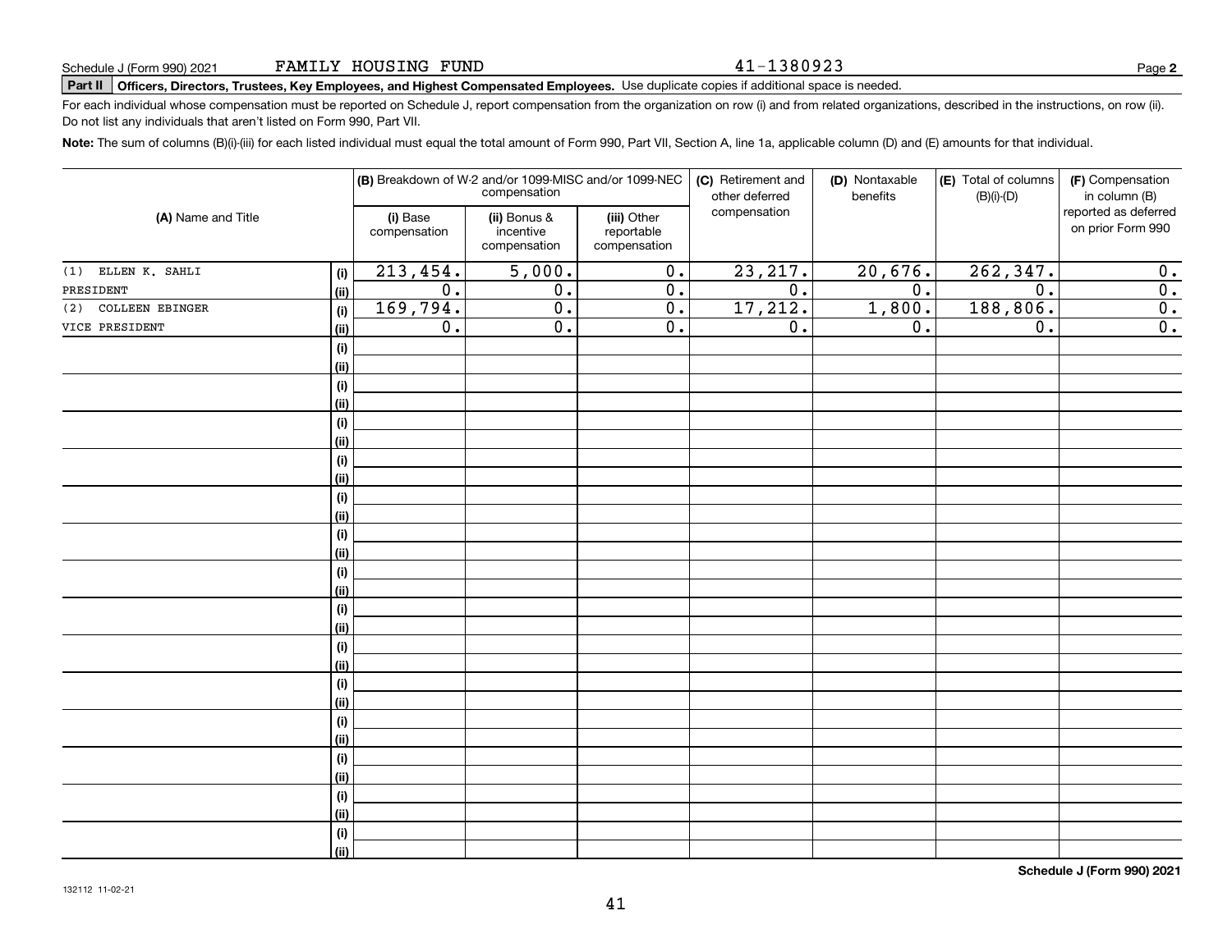Schedule J (Form 990) 2021 FAMILY HOUSING FUND 41-1380923 Page **2**

**Part II Officers, Directors, Trustees, Key Employees, and Highest Compensated Employees.** Use duplicate copies if additional space is needed.

For each individual whose compensation must be reported on Schedule J, report compensation from the organization on row (i) and from related organizations, described in the instructions, on row (ii). Do not list any individuals that aren't listed on Form 990, Part VII.

**Note:** The sum of columns (B)(i)-(iii) for each listed individual must equal the total amount of Form 990, Part VII, Section A, line 1a, applicable column (D) and (E) amounts for that individual.

| (A) Name and Title | | (B) Breakdown of W-2 and/or 1099-MISC and/or 1099-NEC compensation | | | (C) Retirement and other deferred compensation | (D) Nontaxable benefits | (E) Total of columns (B)(i)-(D) | (F) Compensation in column (B) reported as deferred on prior Form 990 |
|---|---|---|---|---|---|---|---|---|
| | | (i) Base compensation | (ii) Bonus & incentive compensation | (iii) Other reportable compensation | | | | |
| (1) ELLEN K. SAHLI | (i) | 213,454. | 5,000. | 0. | 23,217. | 20,676. | 262,347. | 0. |
| PRESIDENT | (ii) | 0. | 0. | 0. | 0. | 0. | 0. | 0. |
| (2) COLLEEN EBINGER | (i) | 169,794. | 0. | 0. | 17,212. | 1,800. | 188,806. | 0. |
| VICE PRESIDENT | (ii) | 0. | 0. | 0. | 0. | 0. | 0. | 0. |
| | (i) | | | | | | | |
| | (ii) | | | | | | | |
| | (i) | | | | | | | |
| | (ii) | | | | | | | |
| | (i) | | | | | | | |
| | (ii) | | | | | | | |
| | (i) | | | | | | | |
| | (ii) | | | | | | | |
| | (i) | | | | | | | |
| | (ii) | | | | | | | |
| | (i) | | | | | | | |
| | (ii) | | | | | | | |
| | (i) | | | | | | | |
| | (ii) | | | | | | | |
| | (i) | | | | | | | |
| | (ii) | | | | | | | |
| | (i) | | | | | | | |
| | (ii) | | | | | | | |
| | (i) | | | | | | | |
| | (ii) | | | | | | | |
| | (i) | | | | | | | |
| | (ii) | | | | | | | |
| | (i) | | | | | | | |
| | (ii) | | | | | | | |
| | (i) | | | | | | | |
| | (ii) | | | | | | | |
| | (i) | | | | | | | |
| | (ii) | | | | | | | |

**Schedule J (Form 990) 2021**

132112 11-02-21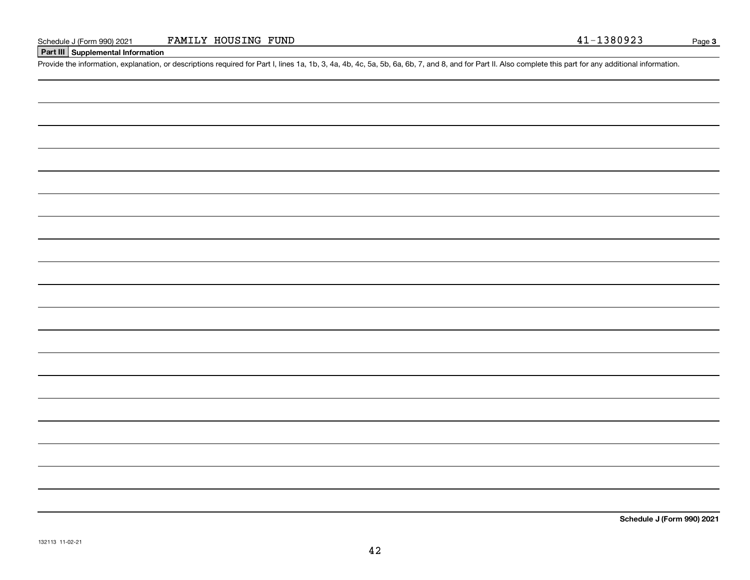Schedule J (Form 990) 2021 FAMILY HOUSING FUND 41-1380923 Page **3**

## Part III Supplemental Information

Provide the information, explanation, or descriptions required for Part I, lines 1a, 1b, 3, 4a, 4b, 4c, 5a, 5b, 6a, 6b, 7, and 8, and for Part II. Also complete this part for any additional information.

**Schedule J (Form 990) 2021**

132113 11-02-21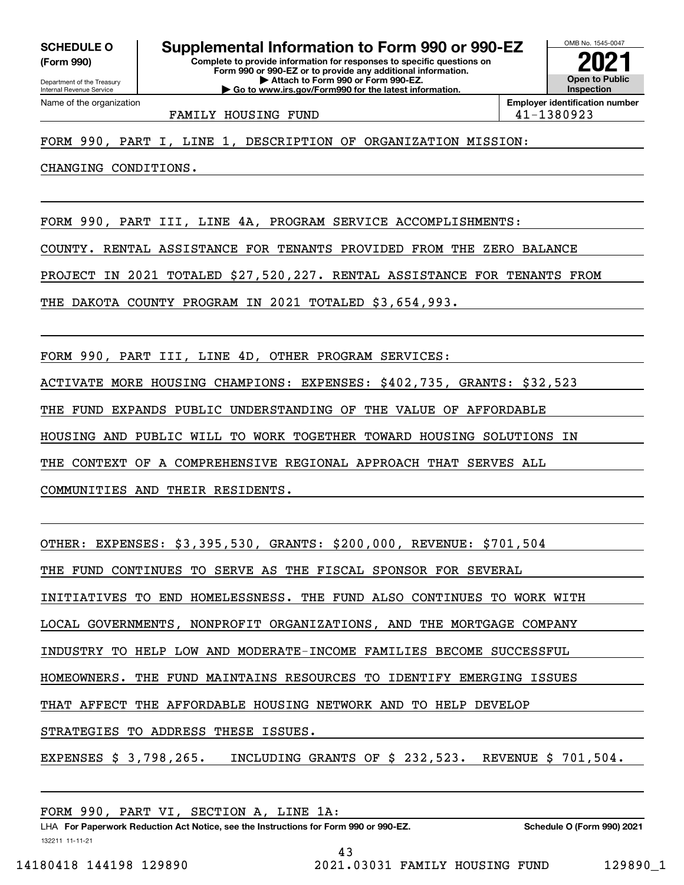**SCHEDULE O**
**(Form 990)**

Department of the Treasury
Internal Revenue Service

# Supplemental Information to Form 990 or 990-EZ

**Complete to provide information for responses to specific questions on Form 990 or 990-EZ or to provide any additional information.**
**▶ Attach to Form 990 or Form 990-EZ.**
**▶ Go to www.irs.gov/Form990 for the latest information.**

OMB No. 1545-0047

**2021**

**Open to Public Inspection**

Name of the organization: FAMILY HOUSING FUND

**Employer identification number:** 41-1380923

FORM 990, PART I, LINE 1, DESCRIPTION OF ORGANIZATION MISSION:

CHANGING CONDITIONS.

FORM 990, PART III, LINE 4A, PROGRAM SERVICE ACCOMPLISHMENTS:

COUNTY. RENTAL ASSISTANCE FOR TENANTS PROVIDED FROM THE ZERO BALANCE PROJECT IN 2021 TOTALED $27,520,227. RENTAL ASSISTANCE FOR TENANTS FROM THE DAKOTA COUNTY PROGRAM IN 2021 TOTALED $3,654,993.

FORM 990, PART III, LINE 4D, OTHER PROGRAM SERVICES:

ACTIVATE MORE HOUSING CHAMPIONS: EXPENSES: $402,735, GRANTS: $32,523

THE FUND EXPANDS PUBLIC UNDERSTANDING OF THE VALUE OF AFFORDABLE HOUSING AND PUBLIC WILL TO WORK TOGETHER TOWARD HOUSING SOLUTIONS IN THE CONTEXT OF A COMPREHENSIVE REGIONAL APPROACH THAT SERVES ALL COMMUNITIES AND THEIR RESIDENTS.

OTHER: EXPENSES: $3,395,530, GRANTS: $200,000, REVENUE: $701,504

THE FUND CONTINUES TO SERVE AS THE FISCAL SPONSOR FOR SEVERAL INITIATIVES TO END HOMELESSNESS. THE FUND ALSO CONTINUES TO WORK WITH LOCAL GOVERNMENTS, NONPROFIT ORGANIZATIONS, AND THE MORTGAGE COMPANY INDUSTRY TO HELP LOW AND MODERATE-INCOME FAMILIES BECOME SUCCESSFUL HOMEOWNERS. THE FUND MAINTAINS RESOURCES TO IDENTIFY EMERGING ISSUES THAT AFFECT THE AFFORDABLE HOUSING NETWORK AND TO HELP DEVELOP STRATEGIES TO ADDRESS THESE ISSUES.

EXPENSES $ 3,798,265.   INCLUDING GRANTS OF $ 232,523.   REVENUE $ 701,504.

FORM 990, PART VI, SECTION A, LINE 1A:

LHA **For Paperwork Reduction Act Notice, see the Instructions for Form 990 or 990-EZ.** **Schedule O (Form 990) 2021**

132211 11-11-21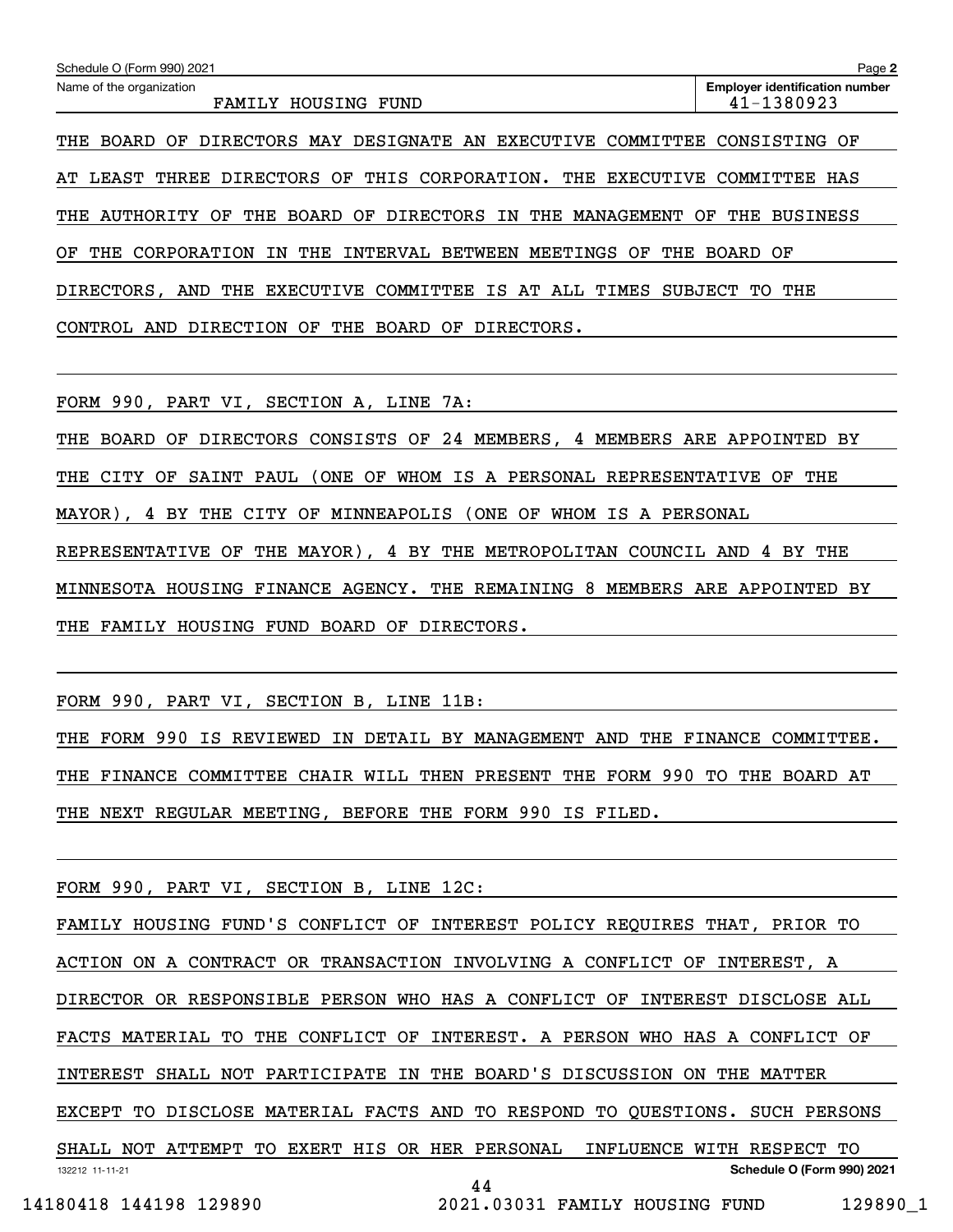THE BOARD OF DIRECTORS MAY DESIGNATE AN EXECUTIVE COMMITTEE CONSISTING OF AT LEAST THREE DIRECTORS OF THIS CORPORATION. THE EXECUTIVE COMMITTEE HAS THE AUTHORITY OF THE BOARD OF DIRECTORS IN THE MANAGEMENT OF THE BUSINESS OF THE CORPORATION IN THE INTERVAL BETWEEN MEETINGS OF THE BOARD OF DIRECTORS, AND THE EXECUTIVE COMMITTEE IS AT ALL TIMES SUBJECT TO THE CONTROL AND DIRECTION OF THE BOARD OF DIRECTORS.

FORM 990, PART VI, SECTION A, LINE 7A:

THE BOARD OF DIRECTORS CONSISTS OF 24 MEMBERS, 4 MEMBERS ARE APPOINTED BY THE CITY OF SAINT PAUL (ONE OF WHOM IS A PERSONAL REPRESENTATIVE OF THE MAYOR), 4 BY THE CITY OF MINNEAPOLIS (ONE OF WHOM IS A PERSONAL REPRESENTATIVE OF THE MAYOR), 4 BY THE METROPOLITAN COUNCIL AND 4 BY THE MINNESOTA HOUSING FINANCE AGENCY. THE REMAINING 8 MEMBERS ARE APPOINTED BY THE FAMILY HOUSING FUND BOARD OF DIRECTORS.

FORM 990, PART VI, SECTION B, LINE 11B:

THE FORM 990 IS REVIEWED IN DETAIL BY MANAGEMENT AND THE FINANCE COMMITTEE. THE FINANCE COMMITTEE CHAIR WILL THEN PRESENT THE FORM 990 TO THE BOARD AT THE NEXT REGULAR MEETING, BEFORE THE FORM 990 IS FILED.

FORM 990, PART VI, SECTION B, LINE 12C:

FAMILY HOUSING FUND'S CONFLICT OF INTEREST POLICY REQUIRES THAT, PRIOR TO ACTION ON A CONTRACT OR TRANSACTION INVOLVING A CONFLICT OF INTEREST, A DIRECTOR OR RESPONSIBLE PERSON WHO HAS A CONFLICT OF INTEREST DISCLOSE ALL FACTS MATERIAL TO THE CONFLICT OF INTEREST. A PERSON WHO HAS A CONFLICT OF INTEREST SHALL NOT PARTICIPATE IN THE BOARD'S DISCUSSION ON THE MATTER EXCEPT TO DISCLOSE MATERIAL FACTS AND TO RESPOND TO QUESTIONS. SUCH PERSONS SHALL NOT ATTEMPT TO EXERT HIS OR HER PERSONAL INFLUENCE WITH RESPECT TO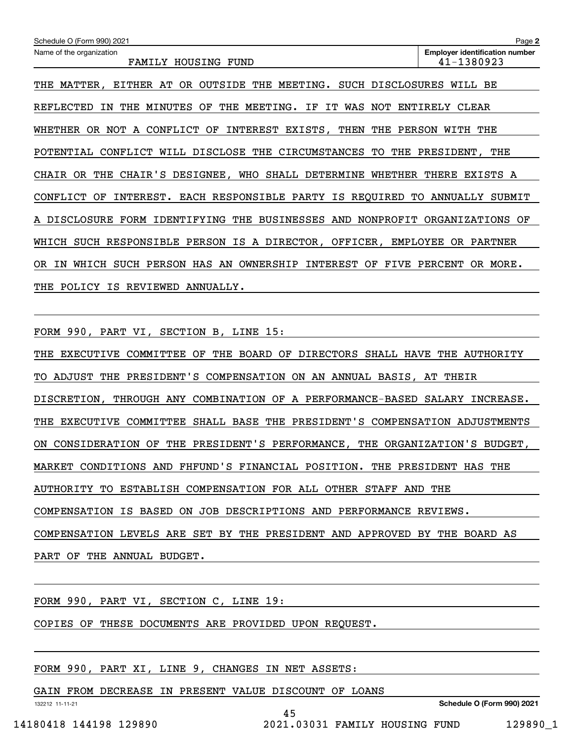Schedule O (Form 990) 2021

Name of the organization: FAMILY HOUSING FUND

Employer identification number: 41-1380923

THE MATTER, EITHER AT OR OUTSIDE THE MEETING. SUCH DISCLOSURES WILL BE REFLECTED IN THE MINUTES OF THE MEETING. IF IT WAS NOT ENTIRELY CLEAR WHETHER OR NOT A CONFLICT OF INTEREST EXISTS, THEN THE PERSON WITH THE POTENTIAL CONFLICT WILL DISCLOSE THE CIRCUMSTANCES TO THE PRESIDENT, THE CHAIR OR THE CHAIR'S DESIGNEE, WHO SHALL DETERMINE WHETHER THERE EXISTS A CONFLICT OF INTEREST. EACH RESPONSIBLE PARTY IS REQUIRED TO ANNUALLY SUBMIT A DISCLOSURE FORM IDENTIFYING THE BUSINESSES AND NONPROFIT ORGANIZATIONS OF WHICH SUCH RESPONSIBLE PERSON IS A DIRECTOR, OFFICER, EMPLOYEE OR PARTNER OR IN WHICH SUCH PERSON HAS AN OWNERSHIP INTEREST OF FIVE PERCENT OR MORE. THE POLICY IS REVIEWED ANNUALLY.

FORM 990, PART VI, SECTION B, LINE 15:

THE EXECUTIVE COMMITTEE OF THE BOARD OF DIRECTORS SHALL HAVE THE AUTHORITY TO ADJUST THE PRESIDENT'S COMPENSATION ON AN ANNUAL BASIS, AT THEIR DISCRETION, THROUGH ANY COMBINATION OF A PERFORMANCE-BASED SALARY INCREASE. THE EXECUTIVE COMMITTEE SHALL BASE THE PRESIDENT'S COMPENSATION ADJUSTMENTS ON CONSIDERATION OF THE PRESIDENT'S PERFORMANCE, THE ORGANIZATION'S BUDGET, MARKET CONDITIONS AND FHFUND'S FINANCIAL POSITION. THE PRESIDENT HAS THE AUTHORITY TO ESTABLISH COMPENSATION FOR ALL OTHER STAFF AND THE COMPENSATION IS BASED ON JOB DESCRIPTIONS AND PERFORMANCE REVIEWS. COMPENSATION LEVELS ARE SET BY THE PRESIDENT AND APPROVED BY THE BOARD AS PART OF THE ANNUAL BUDGET.

FORM 990, PART VI, SECTION C, LINE 19:

COPIES OF THESE DOCUMENTS ARE PROVIDED UPON REQUEST.

FORM 990, PART XI, LINE 9, CHANGES IN NET ASSETS:

GAIN FROM DECREASE IN PRESENT VALUE DISCOUNT OF LOANS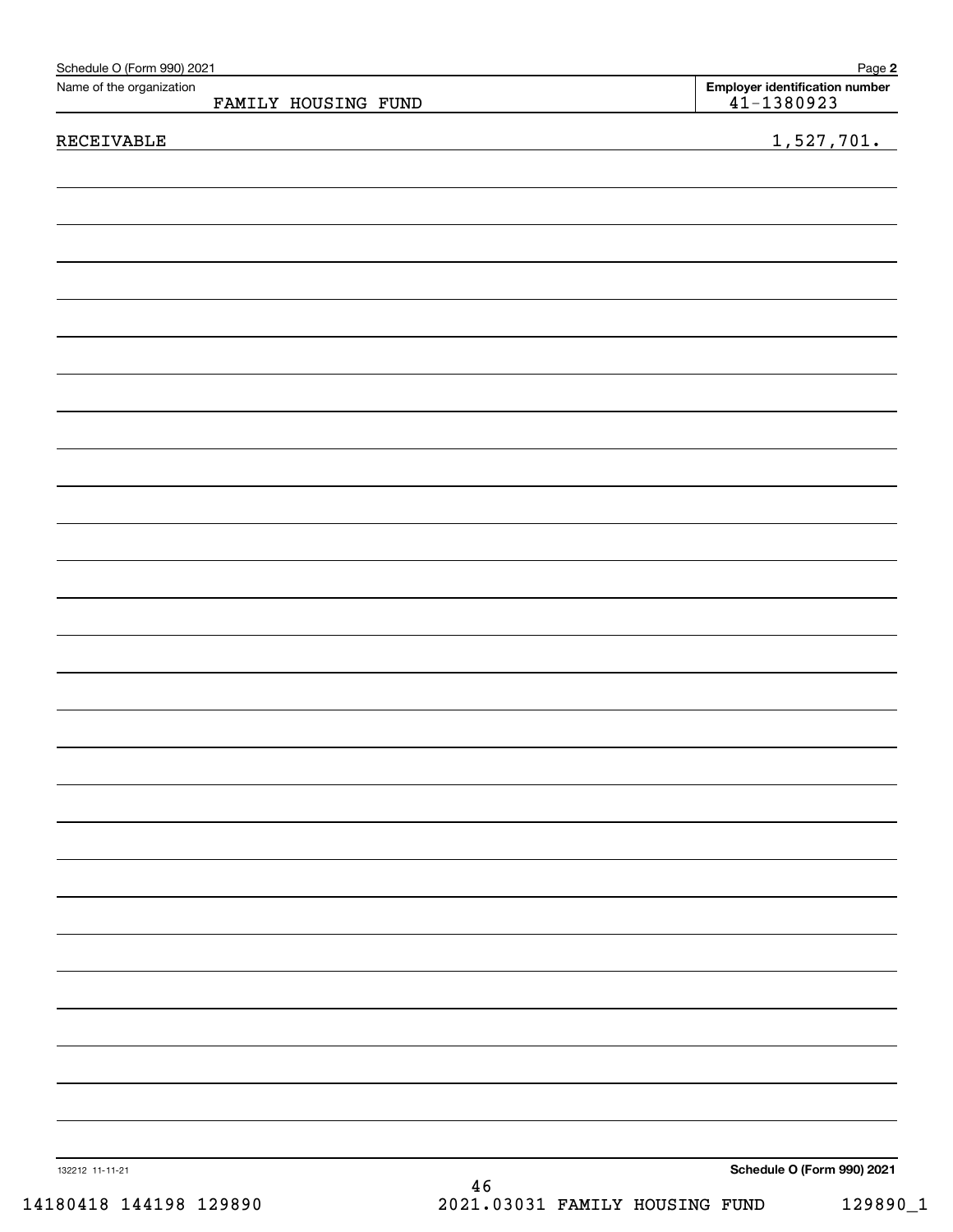Name of the organization: FAMILY HOUSING FUND

Employer identification number: 41-1380923

| | |
|---|---|
| RECEIVABLE | 1,527,701. |